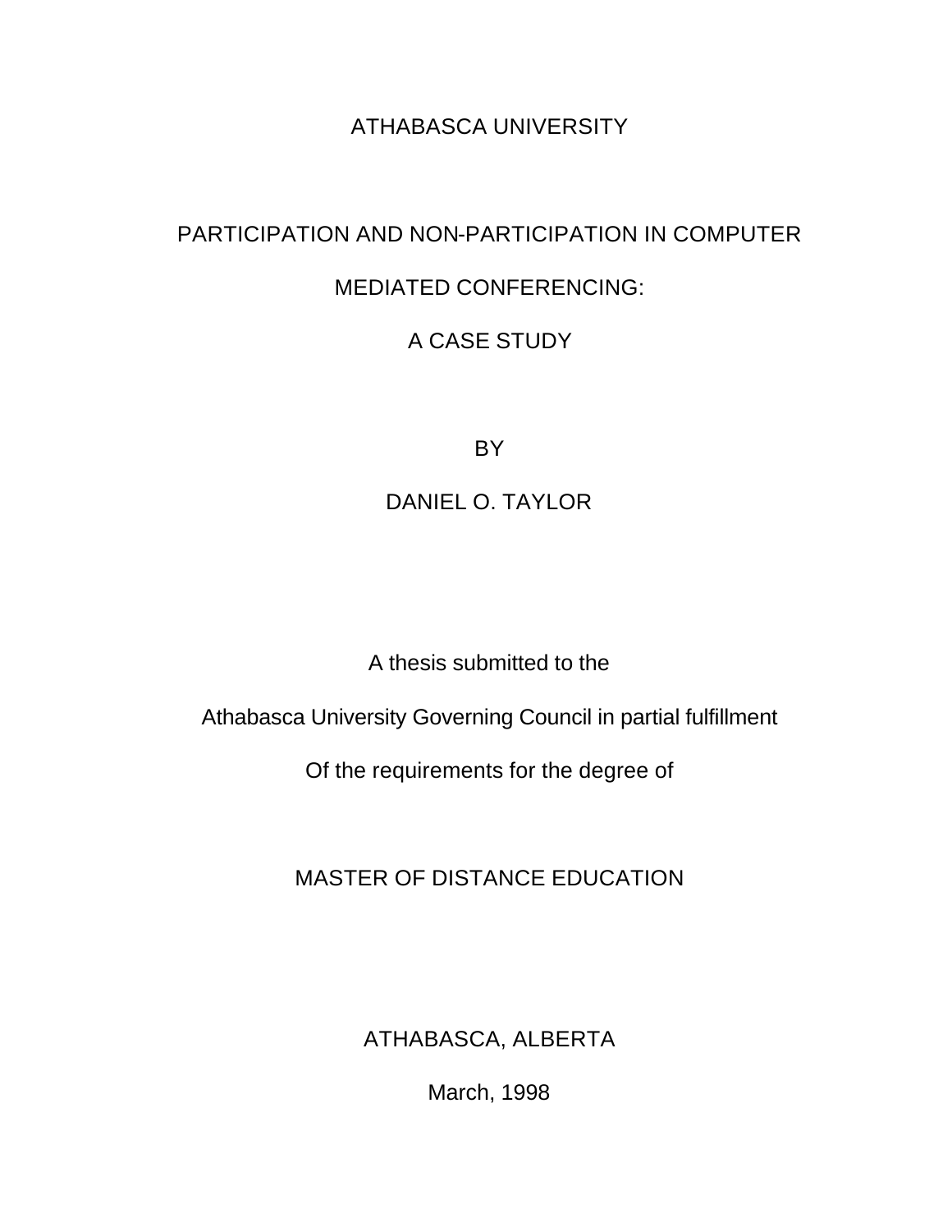ATHABASCA UNIVERSITY

# PARTICIPATION AND NON-PARTICIPATION IN COMPUTER MEDIATED CONFERENCING: A CASE STUDY

BY

DANIEL O. TAYLOR

A thesis submitted to the

Athabasca University Governing Council in partial fulfillment

Of the requirements for the degree of

MASTER OF DISTANCE EDUCATION

ATHABASCA, ALBERTA

March, 1998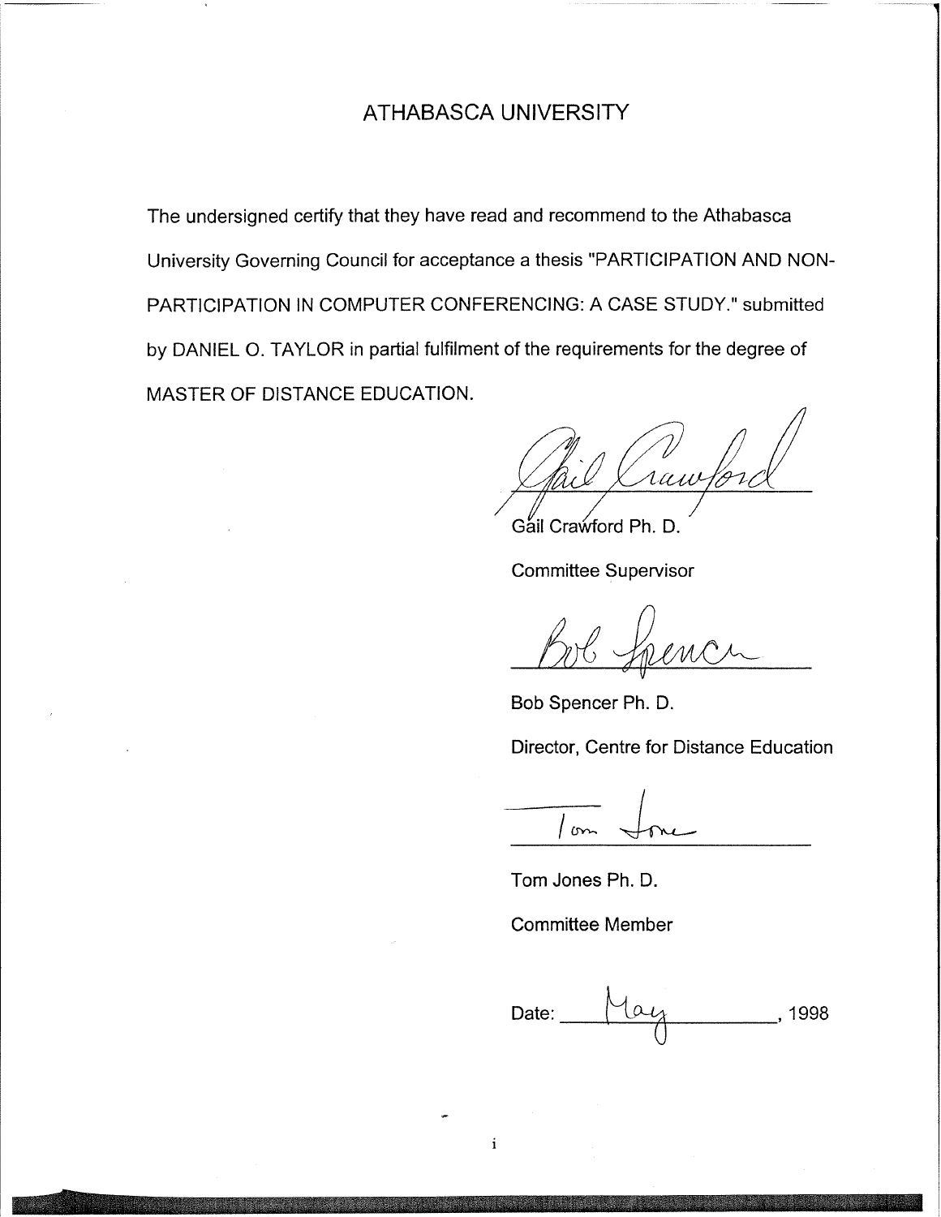# ATHABASCA UNIVERSITY

The undersigned certify that they have read and recommend to the Athabasca University Governing Council for acceptance a thesis "PARTICIPATION AND NON-PARTICIPATION IN COMPUTER CONFERENCING: A CASE STUDY." submitted by DANIEL O. TAYLOR in partial fulfilment of the requirements for the degree of MASTER OF DISTANCE EDUCATION.

Gail Crawford Ph. D.

Committee Supervisor

Bob Spencer Ph. D.

Director, Centre for Distance Education

Tom Jones Ph. D.

Committee Member

Date: May, 1998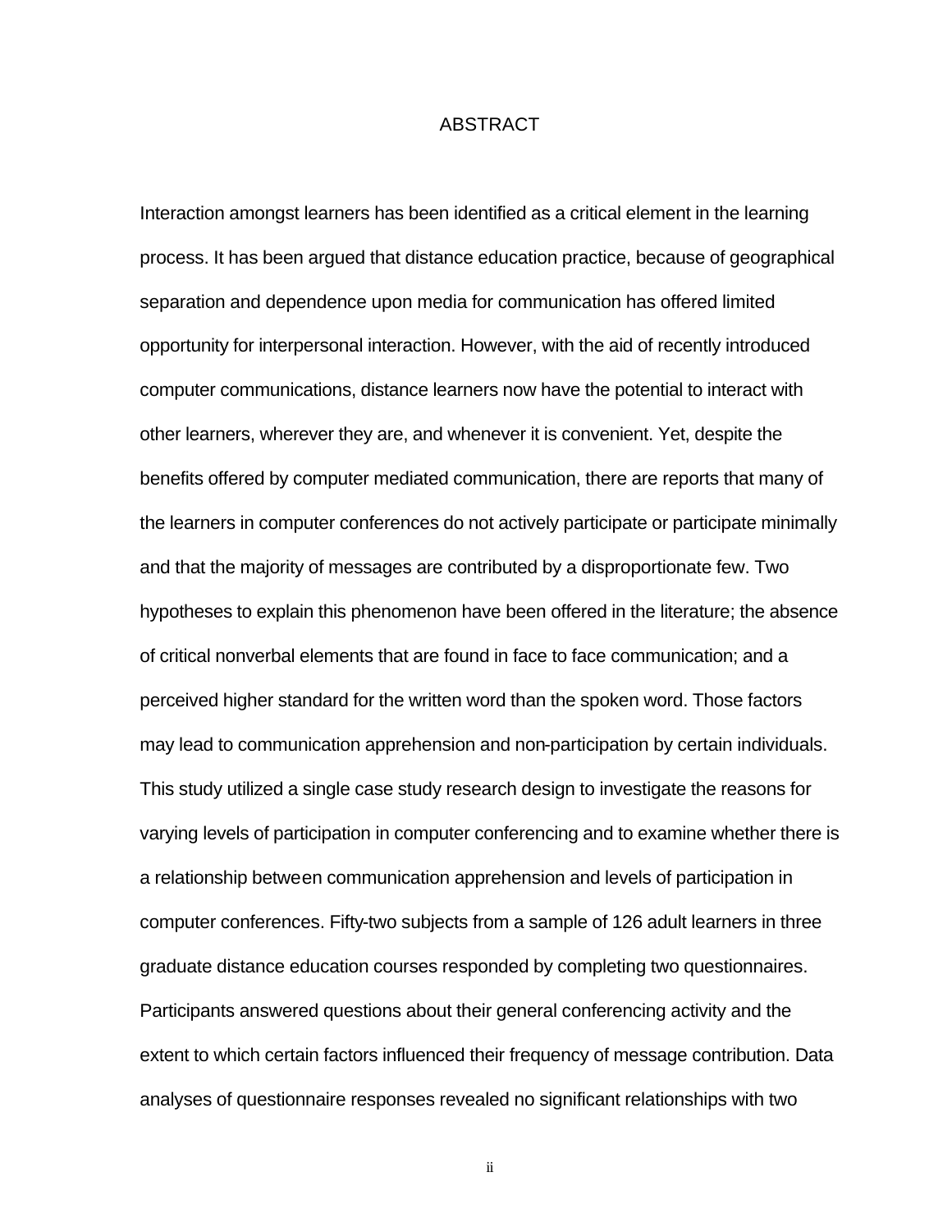# ABSTRACT

Interaction amongst learners has been identified as a critical element in the learning process. It has been argued that distance education practice, because of geographical separation and dependence upon media for communication has offered limited opportunity for interpersonal interaction. However, with the aid of recently introduced computer communications, distance learners now have the potential to interact with other learners, wherever they are, and whenever it is convenient. Yet, despite the benefits offered by computer mediated communication, there are reports that many of the learners in computer conferences do not actively participate or participate minimally and that the majority of messages are contributed by a disproportionate few. Two hypotheses to explain this phenomenon have been offered in the literature; the absence of critical nonverbal elements that are found in face to face communication; and a perceived higher standard for the written word than the spoken word. Those factors may lead to communication apprehension and non-participation by certain individuals. This study utilized a single case study research design to investigate the reasons for varying levels of participation in computer conferencing and to examine whether there is a relationship between communication apprehension and levels of participation in computer conferences. Fifty-two subjects from a sample of 126 adult learners in three graduate distance education courses responded by completing two questionnaires. Participants answered questions about their general conferencing activity and the extent to which certain factors influenced their frequency of message contribution. Data analyses of questionnaire responses revealed no significant relationships with two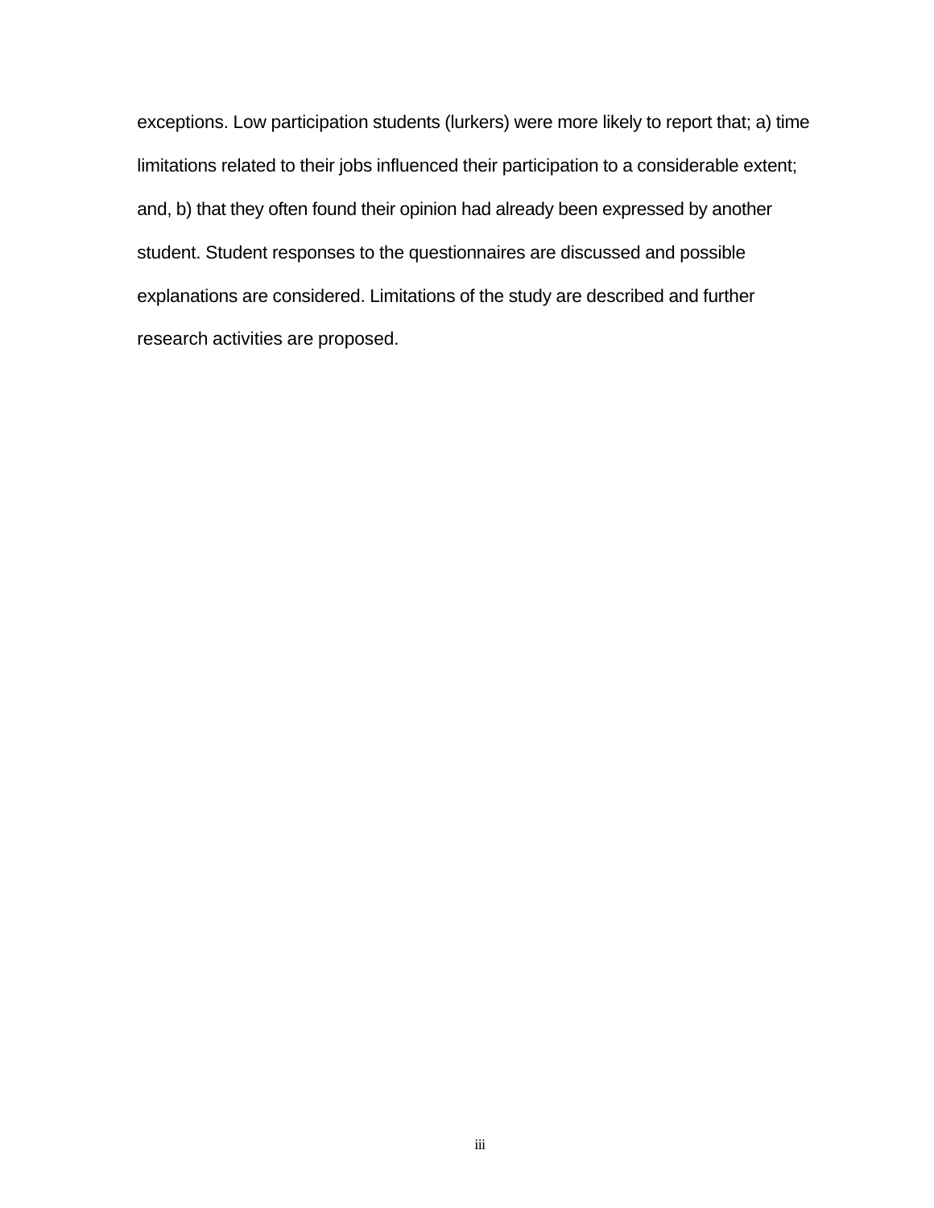exceptions. Low participation students (lurkers) were more likely to report that; a) time limitations related to their jobs influenced their participation to a considerable extent; and, b) that they often found their opinion had already been expressed by another student. Student responses to the questionnaires are discussed and possible explanations are considered. Limitations of the study are described and further research activities are proposed.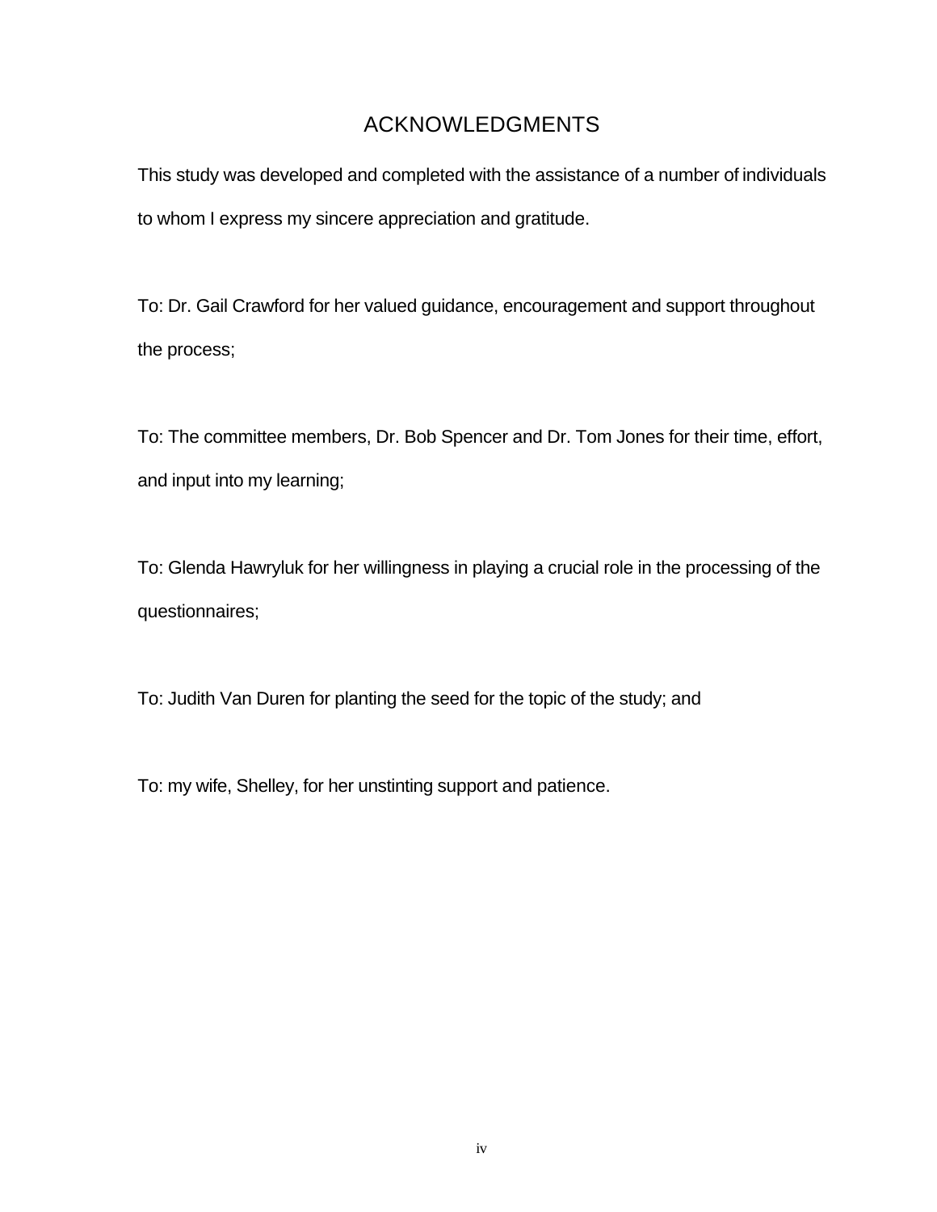# ACKNOWLEDGMENTS

This study was developed and completed with the assistance of a number of individuals to whom I express my sincere appreciation and gratitude.

To: Dr. Gail Crawford for her valued guidance, encouragement and support throughout the process;

To: The committee members, Dr. Bob Spencer and Dr. Tom Jones for their time, effort, and input into my learning;

To: Glenda Hawryluk for her willingness in playing a crucial role in the processing of the questionnaires;

To: Judith Van Duren for planting the seed for the topic of the study; and

To: my wife, Shelley, for her unstinting support and patience.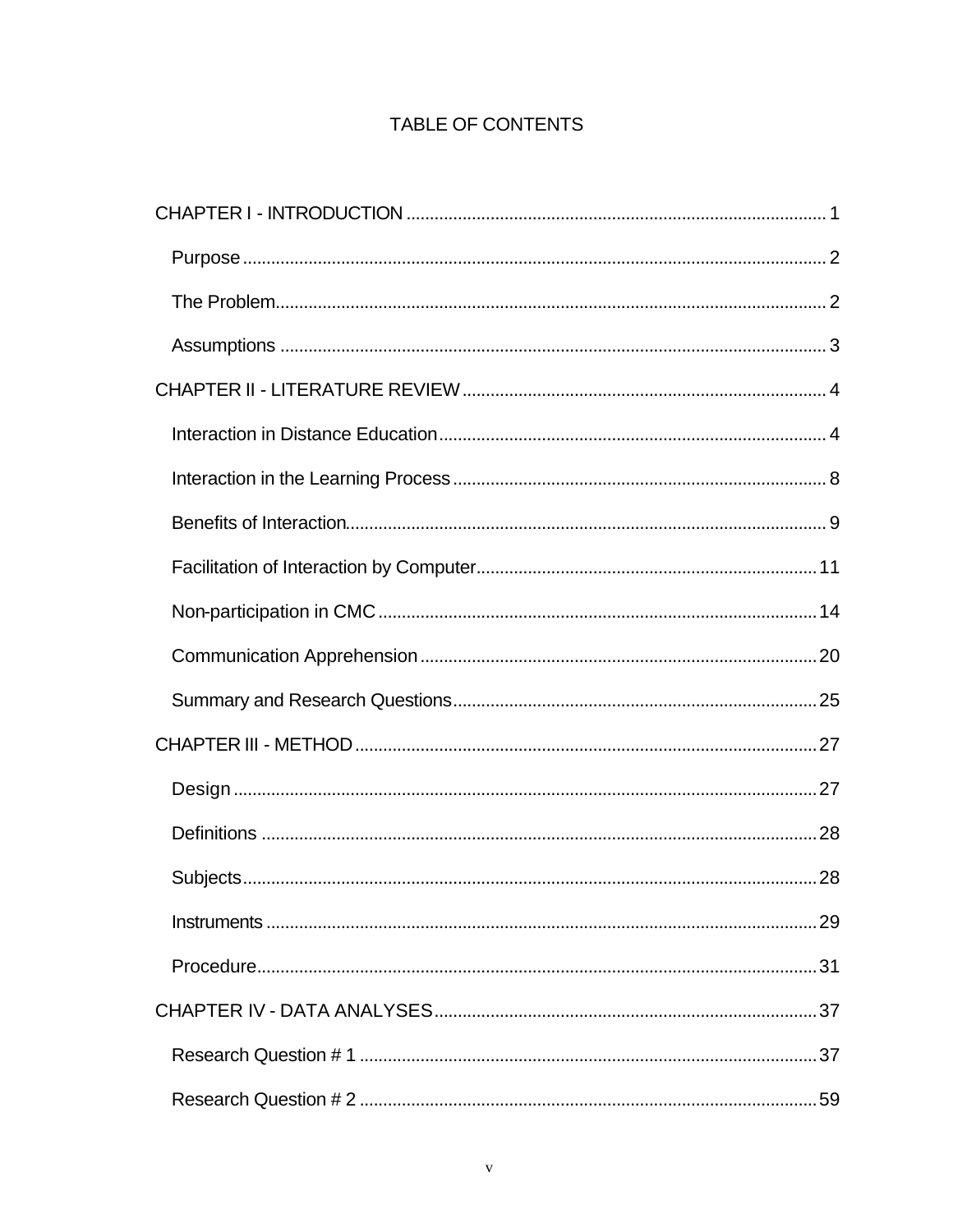# TABLE OF CONTENTS

CHAPTER I - INTRODUCTION ........................................................................................ 1

- Purpose ........................................................................................................................ 2
- The Problem.................................................................................................................. 2
- Assumptions ................................................................................................................. 3

CHAPTER II - LITERATURE REVIEW ............................................................................ 4

- Interaction in Distance Education ................................................................................ 4
- Interaction in the Learning Process .............................................................................. 8
- Benefits of Interaction.................................................................................................... 9
- Facilitation of Interaction by Computer....................................................................... 11
- Non-participation in CMC ........................................................................................... 14
- Communication Apprehension .................................................................................... 20
- Summary and Research Questions............................................................................. 25

CHAPTER III - METHOD ................................................................................................. 27

- Design ......................................................................................................................... 27
- Definitions ................................................................................................................... 28
- Subjects....................................................................................................................... 28
- Instruments ................................................................................................................. 29
- Procedure.................................................................................................................... 31

CHAPTER IV - DATA ANALYSES ................................................................................. 37

- Research Question # 1 ............................................................................................... 37
- Research Question # 2 ............................................................................................... 59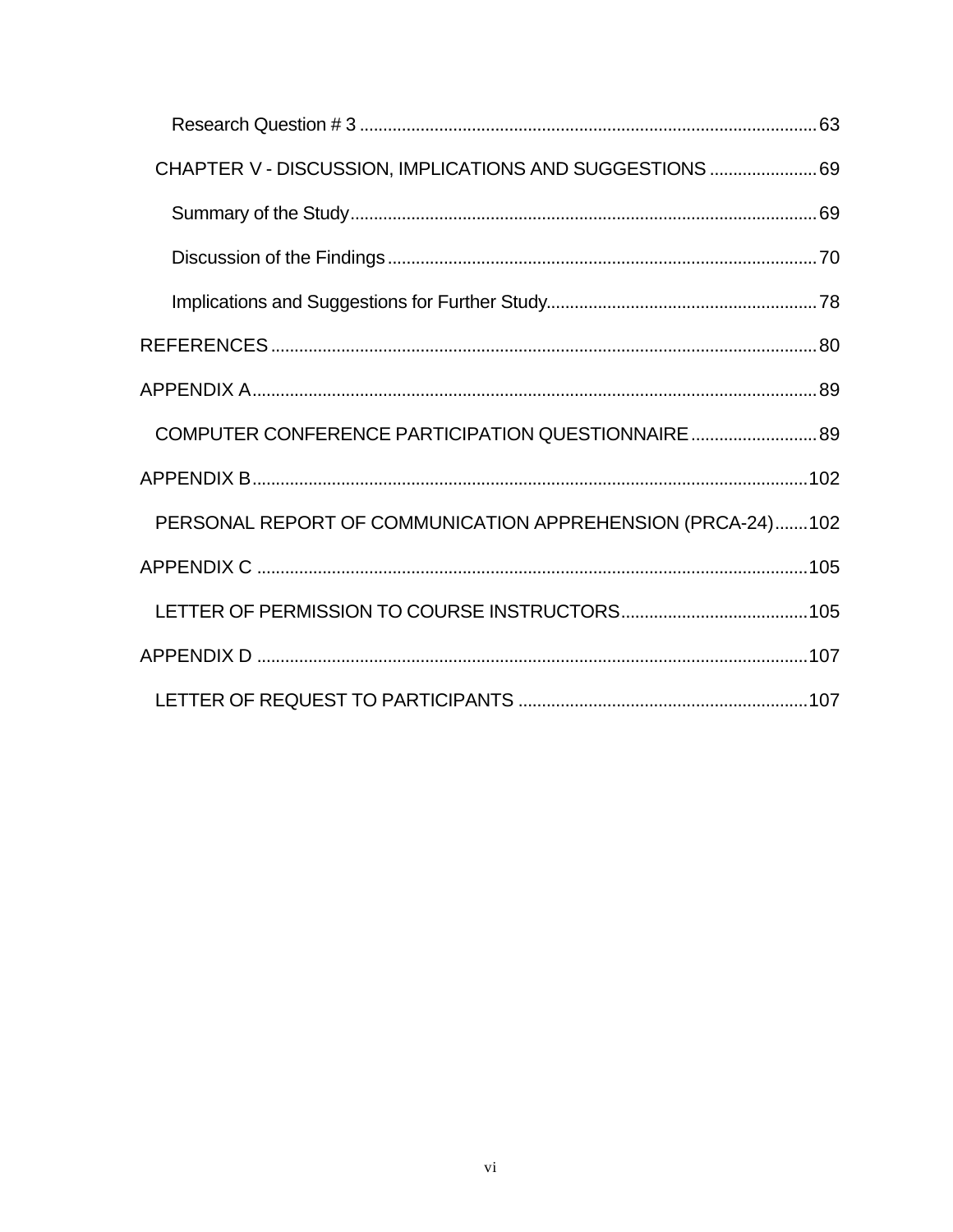Research Question # 3 ........................................................................................... 63

CHAPTER V - DISCUSSION, IMPLICATIONS AND SUGGESTIONS ........................ 69

Summary of the Study ........................................................................................... 69

Discussion of the Findings ..................................................................................... 70

Implications and Suggestions for Further Study ................................................... 78

REFERENCES ............................................................................................................ 80

APPENDIX A ............................................................................................................... 89

COMPUTER CONFERENCE PARTICIPATION QUESTIONNAIRE ........................ 89

APPENDIX B ............................................................................................................. 102

PERSONAL REPORT OF COMMUNICATION APPREHENSION (PRCA-24) ....... 102

APPENDIX C ............................................................................................................. 105

LETTER OF PERMISSION TO COURSE INSTRUCTORS ..................................... 105

APPENDIX D ............................................................................................................. 107

LETTER OF REQUEST TO PARTICIPANTS ......................................................... 107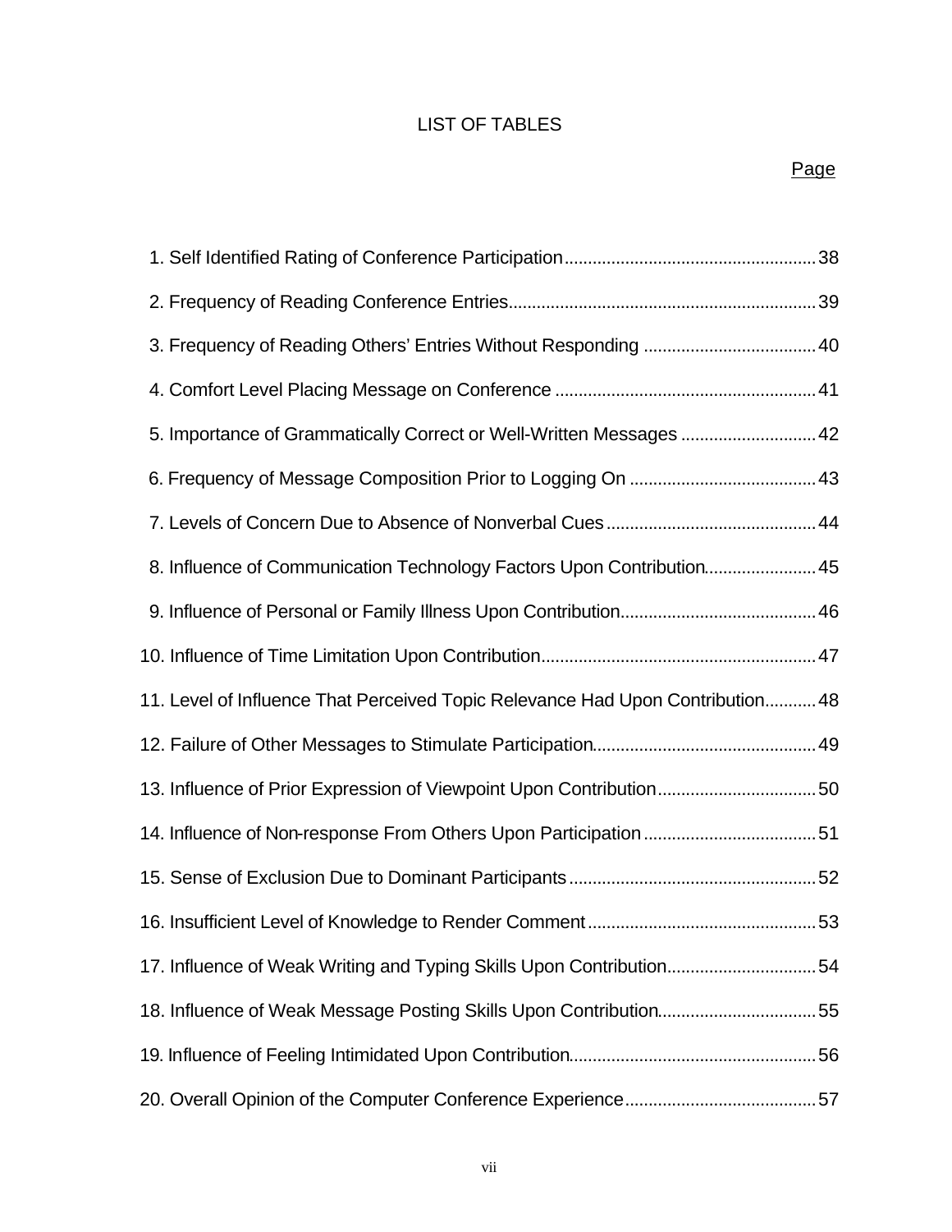# LIST OF TABLES

| | Page |
|---|---|
| 1. Self Identified Rating of Conference Participation | 38 |
| 2. Frequency of Reading Conference Entries | 39 |
| 3. Frequency of Reading Others' Entries Without Responding | 40 |
| 4. Comfort Level Placing Message on Conference | 41 |
| 5. Importance of Grammatically Correct or Well-Written Messages | 42 |
| 6. Frequency of Message Composition Prior to Logging On | 43 |
| 7. Levels of Concern Due to Absence of Nonverbal Cues | 44 |
| 8. Influence of Communication Technology Factors Upon Contribution | 45 |
| 9. Influence of Personal or Family Illness Upon Contribution | 46 |
| 10. Influence of Time Limitation Upon Contribution | 47 |
| 11. Level of Influence That Perceived Topic Relevance Had Upon Contribution | 48 |
| 12. Failure of Other Messages to Stimulate Participation | 49 |
| 13. Influence of Prior Expression of Viewpoint Upon Contribution | 50 |
| 14. Influence of Non-response From Others Upon Participation | 51 |
| 15. Sense of Exclusion Due to Dominant Participants | 52 |
| 16. Insufficient Level of Knowledge to Render Comment | 53 |
| 17. Influence of Weak Writing and Typing Skills Upon Contribution | 54 |
| 18. Influence of Weak Message Posting Skills Upon Contribution | 55 |
| 19. Influence of Feeling Intimidated Upon Contribution | 56 |
| 20. Overall Opinion of the Computer Conference Experience | 57 |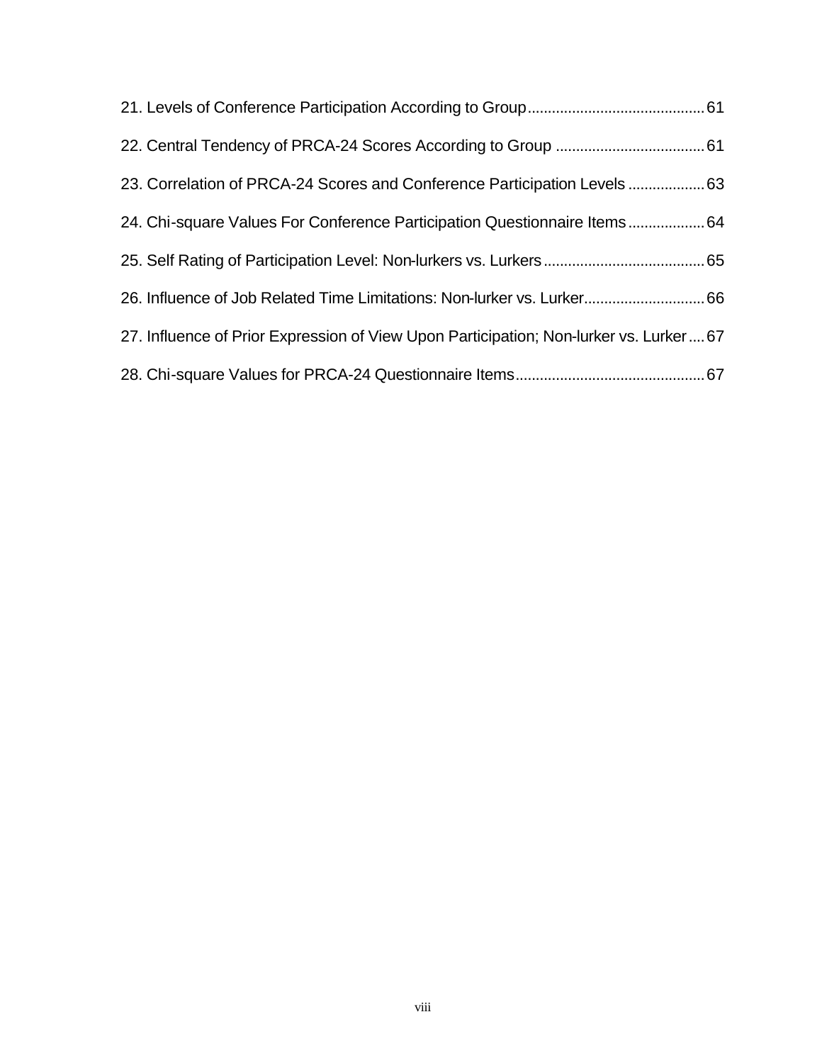21. Levels of Conference Participation According to Group ........................................... 61

22. Central Tendency of PRCA-24 Scores According to Group .................................... 61

23. Correlation of PRCA-24 Scores and Conference Participation Levels ................... 63

24. Chi-square Values For Conference Participation Questionnaire Items ................... 64

25. Self Rating of Participation Level: Non-lurkers vs. Lurkers ....................................... 65

26. Influence of Job Related Time Limitations: Non-lurker vs. Lurker............................. 66

27. Influence of Prior Expression of View Upon Participation; Non-lurker vs. Lurker.... 67

28. Chi-square Values for PRCA-24 Questionnaire Items.............................................. 67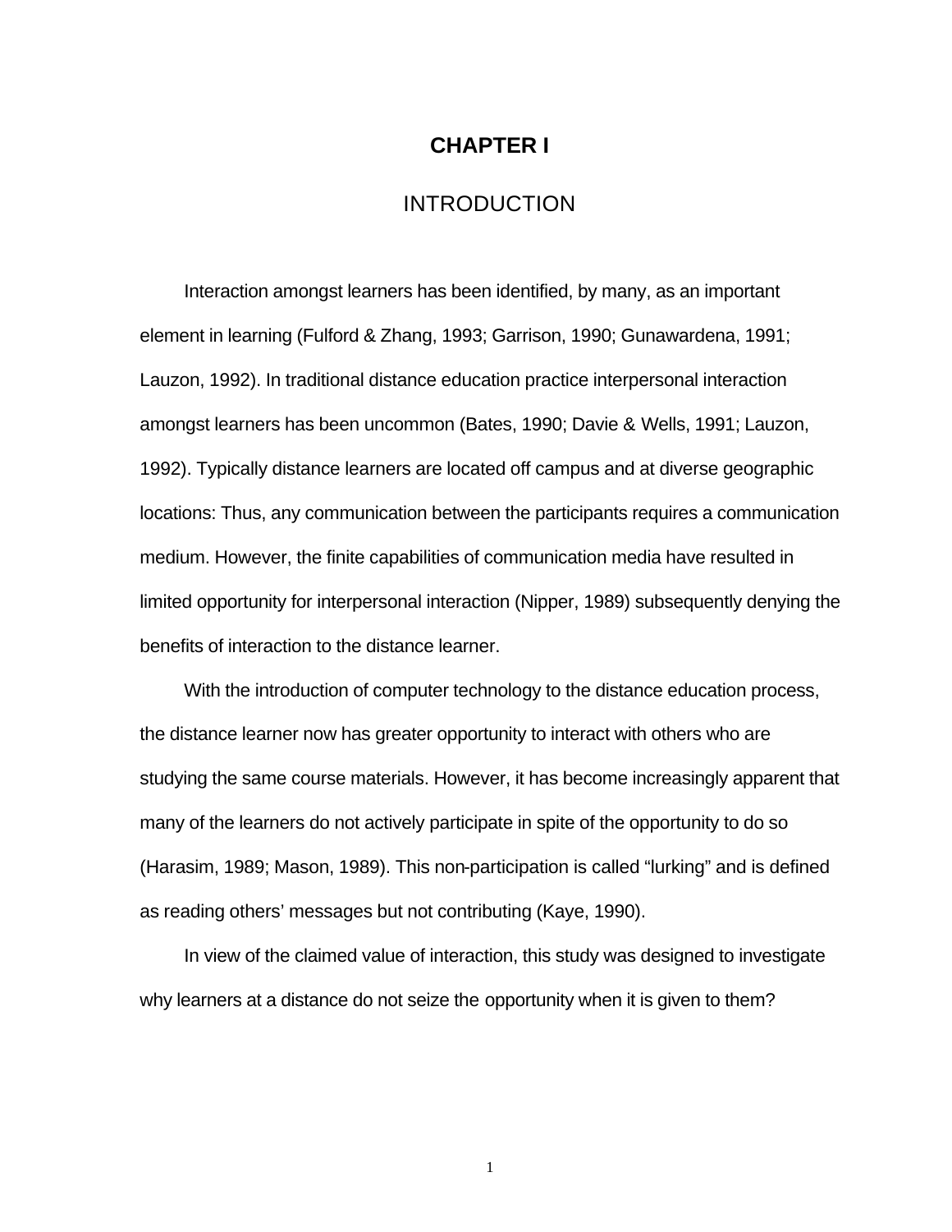# CHAPTER I

## INTRODUCTION

Interaction amongst learners has been identified, by many, as an important element in learning (Fulford & Zhang, 1993; Garrison, 1990; Gunawardena, 1991; Lauzon, 1992). In traditional distance education practice interpersonal interaction amongst learners has been uncommon (Bates, 1990; Davie & Wells, 1991; Lauzon, 1992). Typically distance learners are located off campus and at diverse geographic locations: Thus, any communication between the participants requires a communication medium. However, the finite capabilities of communication media have resulted in limited opportunity for interpersonal interaction (Nipper, 1989) subsequently denying the benefits of interaction to the distance learner.

With the introduction of computer technology to the distance education process, the distance learner now has greater opportunity to interact with others who are studying the same course materials. However, it has become increasingly apparent that many of the learners do not actively participate in spite of the opportunity to do so (Harasim, 1989; Mason, 1989). This non-participation is called “lurking” and is defined as reading others’ messages but not contributing (Kaye, 1990).

In view of the claimed value of interaction, this study was designed to investigate why learners at a distance do not seize the opportunity when it is given to them?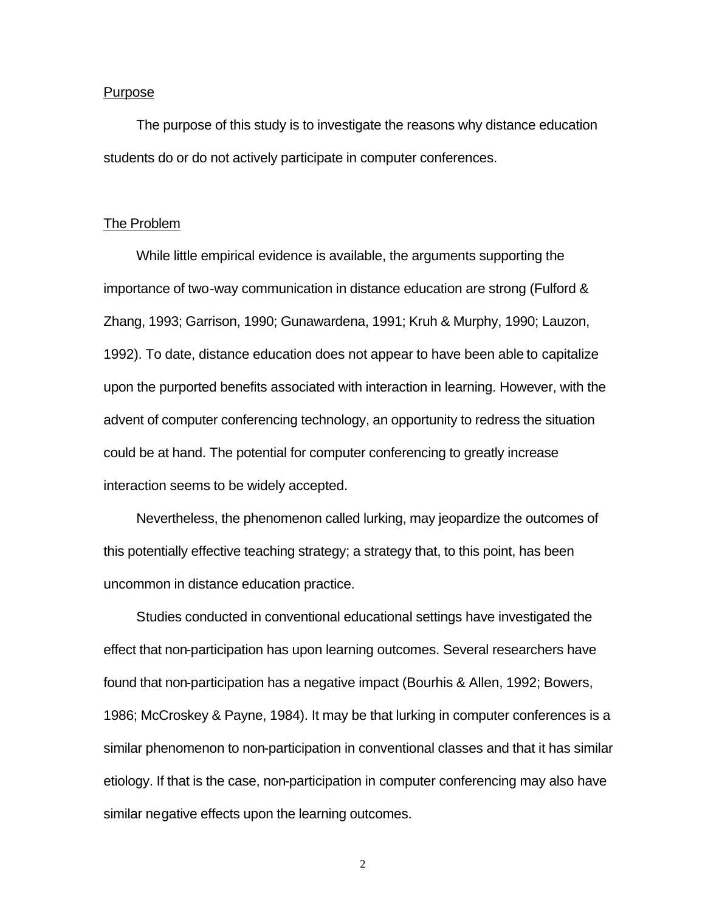<u>Purpose</u>

The purpose of this study is to investigate the reasons why distance education students do or do not actively participate in computer conferences.

<u>The Problem</u>

While little empirical evidence is available, the arguments supporting the importance of two-way communication in distance education are strong (Fulford & Zhang, 1993; Garrison, 1990; Gunawardena, 1991; Kruh & Murphy, 1990; Lauzon, 1992). To date, distance education does not appear to have been able to capitalize upon the purported benefits associated with interaction in learning. However, with the advent of computer conferencing technology, an opportunity to redress the situation could be at hand. The potential for computer conferencing to greatly increase interaction seems to be widely accepted.

Nevertheless, the phenomenon called lurking, may jeopardize the outcomes of this potentially effective teaching strategy; a strategy that, to this point, has been uncommon in distance education practice.

Studies conducted in conventional educational settings have investigated the effect that non-participation has upon learning outcomes. Several researchers have found that non-participation has a negative impact (Bourhis & Allen, 1992; Bowers, 1986; McCroskey & Payne, 1984). It may be that lurking in computer conferences is a similar phenomenon to non-participation in conventional classes and that it has similar etiology. If that is the case, non-participation in computer conferencing may also have similar negative effects upon the learning outcomes.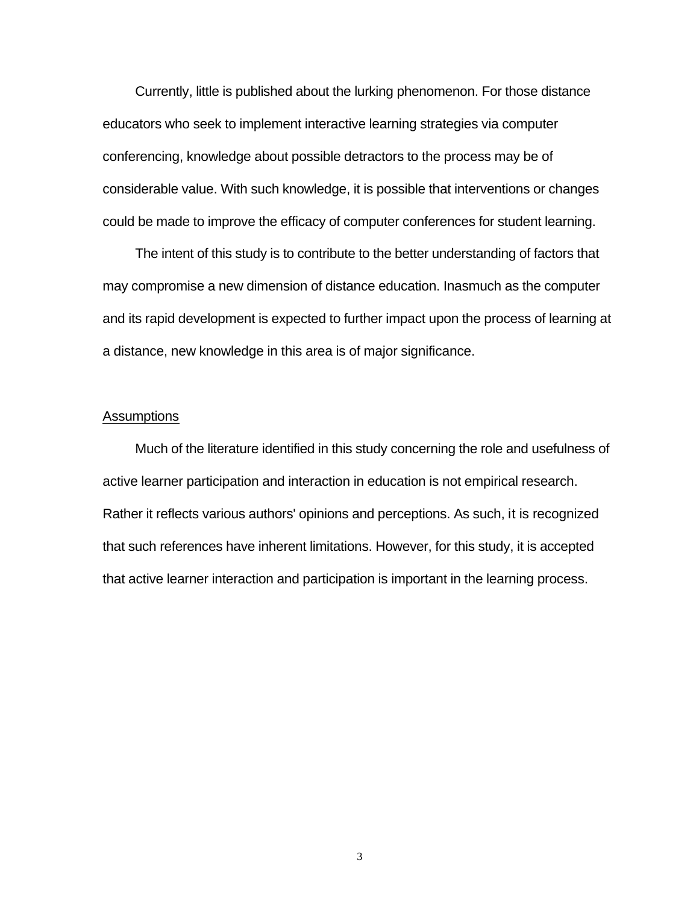Currently, little is published about the lurking phenomenon. For those distance educators who seek to implement interactive learning strategies via computer conferencing, knowledge about possible detractors to the process may be of considerable value. With such knowledge, it is possible that interventions or changes could be made to improve the efficacy of computer conferences for student learning.

The intent of this study is to contribute to the better understanding of factors that may compromise a new dimension of distance education. Inasmuch as the computer and its rapid development is expected to further impact upon the process of learning at a distance, new knowledge in this area is of major significance.

## Assumptions

Much of the literature identified in this study concerning the role and usefulness of active learner participation and interaction in education is not empirical research. Rather it reflects various authors' opinions and perceptions. As such, it is recognized that such references have inherent limitations. However, for this study, it is accepted that active learner interaction and participation is important in the learning process.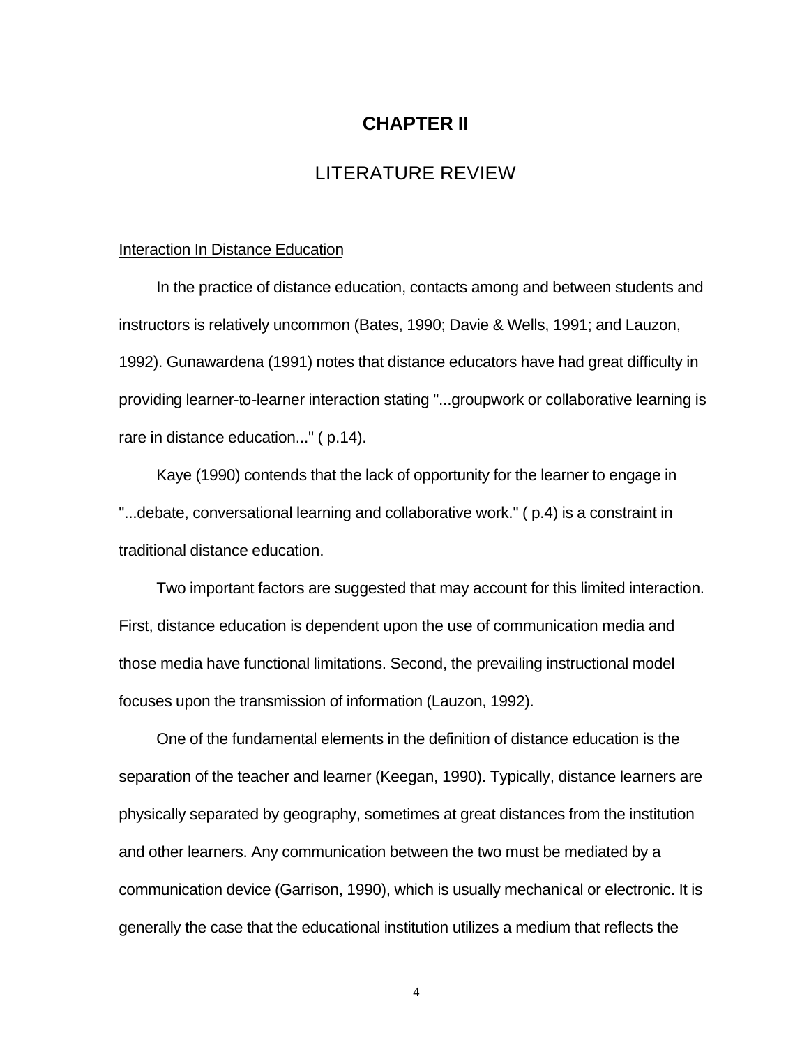# CHAPTER II

## LITERATURE REVIEW

Interaction In Distance Education

In the practice of distance education, contacts among and between students and instructors is relatively uncommon (Bates, 1990; Davie & Wells, 1991; and Lauzon, 1992). Gunawardena (1991) notes that distance educators have had great difficulty in providing learner-to-learner interaction stating "...groupwork or collaborative learning is rare in distance education..." ( p.14).

Kaye (1990) contends that the lack of opportunity for the learner to engage in "...debate, conversational learning and collaborative work." ( p.4) is a constraint in traditional distance education.

Two important factors are suggested that may account for this limited interaction. First, distance education is dependent upon the use of communication media and those media have functional limitations. Second, the prevailing instructional model focuses upon the transmission of information (Lauzon, 1992).

One of the fundamental elements in the definition of distance education is the separation of the teacher and learner (Keegan, 1990). Typically, distance learners are physically separated by geography, sometimes at great distances from the institution and other learners. Any communication between the two must be mediated by a communication device (Garrison, 1990), which is usually mechanical or electronic. It is generally the case that the educational institution utilizes a medium that reflects the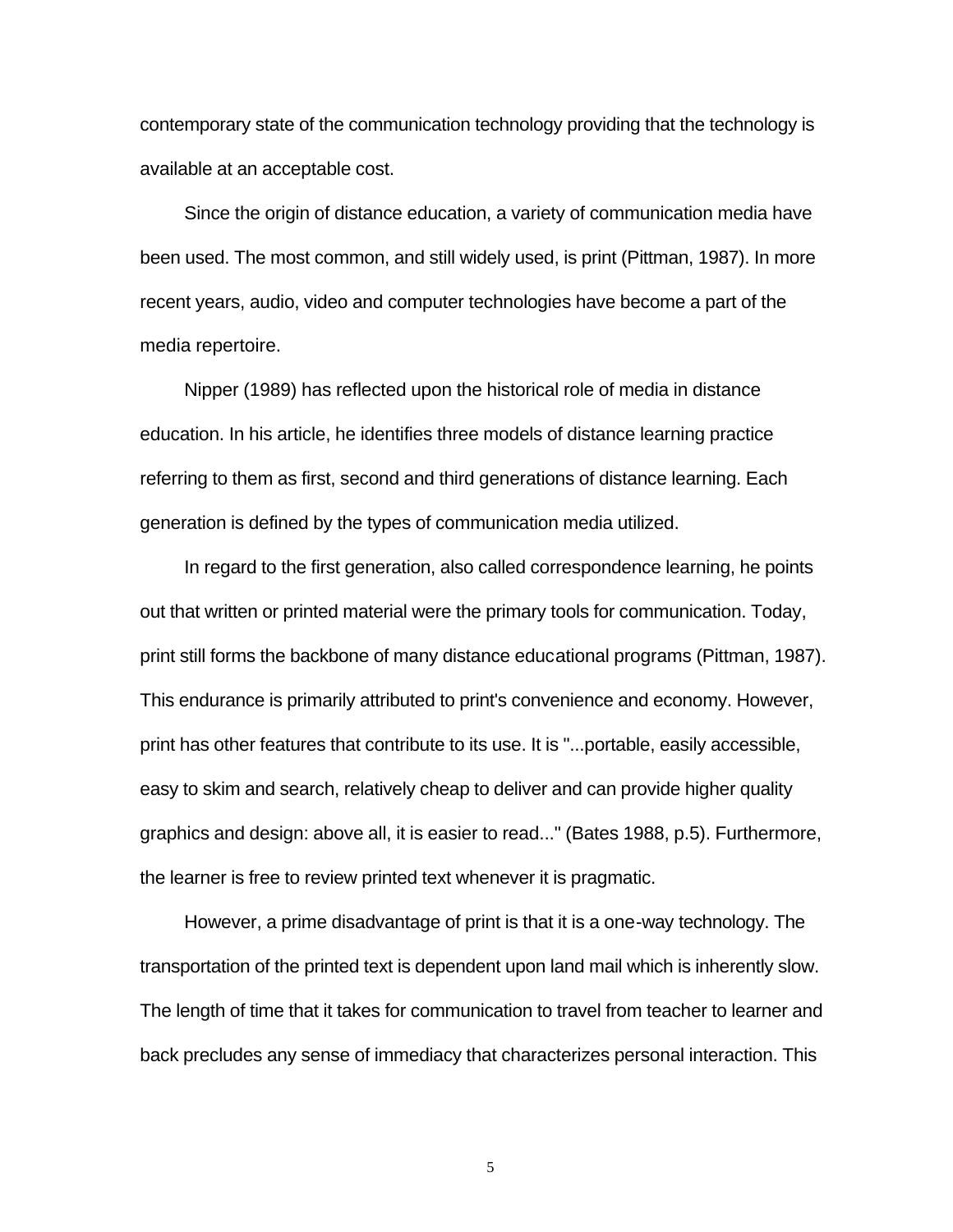contemporary state of the communication technology providing that the technology is available at an acceptable cost.

Since the origin of distance education, a variety of communication media have been used. The most common, and still widely used, is print (Pittman, 1987). In more recent years, audio, video and computer technologies have become a part of the media repertoire.

Nipper (1989) has reflected upon the historical role of media in distance education. In his article, he identifies three models of distance learning practice referring to them as first, second and third generations of distance learning. Each generation is defined by the types of communication media utilized.

In regard to the first generation, also called correspondence learning, he points out that written or printed material were the primary tools for communication. Today, print still forms the backbone of many distance educational programs (Pittman, 1987). This endurance is primarily attributed to print's convenience and economy. However, print has other features that contribute to its use. It is "...portable, easily accessible, easy to skim and search, relatively cheap to deliver and can provide higher quality graphics and design: above all, it is easier to read..." (Bates 1988, p.5). Furthermore, the learner is free to review printed text whenever it is pragmatic.

However, a prime disadvantage of print is that it is a one-way technology. The transportation of the printed text is dependent upon land mail which is inherently slow. The length of time that it takes for communication to travel from teacher to learner and back precludes any sense of immediacy that characterizes personal interaction. This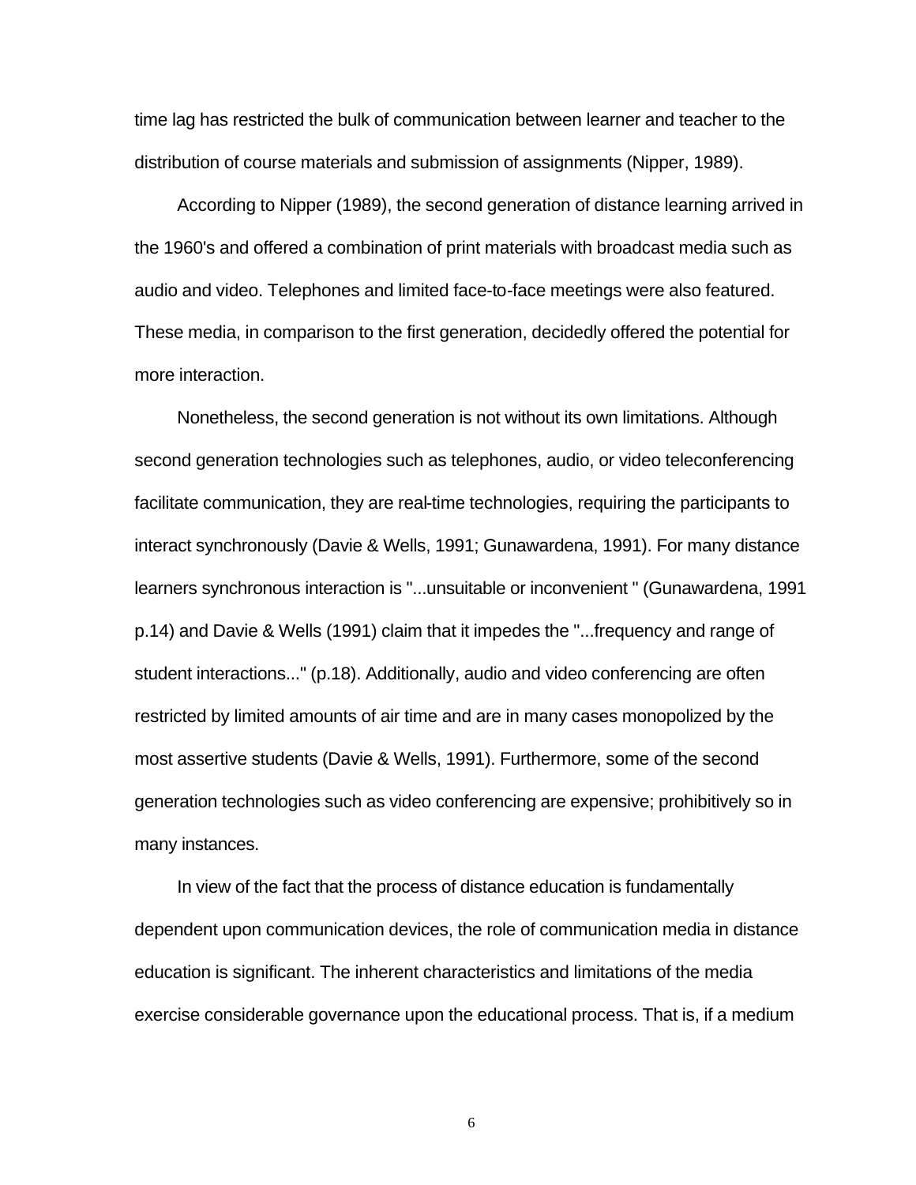time lag has restricted the bulk of communication between learner and teacher to the distribution of course materials and submission of assignments (Nipper, 1989).

According to Nipper (1989), the second generation of distance learning arrived in the 1960's and offered a combination of print materials with broadcast media such as audio and video. Telephones and limited face-to-face meetings were also featured. These media, in comparison to the first generation, decidedly offered the potential for more interaction.

Nonetheless, the second generation is not without its own limitations. Although second generation technologies such as telephones, audio, or video teleconferencing facilitate communication, they are real-time technologies, requiring the participants to interact synchronously (Davie & Wells, 1991; Gunawardena, 1991). For many distance learners synchronous interaction is "...unsuitable or inconvenient " (Gunawardena, 1991 p.14) and Davie & Wells (1991) claim that it impedes the "...frequency and range of student interactions..." (p.18). Additionally, audio and video conferencing are often restricted by limited amounts of air time and are in many cases monopolized by the most assertive students (Davie & Wells, 1991). Furthermore, some of the second generation technologies such as video conferencing are expensive; prohibitively so in many instances.

In view of the fact that the process of distance education is fundamentally dependent upon communication devices, the role of communication media in distance education is significant. The inherent characteristics and limitations of the media exercise considerable governance upon the educational process. That is, if a medium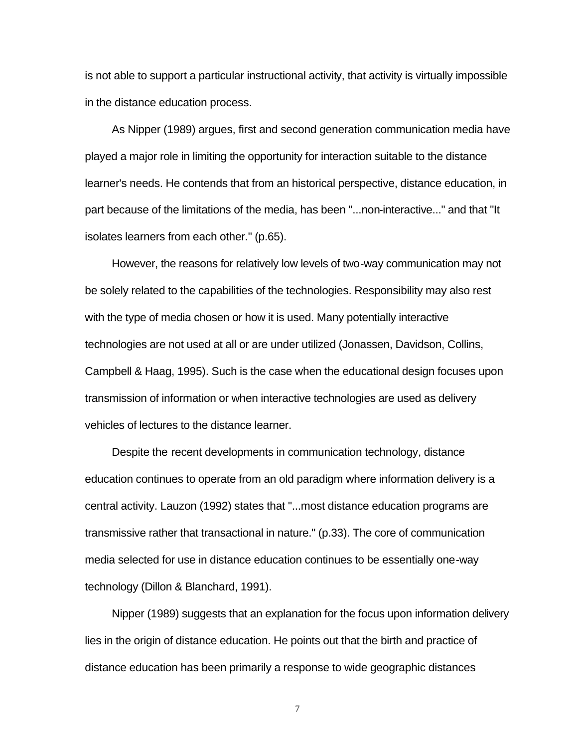is not able to support a particular instructional activity, that activity is virtually impossible in the distance education process.

As Nipper (1989) argues, first and second generation communication media have played a major role in limiting the opportunity for interaction suitable to the distance learner's needs. He contends that from an historical perspective, distance education, in part because of the limitations of the media, has been "...non-interactive..." and that "It isolates learners from each other." (p.65).

However, the reasons for relatively low levels of two-way communication may not be solely related to the capabilities of the technologies. Responsibility may also rest with the type of media chosen or how it is used. Many potentially interactive technologies are not used at all or are under utilized (Jonassen, Davidson, Collins, Campbell & Haag, 1995). Such is the case when the educational design focuses upon transmission of information or when interactive technologies are used as delivery vehicles of lectures to the distance learner.

Despite the recent developments in communication technology, distance education continues to operate from an old paradigm where information delivery is a central activity. Lauzon (1992) states that "...most distance education programs are transmissive rather that transactional in nature." (p.33). The core of communication media selected for use in distance education continues to be essentially one-way technology (Dillon & Blanchard, 1991).

Nipper (1989) suggests that an explanation for the focus upon information delivery lies in the origin of distance education. He points out that the birth and practice of distance education has been primarily a response to wide geographic distances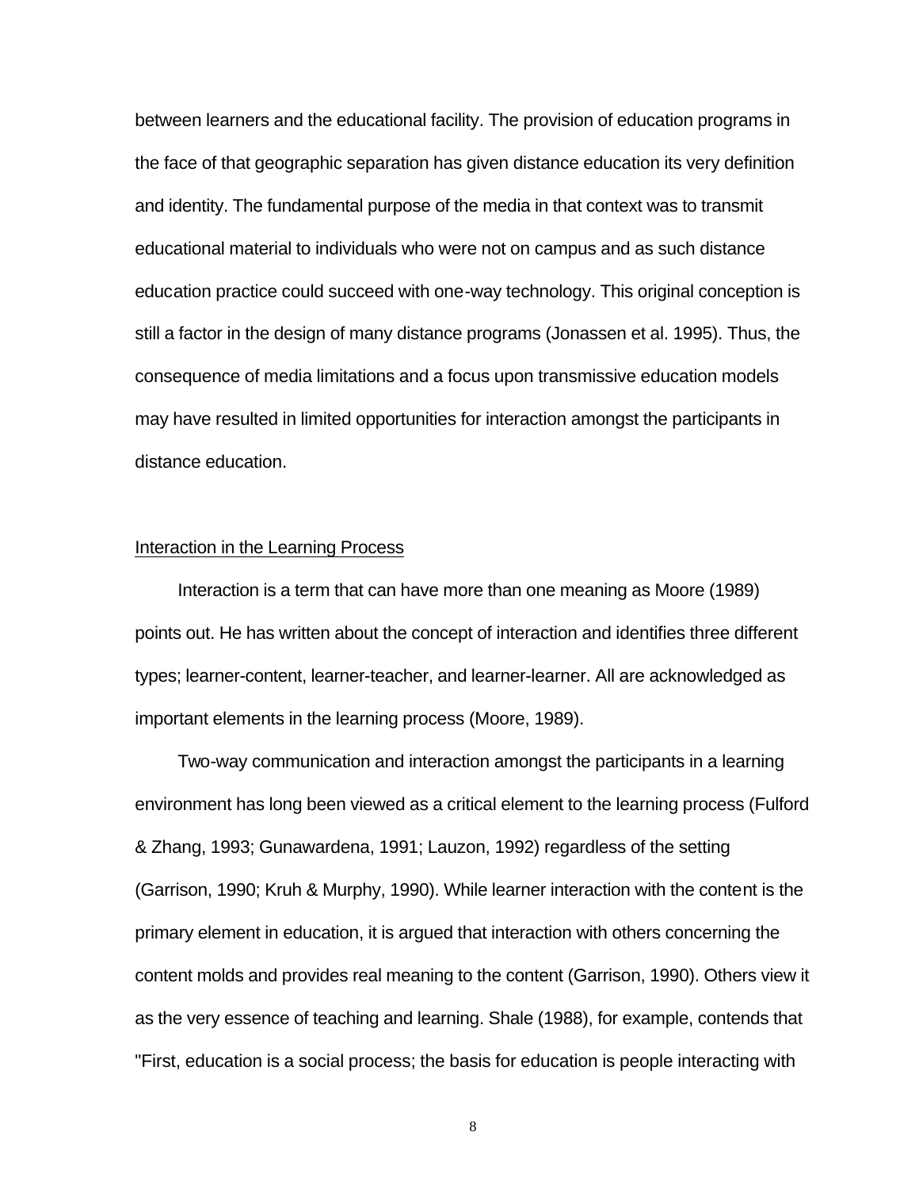between learners and the educational facility. The provision of education programs in the face of that geographic separation has given distance education its very definition and identity. The fundamental purpose of the media in that context was to transmit educational material to individuals who were not on campus and as such distance education practice could succeed with one-way technology. This original conception is still a factor in the design of many distance programs (Jonassen et al. 1995). Thus, the consequence of media limitations and a focus upon transmissive education models may have resulted in limited opportunities for interaction amongst the participants in distance education.

## Interaction in the Learning Process

Interaction is a term that can have more than one meaning as Moore (1989) points out. He has written about the concept of interaction and identifies three different types; learner-content, learner-teacher, and learner-learner. All are acknowledged as important elements in the learning process (Moore, 1989).

Two-way communication and interaction amongst the participants in a learning environment has long been viewed as a critical element to the learning process (Fulford & Zhang, 1993; Gunawardena, 1991; Lauzon, 1992) regardless of the setting (Garrison, 1990; Kruh & Murphy, 1990). While learner interaction with the content is the primary element in education, it is argued that interaction with others concerning the content molds and provides real meaning to the content (Garrison, 1990). Others view it as the very essence of teaching and learning. Shale (1988), for example, contends that "First, education is a social process; the basis for education is people interacting with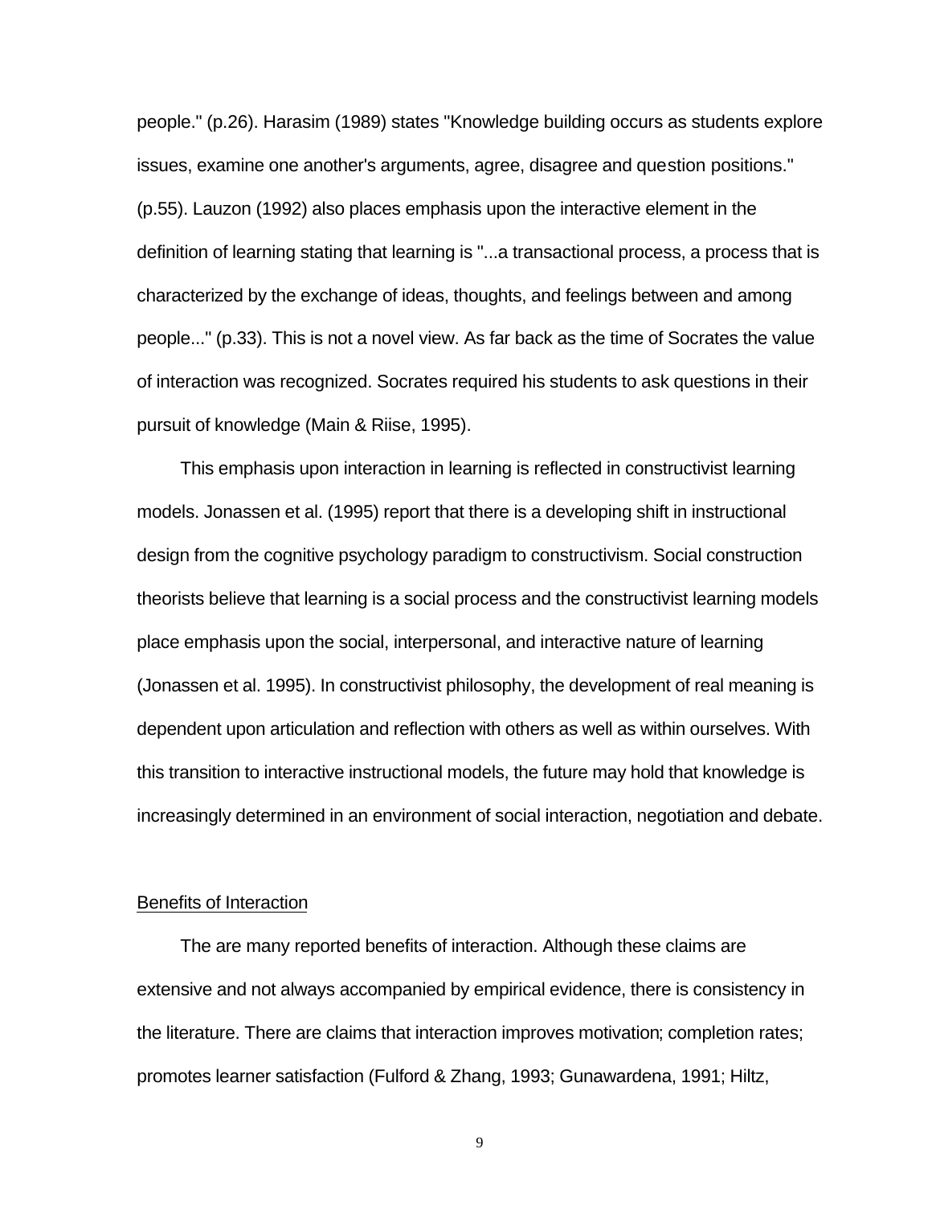people." (p.26). Harasim (1989) states "Knowledge building occurs as students explore issues, examine one another's arguments, agree, disagree and question positions." (p.55). Lauzon (1992) also places emphasis upon the interactive element in the definition of learning stating that learning is "...a transactional process, a process that is characterized by the exchange of ideas, thoughts, and feelings between and among people..." (p.33). This is not a novel view. As far back as the time of Socrates the value of interaction was recognized. Socrates required his students to ask questions in their pursuit of knowledge (Main & Riise, 1995).

This emphasis upon interaction in learning is reflected in constructivist learning models. Jonassen et al. (1995) report that there is a developing shift in instructional design from the cognitive psychology paradigm to constructivism. Social construction theorists believe that learning is a social process and the constructivist learning models place emphasis upon the social, interpersonal, and interactive nature of learning (Jonassen et al. 1995). In constructivist philosophy, the development of real meaning is dependent upon articulation and reflection with others as well as within ourselves. With this transition to interactive instructional models, the future may hold that knowledge is increasingly determined in an environment of social interaction, negotiation and debate.

## Benefits of Interaction

The are many reported benefits of interaction. Although these claims are extensive and not always accompanied by empirical evidence, there is consistency in the literature. There are claims that interaction improves motivation; completion rates; promotes learner satisfaction (Fulford & Zhang, 1993; Gunawardena, 1991; Hiltz,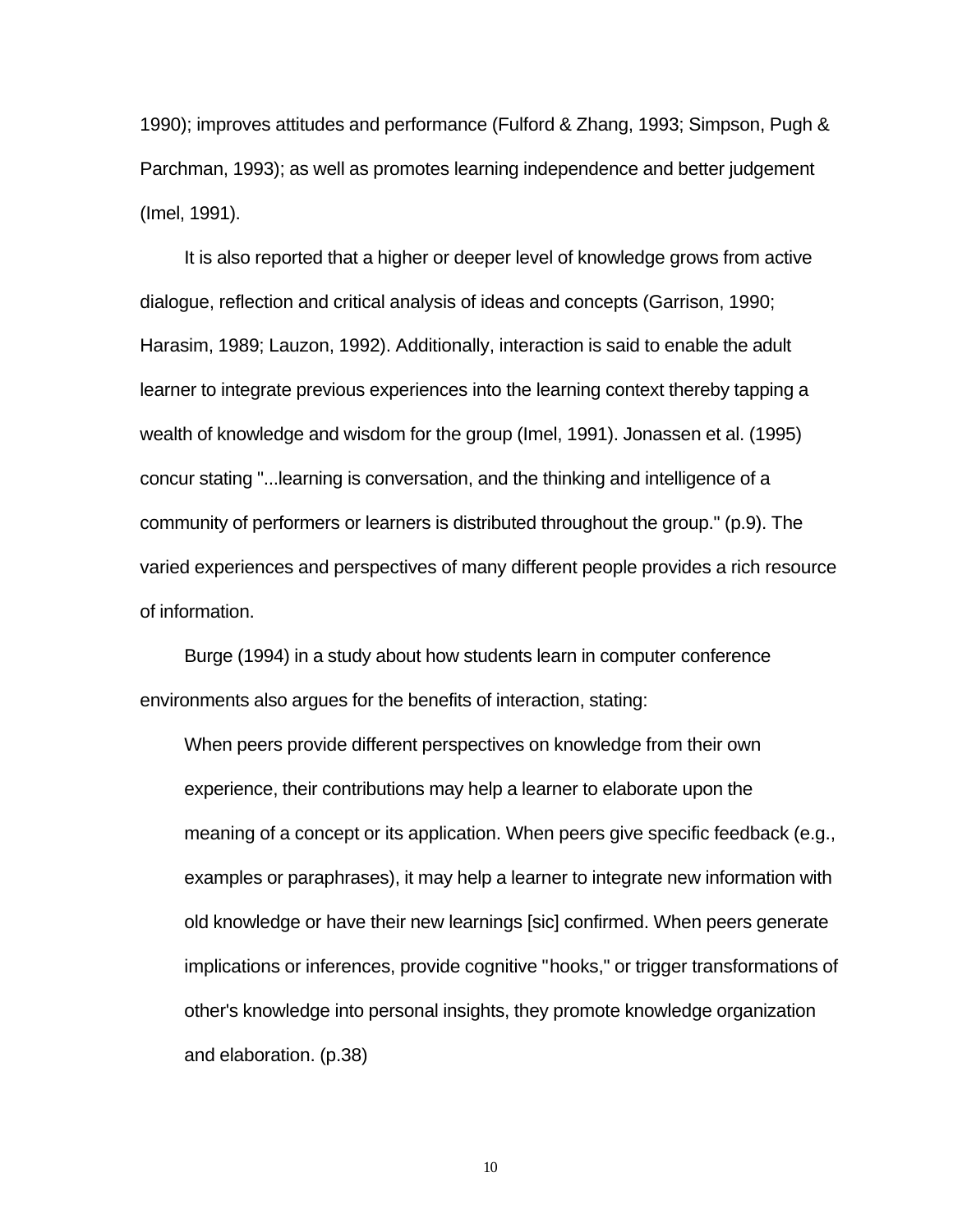1990); improves attitudes and performance (Fulford & Zhang, 1993; Simpson, Pugh & Parchman, 1993); as well as promotes learning independence and better judgement (Imel, 1991).

It is also reported that a higher or deeper level of knowledge grows from active dialogue, reflection and critical analysis of ideas and concepts (Garrison, 1990; Harasim, 1989; Lauzon, 1992). Additionally, interaction is said to enable the adult learner to integrate previous experiences into the learning context thereby tapping a wealth of knowledge and wisdom for the group (Imel, 1991). Jonassen et al. (1995) concur stating "...learning is conversation, and the thinking and intelligence of a community of performers or learners is distributed throughout the group." (p.9). The varied experiences and perspectives of many different people provides a rich resource of information.

Burge (1994) in a study about how students learn in computer conference environments also argues for the benefits of interaction, stating:

> When peers provide different perspectives on knowledge from their own experience, their contributions may help a learner to elaborate upon the meaning of a concept or its application. When peers give specific feedback (e.g., examples or paraphrases), it may help a learner to integrate new information with old knowledge or have their new learnings [sic] confirmed. When peers generate implications or inferences, provide cognitive "hooks," or trigger transformations of other's knowledge into personal insights, they promote knowledge organization and elaboration. (p.38)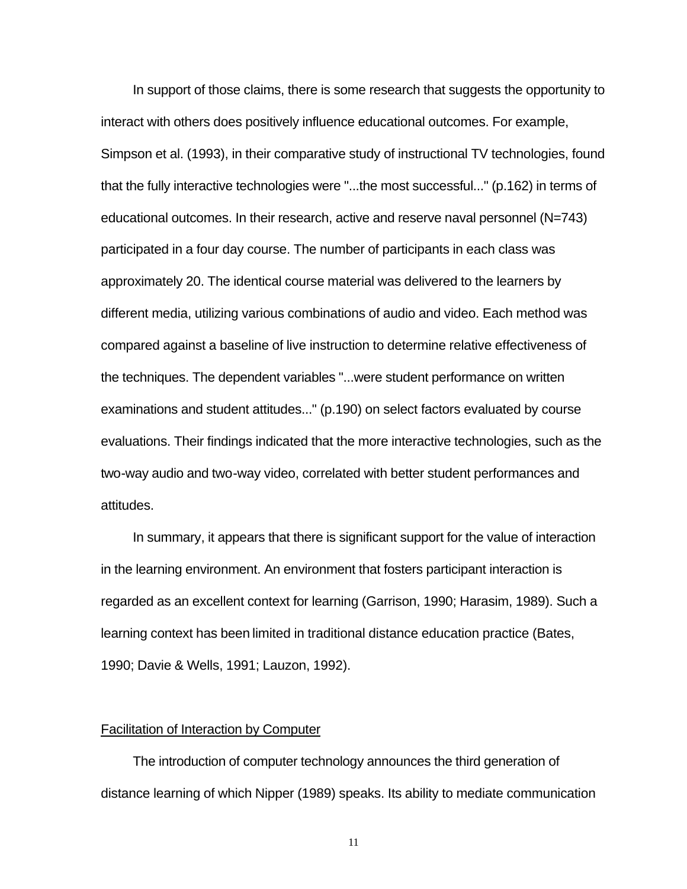In support of those claims, there is some research that suggests the opportunity to interact with others does positively influence educational outcomes. For example, Simpson et al. (1993), in their comparative study of instructional TV technologies, found that the fully interactive technologies were "...the most successful..." (p.162) in terms of educational outcomes. In their research, active and reserve naval personnel (N=743) participated in a four day course. The number of participants in each class was approximately 20. The identical course material was delivered to the learners by different media, utilizing various combinations of audio and video. Each method was compared against a baseline of live instruction to determine relative effectiveness of the techniques. The dependent variables "...were student performance on written examinations and student attitudes..." (p.190) on select factors evaluated by course evaluations. Their findings indicated that the more interactive technologies, such as the two-way audio and two-way video, correlated with better student performances and attitudes.

In summary, it appears that there is significant support for the value of interaction in the learning environment. An environment that fosters participant interaction is regarded as an excellent context for learning (Garrison, 1990; Harasim, 1989). Such a learning context has been limited in traditional distance education practice (Bates, 1990; Davie & Wells, 1991; Lauzon, 1992).

## Facilitation of Interaction by Computer

The introduction of computer technology announces the third generation of distance learning of which Nipper (1989) speaks. Its ability to mediate communication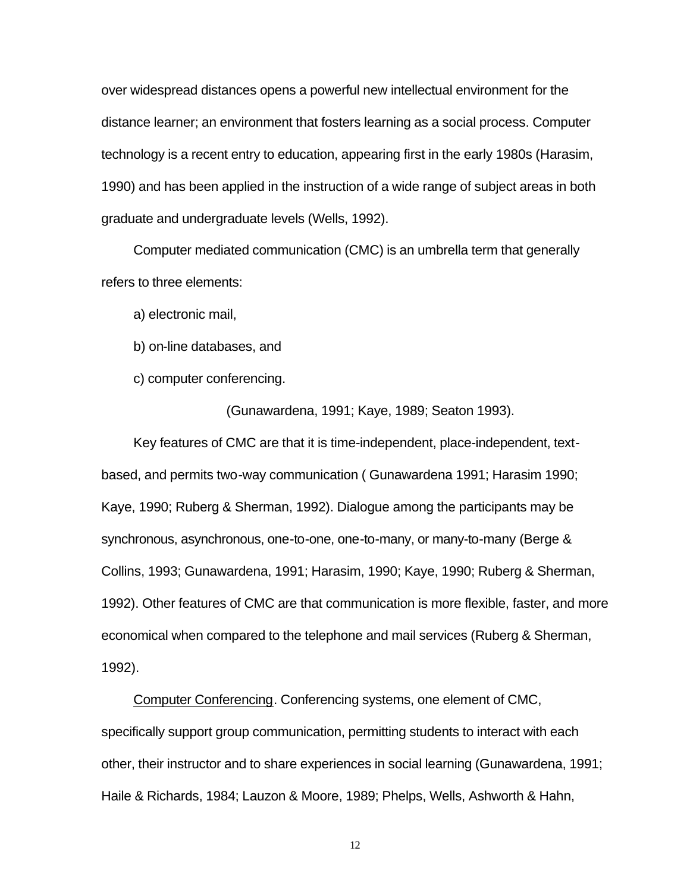over widespread distances opens a powerful new intellectual environment for the distance learner; an environment that fosters learning as a social process. Computer technology is a recent entry to education, appearing first in the early 1980s (Harasim, 1990) and has been applied in the instruction of a wide range of subject areas in both graduate and undergraduate levels (Wells, 1992).

Computer mediated communication (CMC) is an umbrella term that generally refers to three elements:

a) electronic mail,

b) on-line databases, and

c) computer conferencing.

(Gunawardena, 1991; Kaye, 1989; Seaton 1993).

Key features of CMC are that it is time-independent, place-independent, text-based, and permits two-way communication ( Gunawardena 1991; Harasim 1990; Kaye, 1990; Ruberg & Sherman, 1992). Dialogue among the participants may be synchronous, asynchronous, one-to-one, one-to-many, or many-to-many (Berge & Collins, 1993; Gunawardena, 1991; Harasim, 1990; Kaye, 1990; Ruberg & Sherman, 1992). Other features of CMC are that communication is more flexible, faster, and more economical when compared to the telephone and mail services (Ruberg & Sherman, 1992).

<u>Computer Conferencing</u>. Conferencing systems, one element of CMC, specifically support group communication, permitting students to interact with each other, their instructor and to share experiences in social learning (Gunawardena, 1991; Haile & Richards, 1984; Lauzon & Moore, 1989; Phelps, Wells, Ashworth & Hahn,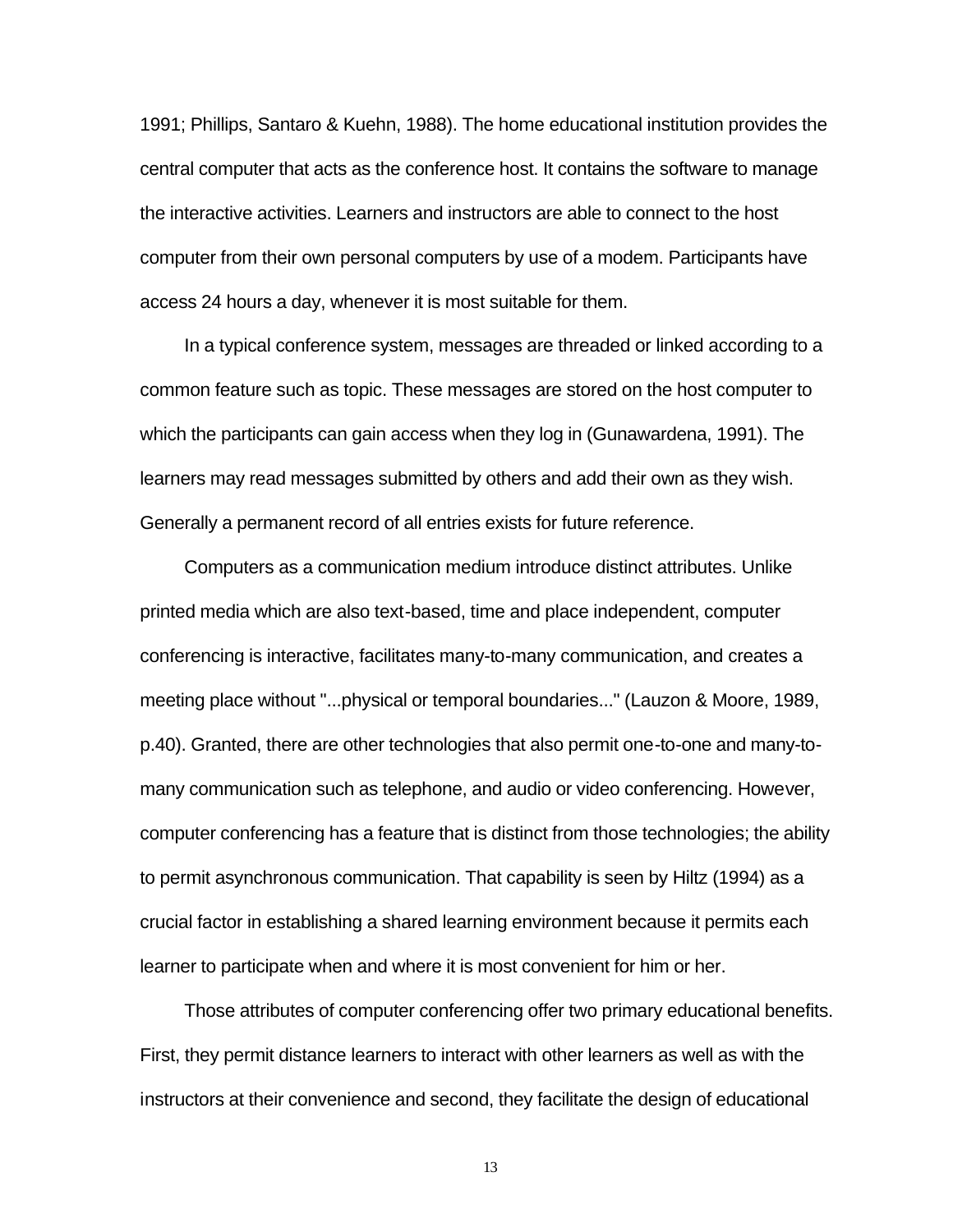1991; Phillips, Santaro & Kuehn, 1988). The home educational institution provides the central computer that acts as the conference host. It contains the software to manage the interactive activities. Learners and instructors are able to connect to the host computer from their own personal computers by use of a modem. Participants have access 24 hours a day, whenever it is most suitable for them.

In a typical conference system, messages are threaded or linked according to a common feature such as topic. These messages are stored on the host computer to which the participants can gain access when they log in (Gunawardena, 1991). The learners may read messages submitted by others and add their own as they wish. Generally a permanent record of all entries exists for future reference.

Computers as a communication medium introduce distinct attributes. Unlike printed media which are also text-based, time and place independent, computer conferencing is interactive, facilitates many-to-many communication, and creates a meeting place without "...physical or temporal boundaries..." (Lauzon & Moore, 1989, p.40). Granted, there are other technologies that also permit one-to-one and many-to-many communication such as telephone, and audio or video conferencing. However, computer conferencing has a feature that is distinct from those technologies; the ability to permit asynchronous communication. That capability is seen by Hiltz (1994) as a crucial factor in establishing a shared learning environment because it permits each learner to participate when and where it is most convenient for him or her.

Those attributes of computer conferencing offer two primary educational benefits. First, they permit distance learners to interact with other learners as well as with the instructors at their convenience and second, they facilitate the design of educational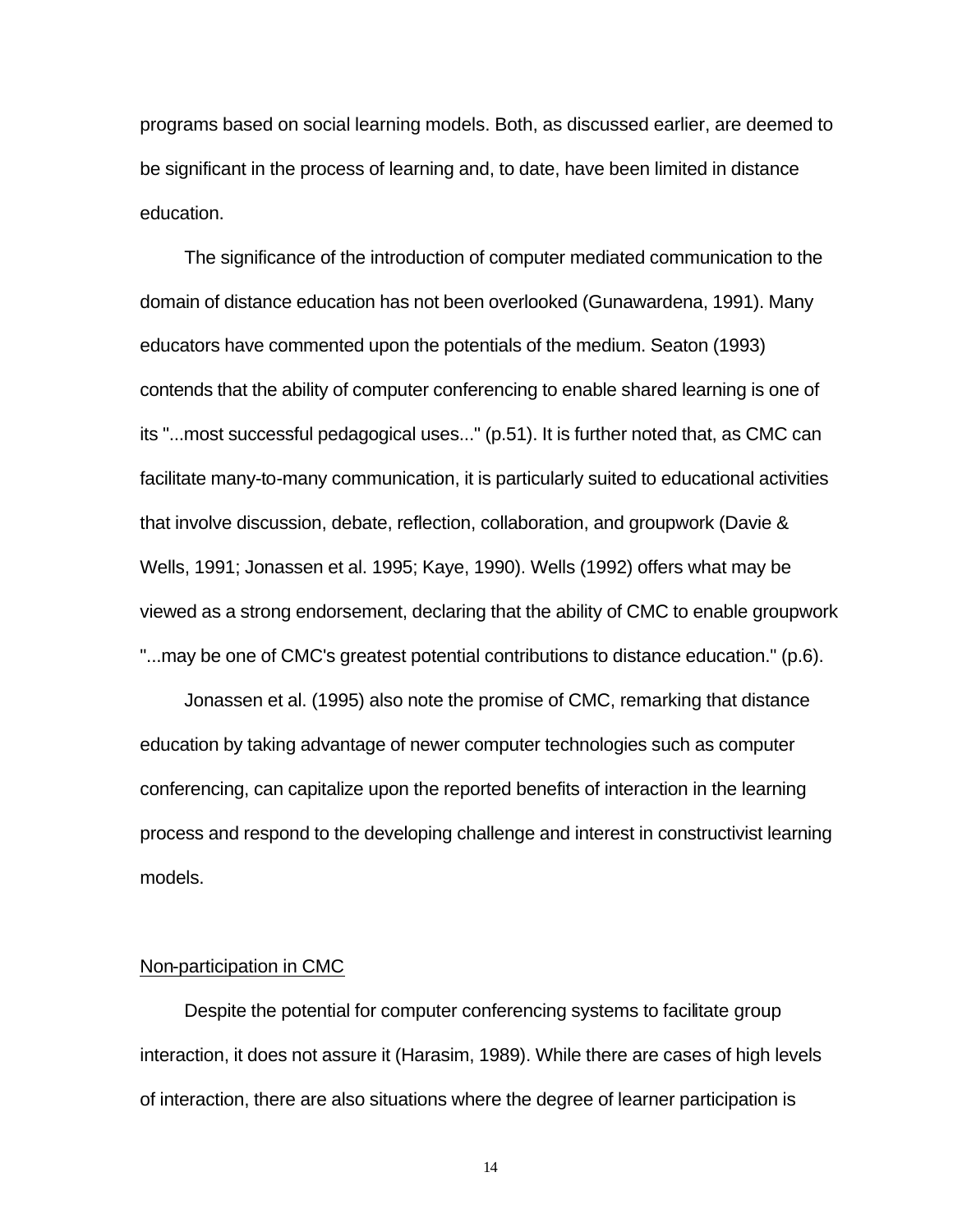programs based on social learning models. Both, as discussed earlier, are deemed to be significant in the process of learning and, to date, have been limited in distance education.

The significance of the introduction of computer mediated communication to the domain of distance education has not been overlooked (Gunawardena, 1991). Many educators have commented upon the potentials of the medium. Seaton (1993) contends that the ability of computer conferencing to enable shared learning is one of its "...most successful pedagogical uses..." (p.51). It is further noted that, as CMC can facilitate many-to-many communication, it is particularly suited to educational activities that involve discussion, debate, reflection, collaboration, and groupwork (Davie & Wells, 1991; Jonassen et al. 1995; Kaye, 1990). Wells (1992) offers what may be viewed as a strong endorsement, declaring that the ability of CMC to enable groupwork "...may be one of CMC's greatest potential contributions to distance education." (p.6).

Jonassen et al. (1995) also note the promise of CMC, remarking that distance education by taking advantage of newer computer technologies such as computer conferencing, can capitalize upon the reported benefits of interaction in the learning process and respond to the developing challenge and interest in constructivist learning models.

## Non-participation in CMC

Despite the potential for computer conferencing systems to facilitate group interaction, it does not assure it (Harasim, 1989). While there are cases of high levels of interaction, there are also situations where the degree of learner participation is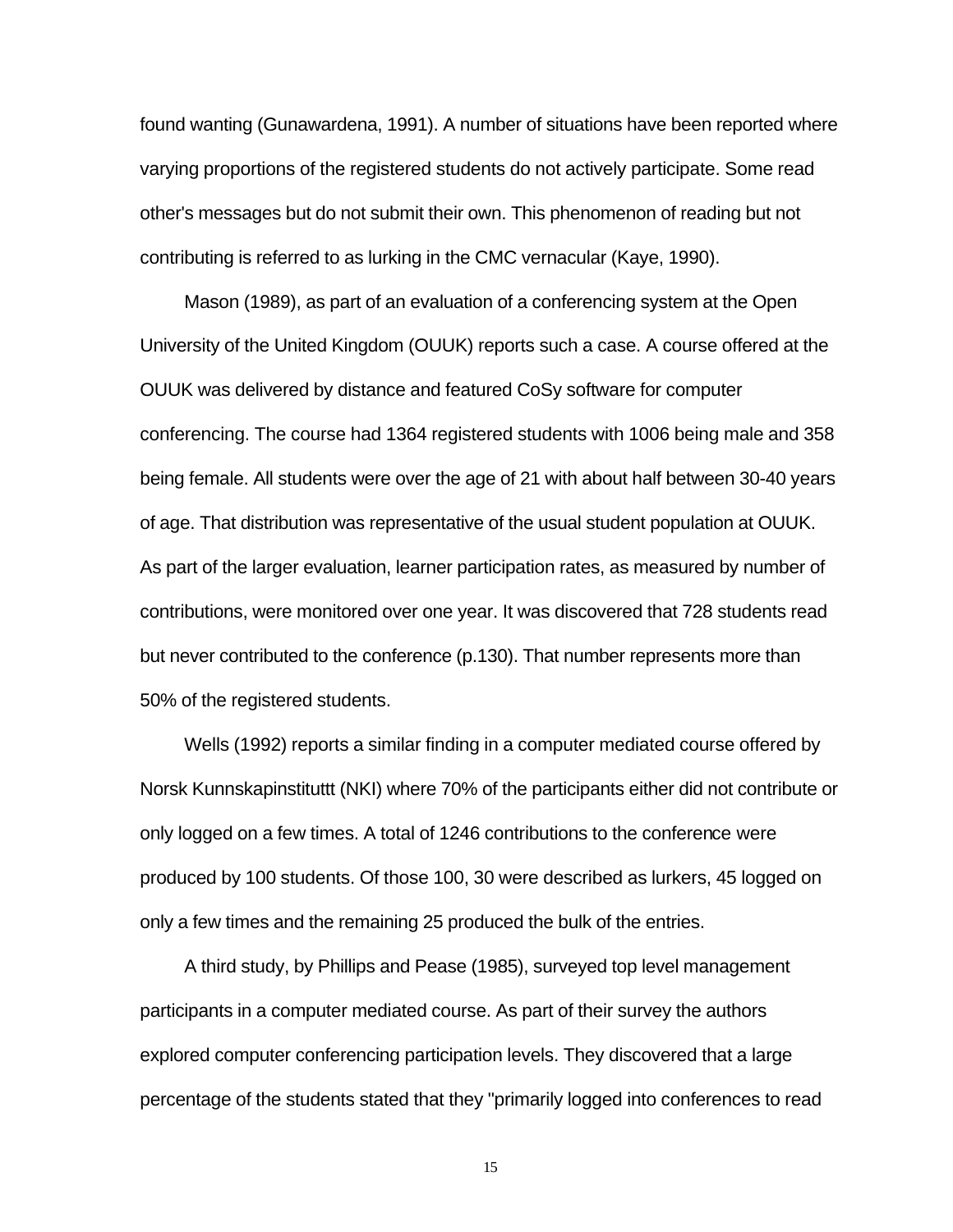found wanting (Gunawardena, 1991). A number of situations have been reported where varying proportions of the registered students do not actively participate. Some read other's messages but do not submit their own. This phenomenon of reading but not contributing is referred to as lurking in the CMC vernacular (Kaye, 1990).

Mason (1989), as part of an evaluation of a conferencing system at the Open University of the United Kingdom (OUUK) reports such a case. A course offered at the OUUK was delivered by distance and featured CoSy software for computer conferencing. The course had 1364 registered students with 1006 being male and 358 being female. All students were over the age of 21 with about half between 30-40 years of age. That distribution was representative of the usual student population at OUUK. As part of the larger evaluation, learner participation rates, as measured by number of contributions, were monitored over one year. It was discovered that 728 students read but never contributed to the conference (p.130). That number represents more than 50% of the registered students.

Wells (1992) reports a similar finding in a computer mediated course offered by Norsk Kunnskapinstituttt (NKI) where 70% of the participants either did not contribute or only logged on a few times. A total of 1246 contributions to the conference were produced by 100 students. Of those 100, 30 were described as lurkers, 45 logged on only a few times and the remaining 25 produced the bulk of the entries.

A third study, by Phillips and Pease (1985), surveyed top level management participants in a computer mediated course. As part of their survey the authors explored computer conferencing participation levels. They discovered that a large percentage of the students stated that they "primarily logged into conferences to read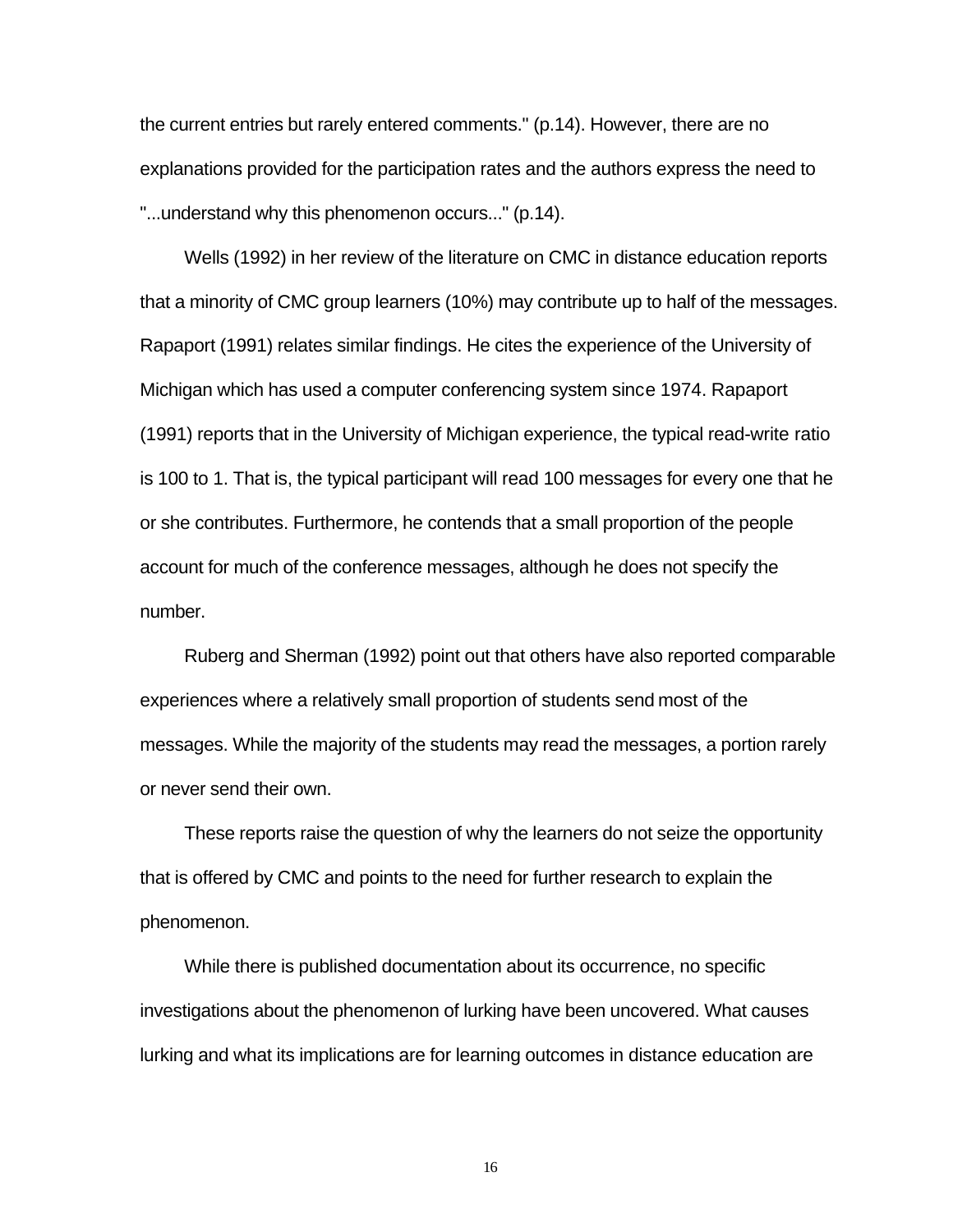the current entries but rarely entered comments." (p.14). However, there are no explanations provided for the participation rates and the authors express the need to "...understand why this phenomenon occurs..." (p.14).

Wells (1992) in her review of the literature on CMC in distance education reports that a minority of CMC group learners (10%) may contribute up to half of the messages. Rapaport (1991) relates similar findings. He cites the experience of the University of Michigan which has used a computer conferencing system since 1974. Rapaport (1991) reports that in the University of Michigan experience, the typical read-write ratio is 100 to 1. That is, the typical participant will read 100 messages for every one that he or she contributes. Furthermore, he contends that a small proportion of the people account for much of the conference messages, although he does not specify the number.

Ruberg and Sherman (1992) point out that others have also reported comparable experiences where a relatively small proportion of students send most of the messages. While the majority of the students may read the messages, a portion rarely or never send their own.

These reports raise the question of why the learners do not seize the opportunity that is offered by CMC and points to the need for further research to explain the phenomenon.

While there is published documentation about its occurrence, no specific investigations about the phenomenon of lurking have been uncovered. What causes lurking and what its implications are for learning outcomes in distance education are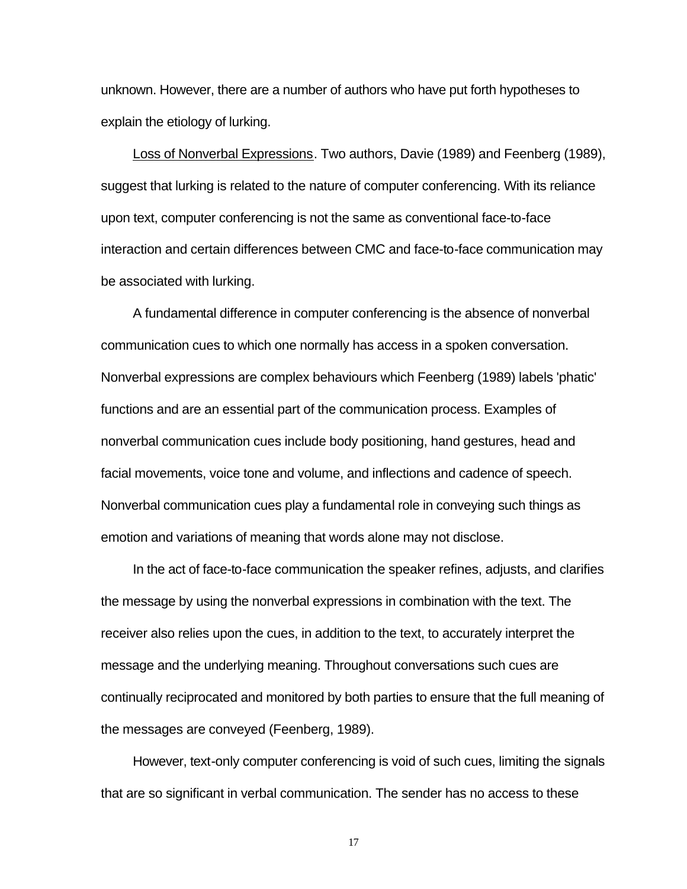unknown. However, there are a number of authors who have put forth hypotheses to explain the etiology of lurking.

Loss of Nonverbal Expressions. Two authors, Davie (1989) and Feenberg (1989), suggest that lurking is related to the nature of computer conferencing. With its reliance upon text, computer conferencing is not the same as conventional face-to-face interaction and certain differences between CMC and face-to-face communication may be associated with lurking.

A fundamental difference in computer conferencing is the absence of nonverbal communication cues to which one normally has access in a spoken conversation. Nonverbal expressions are complex behaviours which Feenberg (1989) labels 'phatic' functions and are an essential part of the communication process. Examples of nonverbal communication cues include body positioning, hand gestures, head and facial movements, voice tone and volume, and inflections and cadence of speech. Nonverbal communication cues play a fundamental role in conveying such things as emotion and variations of meaning that words alone may not disclose.

In the act of face-to-face communication the speaker refines, adjusts, and clarifies the message by using the nonverbal expressions in combination with the text. The receiver also relies upon the cues, in addition to the text, to accurately interpret the message and the underlying meaning. Throughout conversations such cues are continually reciprocated and monitored by both parties to ensure that the full meaning of the messages are conveyed (Feenberg, 1989).

However, text-only computer conferencing is void of such cues, limiting the signals that are so significant in verbal communication. The sender has no access to these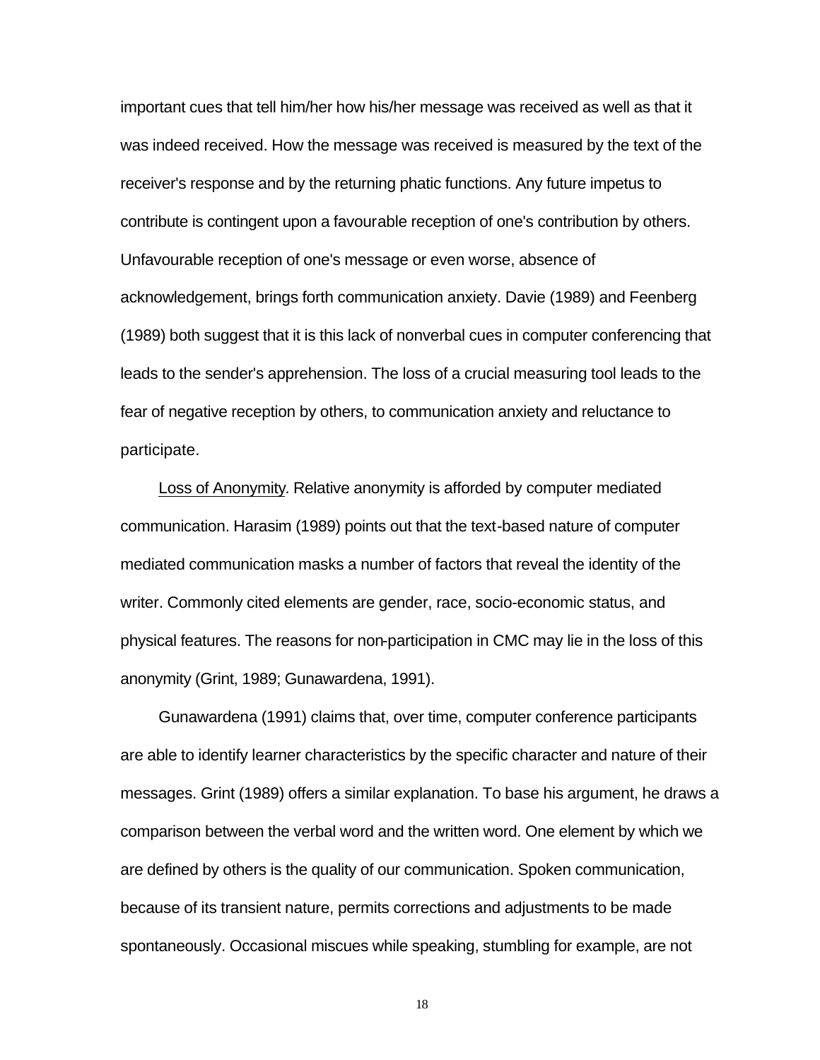important cues that tell him/her how his/her message was received as well as that it was indeed received. How the message was received is measured by the text of the receiver's response and by the returning phatic functions. Any future impetus to contribute is contingent upon a favourable reception of one's contribution by others. Unfavourable reception of one's message or even worse, absence of acknowledgement, brings forth communication anxiety. Davie (1989) and Feenberg (1989) both suggest that it is this lack of nonverbal cues in computer conferencing that leads to the sender's apprehension. The loss of a crucial measuring tool leads to the fear of negative reception by others, to communication anxiety and reluctance to participate.

Loss of Anonymity. Relative anonymity is afforded by computer mediated communication. Harasim (1989) points out that the text-based nature of computer mediated communication masks a number of factors that reveal the identity of the writer. Commonly cited elements are gender, race, socio-economic status, and physical features. The reasons for non-participation in CMC may lie in the loss of this anonymity (Grint, 1989; Gunawardena, 1991).

Gunawardena (1991) claims that, over time, computer conference participants are able to identify learner characteristics by the specific character and nature of their messages. Grint (1989) offers a similar explanation. To base his argument, he draws a comparison between the verbal word and the written word. One element by which we are defined by others is the quality of our communication. Spoken communication, because of its transient nature, permits corrections and adjustments to be made spontaneously. Occasional miscues while speaking, stumbling for example, are not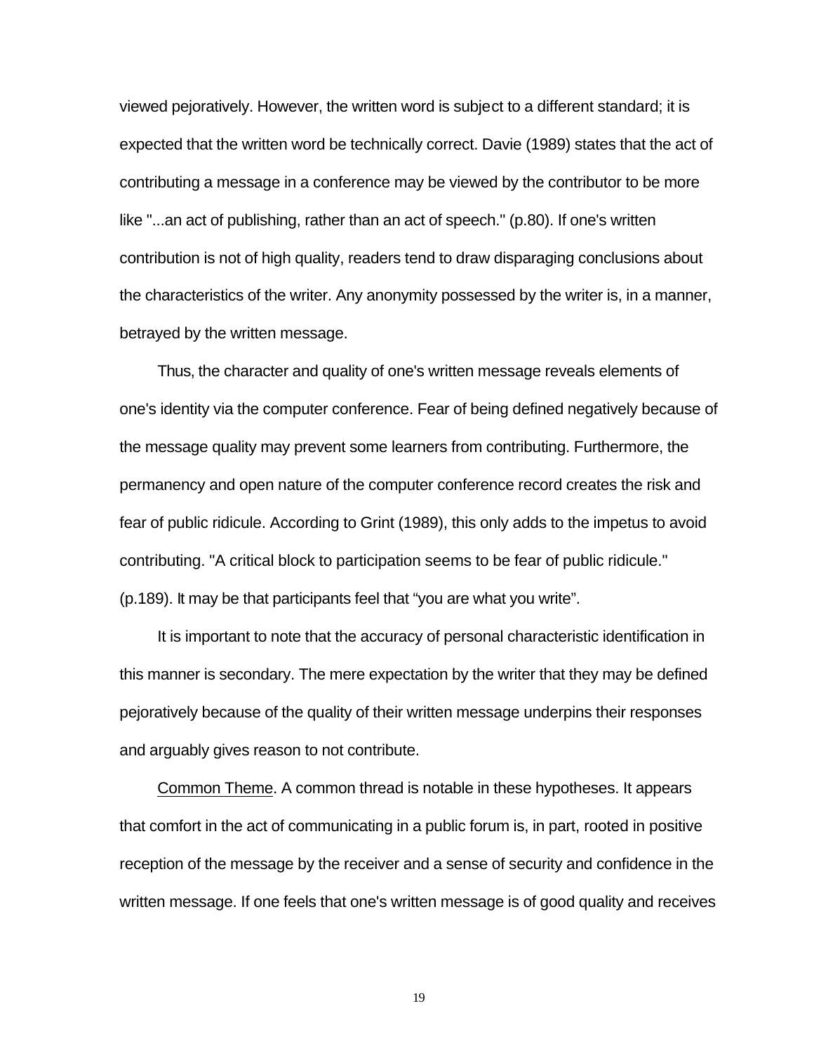viewed pejoratively. However, the written word is subject to a different standard; it is expected that the written word be technically correct. Davie (1989) states that the act of contributing a message in a conference may be viewed by the contributor to be more like "...an act of publishing, rather than an act of speech." (p.80). If one's written contribution is not of high quality, readers tend to draw disparaging conclusions about the characteristics of the writer. Any anonymity possessed by the writer is, in a manner, betrayed by the written message.

Thus, the character and quality of one's written message reveals elements of one's identity via the computer conference. Fear of being defined negatively because of the message quality may prevent some learners from contributing. Furthermore, the permanency and open nature of the computer conference record creates the risk and fear of public ridicule. According to Grint (1989), this only adds to the impetus to avoid contributing. "A critical block to participation seems to be fear of public ridicule." (p.189). It may be that participants feel that "you are what you write".

It is important to note that the accuracy of personal characteristic identification in this manner is secondary. The mere expectation by the writer that they may be defined pejoratively because of the quality of their written message underpins their responses and arguably gives reason to not contribute.

Common Theme. A common thread is notable in these hypotheses. It appears that comfort in the act of communicating in a public forum is, in part, rooted in positive reception of the message by the receiver and a sense of security and confidence in the written message. If one feels that one's written message is of good quality and receives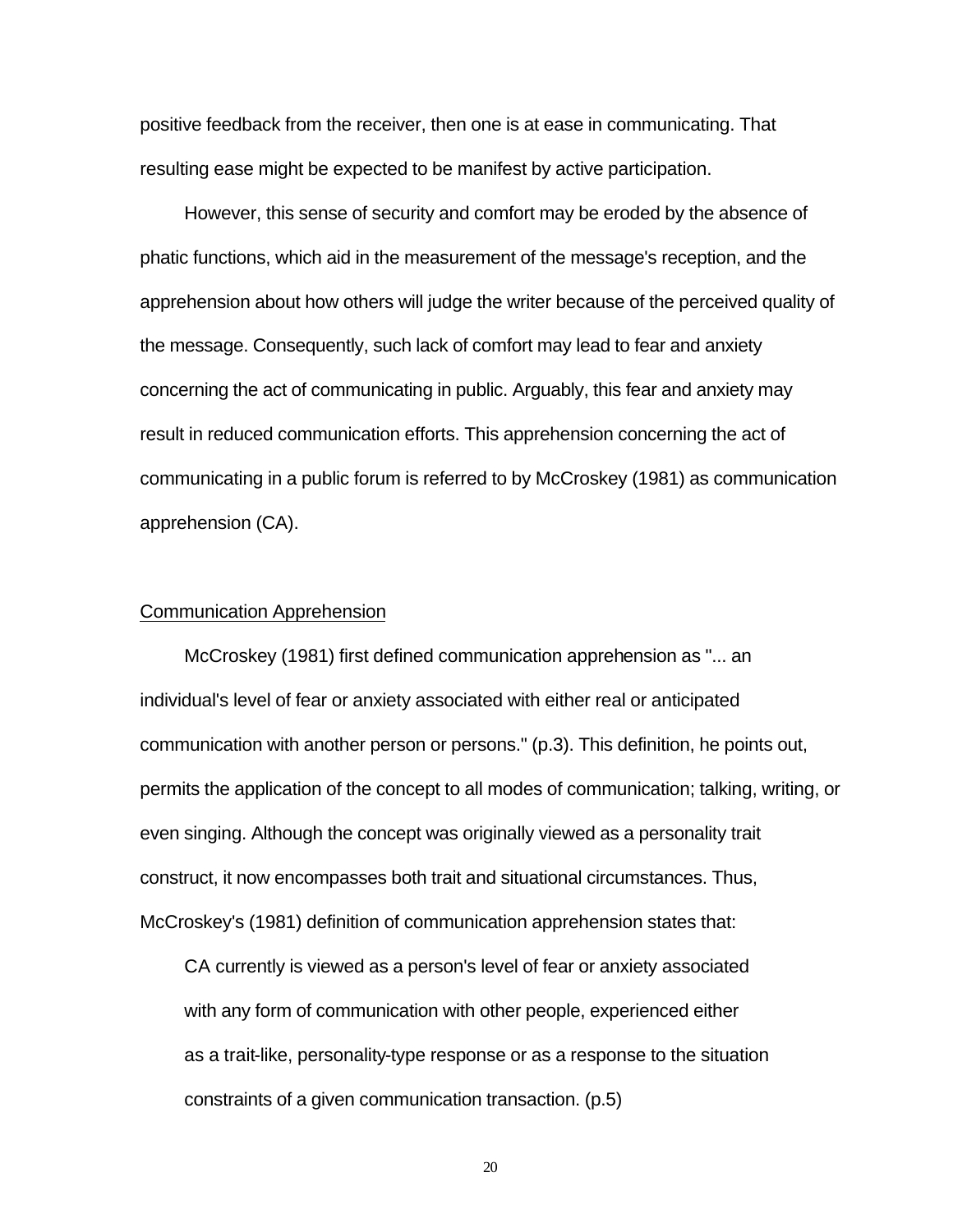positive feedback from the receiver, then one is at ease in communicating. That resulting ease might be expected to be manifest by active participation.

However, this sense of security and comfort may be eroded by the absence of phatic functions, which aid in the measurement of the message's reception, and the apprehension about how others will judge the writer because of the perceived quality of the message. Consequently, such lack of comfort may lead to fear and anxiety concerning the act of communicating in public. Arguably, this fear and anxiety may result in reduced communication efforts. This apprehension concerning the act of communicating in a public forum is referred to by McCroskey (1981) as communication apprehension (CA).

## Communication Apprehension

McCroskey (1981) first defined communication apprehension as "... an individual's level of fear or anxiety associated with either real or anticipated communication with another person or persons." (p.3). This definition, he points out, permits the application of the concept to all modes of communication; talking, writing, or even singing. Although the concept was originally viewed as a personality trait construct, it now encompasses both trait and situational circumstances. Thus, McCroskey's (1981) definition of communication apprehension states that:

> CA currently is viewed as a person's level of fear or anxiety associated with any form of communication with other people, experienced either as a trait-like, personality-type response or as a response to the situation constraints of a given communication transaction. (p.5)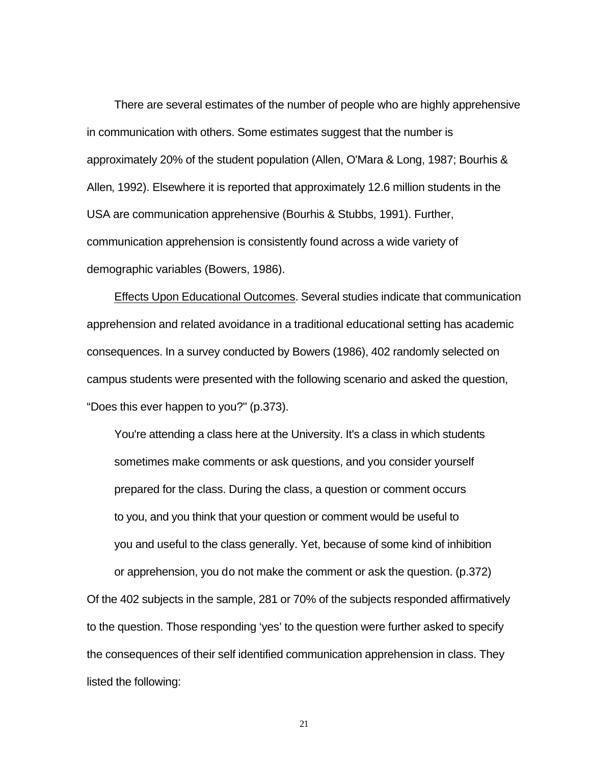There are several estimates of the number of people who are highly apprehensive in communication with others. Some estimates suggest that the number is approximately 20% of the student population (Allen, O'Mara & Long, 1987; Bourhis & Allen, 1992). Elsewhere it is reported that approximately 12.6 million students in the USA are communication apprehensive (Bourhis & Stubbs, 1991). Further, communication apprehension is consistently found across a wide variety of demographic variables (Bowers, 1986).

Effects Upon Educational Outcomes. Several studies indicate that communication apprehension and related avoidance in a traditional educational setting has academic consequences. In a survey conducted by Bowers (1986), 402 randomly selected on campus students were presented with the following scenario and asked the question, "Does this ever happen to you?" (p.373).

> You're attending a class here at the University. It's a class in which students sometimes make comments or ask questions, and you consider yourself prepared for the class. During the class, a question or comment occurs to you, and you think that your question or comment would be useful to you and useful to the class generally. Yet, because of some kind of inhibition or apprehension, you do not make the comment or ask the question. (p.372)

Of the 402 subjects in the sample, 281 or 70% of the subjects responded affirmatively to the question. Those responding 'yes' to the question were further asked to specify the consequences of their self identified communication apprehension in class. They listed the following: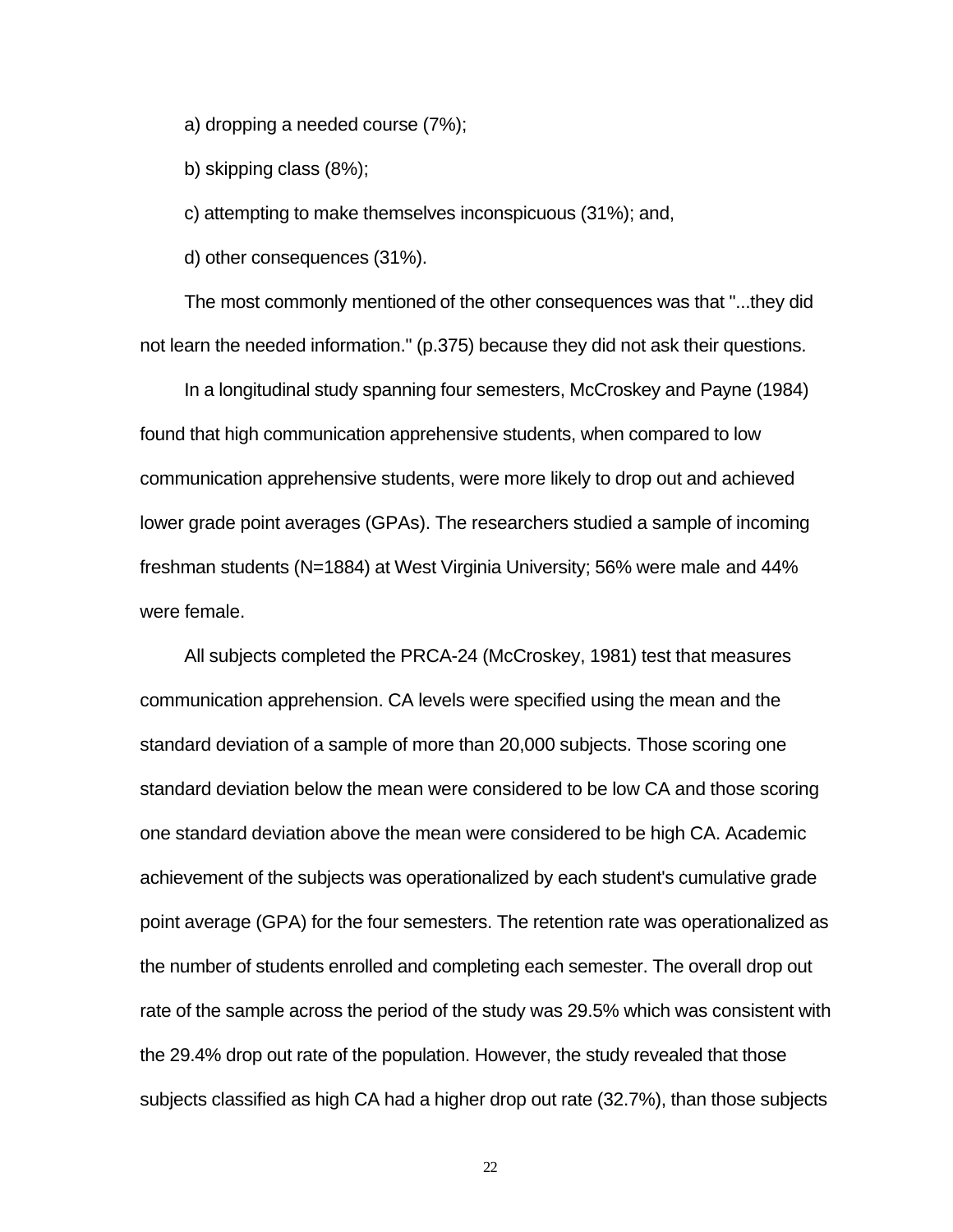a) dropping a needed course (7%);

b) skipping class (8%);

c) attempting to make themselves inconspicuous (31%); and,

d) other consequences (31%).

The most commonly mentioned of the other consequences was that "...they did not learn the needed information." (p.375) because they did not ask their questions.

In a longitudinal study spanning four semesters, McCroskey and Payne (1984) found that high communication apprehensive students, when compared to low communication apprehensive students, were more likely to drop out and achieved lower grade point averages (GPAs). The researchers studied a sample of incoming freshman students (N=1884) at West Virginia University; 56% were male and 44% were female.

All subjects completed the PRCA-24 (McCroskey, 1981) test that measures communication apprehension. CA levels were specified using the mean and the standard deviation of a sample of more than 20,000 subjects. Those scoring one standard deviation below the mean were considered to be low CA and those scoring one standard deviation above the mean were considered to be high CA. Academic achievement of the subjects was operationalized by each student's cumulative grade point average (GPA) for the four semesters. The retention rate was operationalized as the number of students enrolled and completing each semester. The overall drop out rate of the sample across the period of the study was 29.5% which was consistent with the 29.4% drop out rate of the population. However, the study revealed that those subjects classified as high CA had a higher drop out rate (32.7%), than those subjects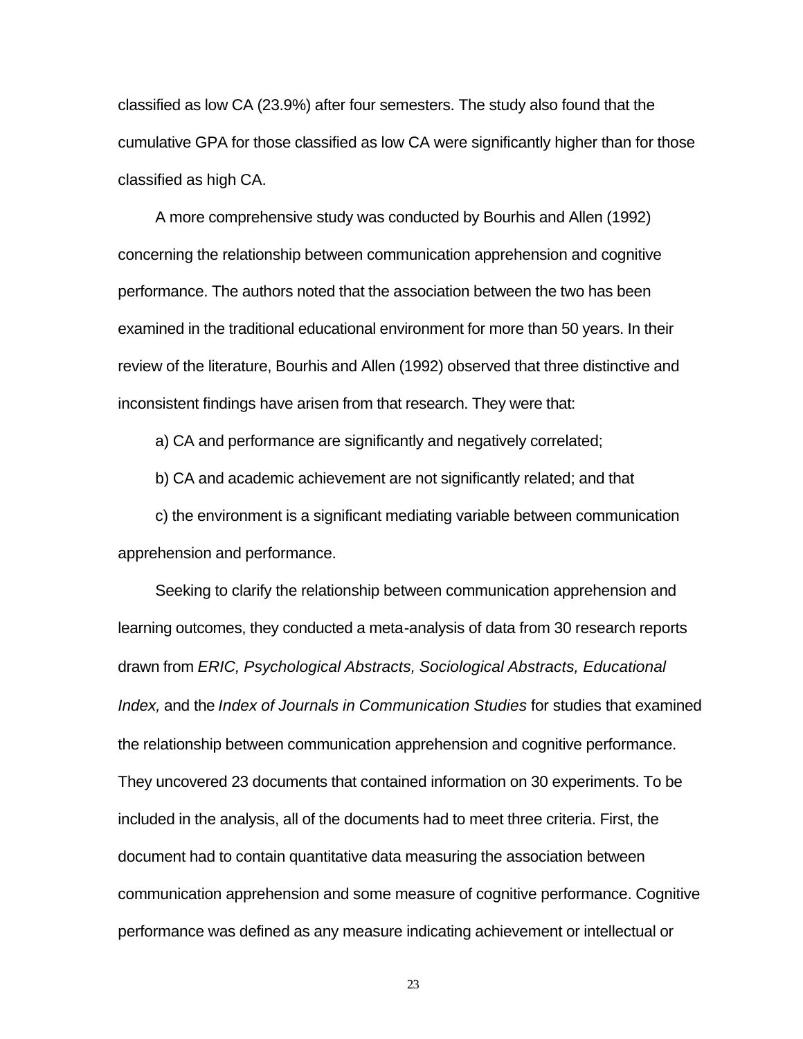classified as low CA (23.9%) after four semesters. The study also found that the cumulative GPA for those classified as low CA were significantly higher than for those classified as high CA.

A more comprehensive study was conducted by Bourhis and Allen (1992) concerning the relationship between communication apprehension and cognitive performance. The authors noted that the association between the two has been examined in the traditional educational environment for more than 50 years. In their review of the literature, Bourhis and Allen (1992) observed that three distinctive and inconsistent findings have arisen from that research. They were that:

a) CA and performance are significantly and negatively correlated;

b) CA and academic achievement are not significantly related; and that

c) the environment is a significant mediating variable between communication apprehension and performance.

Seeking to clarify the relationship between communication apprehension and learning outcomes, they conducted a meta-analysis of data from 30 research reports drawn from *ERIC, Psychological Abstracts, Sociological Abstracts, Educational Index,* and the *Index of Journals in Communication Studies* for studies that examined the relationship between communication apprehension and cognitive performance. They uncovered 23 documents that contained information on 30 experiments. To be included in the analysis, all of the documents had to meet three criteria. First, the document had to contain quantitative data measuring the association between communication apprehension and some measure of cognitive performance. Cognitive performance was defined as any measure indicating achievement or intellectual or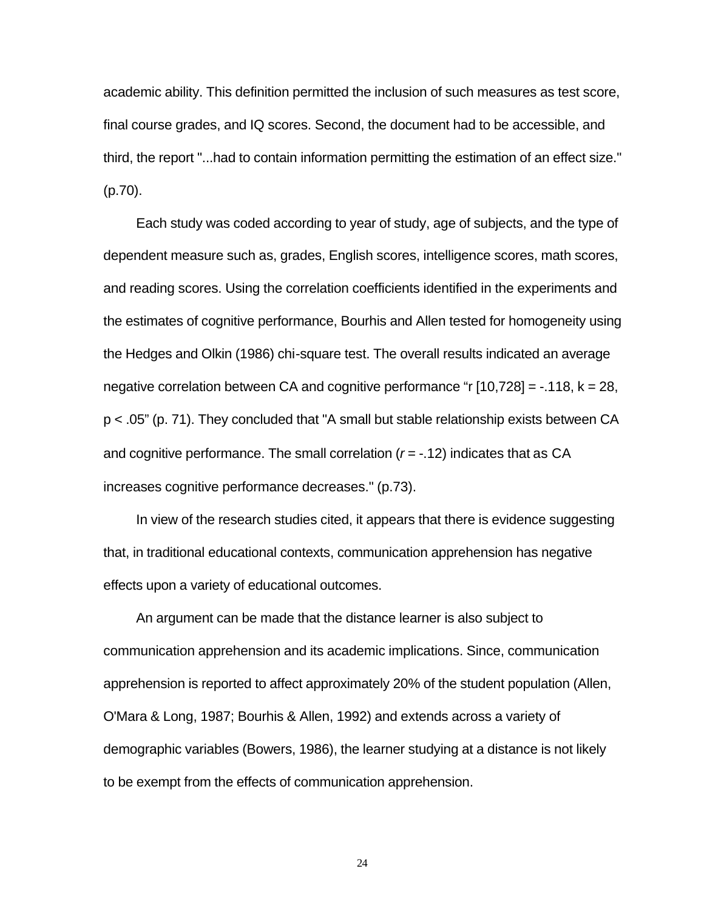academic ability. This definition permitted the inclusion of such measures as test score, final course grades, and IQ scores. Second, the document had to be accessible, and third, the report "...had to contain information permitting the estimation of an effect size." (p.70).

Each study was coded according to year of study, age of subjects, and the type of dependent measure such as, grades, English scores, intelligence scores, math scores, and reading scores. Using the correlation coefficients identified in the experiments and the estimates of cognitive performance, Bourhis and Allen tested for homogeneity using the Hedges and Olkin (1986) chi-square test. The overall results indicated an average negative correlation between CA and cognitive performance "r [10,728] = -.118, k = 28, p < .05" (p. 71). They concluded that "A small but stable relationship exists between CA and cognitive performance. The small correlation (*r* = -.12) indicates that as CA increases cognitive performance decreases." (p.73).

In view of the research studies cited, it appears that there is evidence suggesting that, in traditional educational contexts, communication apprehension has negative effects upon a variety of educational outcomes.

An argument can be made that the distance learner is also subject to communication apprehension and its academic implications. Since, communication apprehension is reported to affect approximately 20% of the student population (Allen, O'Mara & Long, 1987; Bourhis & Allen, 1992) and extends across a variety of demographic variables (Bowers, 1986), the learner studying at a distance is not likely to be exempt from the effects of communication apprehension.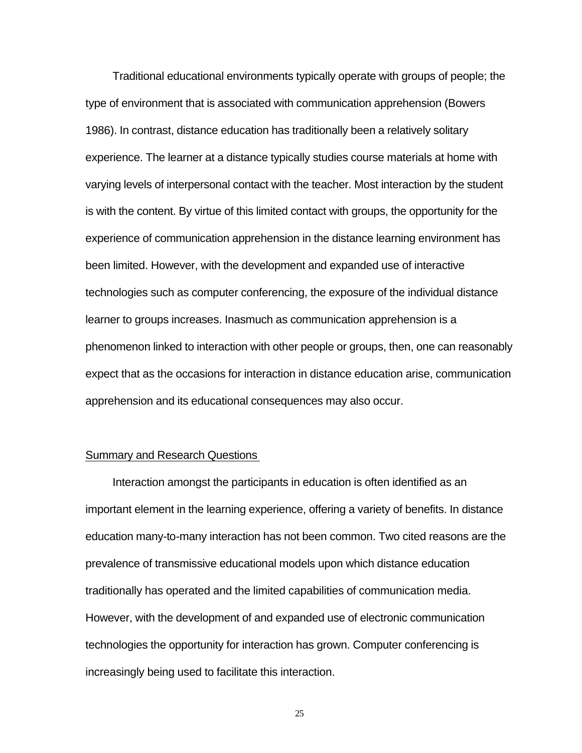Traditional educational environments typically operate with groups of people; the type of environment that is associated with communication apprehension (Bowers 1986). In contrast, distance education has traditionally been a relatively solitary experience. The learner at a distance typically studies course materials at home with varying levels of interpersonal contact with the teacher. Most interaction by the student is with the content. By virtue of this limited contact with groups, the opportunity for the experience of communication apprehension in the distance learning environment has been limited. However, with the development and expanded use of interactive technologies such as computer conferencing, the exposure of the individual distance learner to groups increases. Inasmuch as communication apprehension is a phenomenon linked to interaction with other people or groups, then, one can reasonably expect that as the occasions for interaction in distance education arise, communication apprehension and its educational consequences may also occur.

## Summary and Research Questions

Interaction amongst the participants in education is often identified as an important element in the learning experience, offering a variety of benefits. In distance education many-to-many interaction has not been common. Two cited reasons are the prevalence of transmissive educational models upon which distance education traditionally has operated and the limited capabilities of communication media. However, with the development of and expanded use of electronic communication technologies the opportunity for interaction has grown. Computer conferencing is increasingly being used to facilitate this interaction.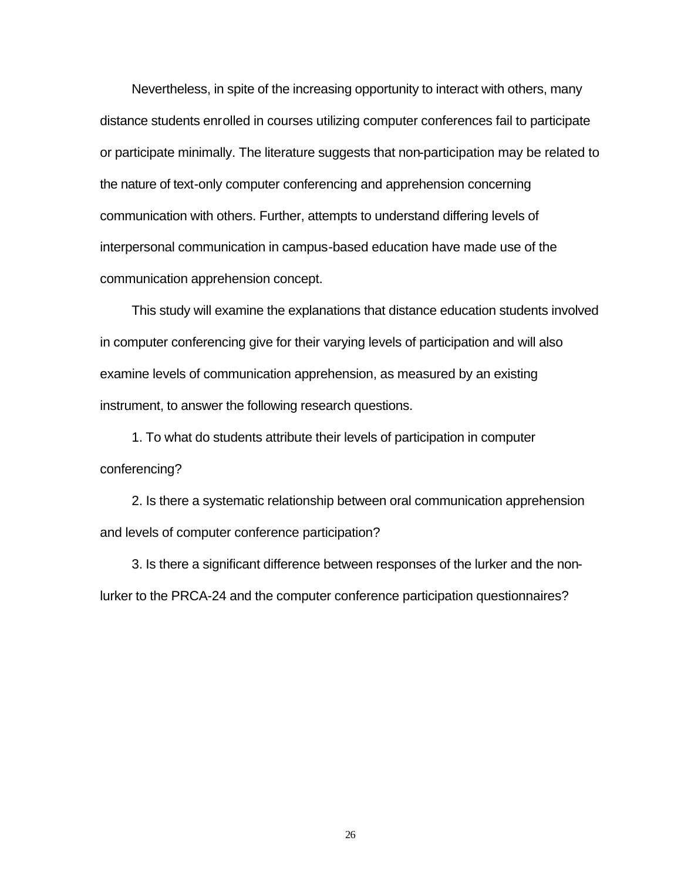Nevertheless, in spite of the increasing opportunity to interact with others, many distance students enrolled in courses utilizing computer conferences fail to participate or participate minimally. The literature suggests that non-participation may be related to the nature of text-only computer conferencing and apprehension concerning communication with others. Further, attempts to understand differing levels of interpersonal communication in campus-based education have made use of the communication apprehension concept.

This study will examine the explanations that distance education students involved in computer conferencing give for their varying levels of participation and will also examine levels of communication apprehension, as measured by an existing instrument, to answer the following research questions.

1. To what do students attribute their levels of participation in computer conferencing?

2. Is there a systematic relationship between oral communication apprehension and levels of computer conference participation?

3. Is there a significant difference between responses of the lurker and the non-lurker to the PRCA-24 and the computer conference participation questionnaires?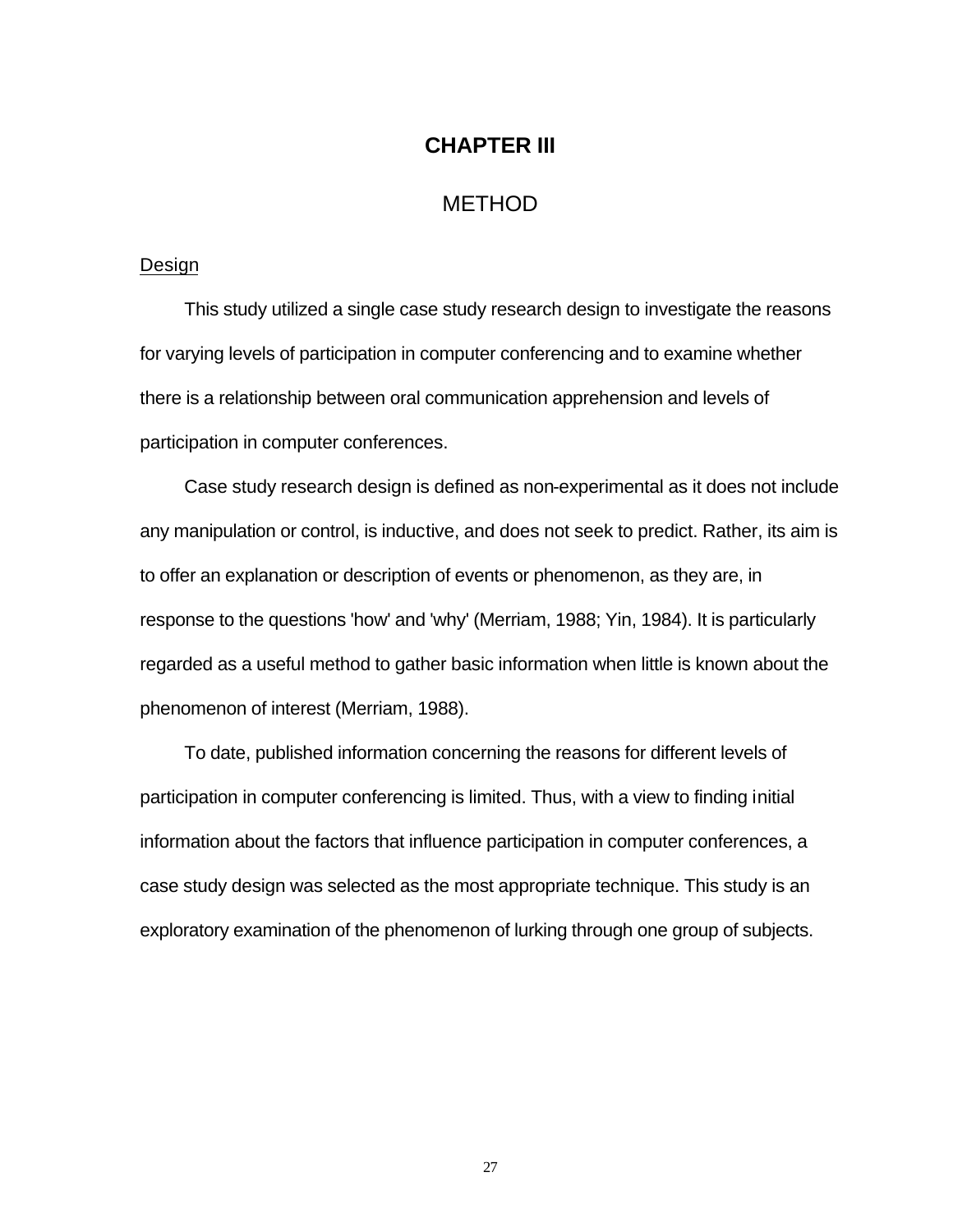# CHAPTER III

## METHOD

### Design

This study utilized a single case study research design to investigate the reasons for varying levels of participation in computer conferencing and to examine whether there is a relationship between oral communication apprehension and levels of participation in computer conferences.

Case study research design is defined as non-experimental as it does not include any manipulation or control, is inductive, and does not seek to predict. Rather, its aim is to offer an explanation or description of events or phenomenon, as they are, in response to the questions 'how' and 'why' (Merriam, 1988; Yin, 1984). It is particularly regarded as a useful method to gather basic information when little is known about the phenomenon of interest (Merriam, 1988).

To date, published information concerning the reasons for different levels of participation in computer conferencing is limited. Thus, with a view to finding initial information about the factors that influence participation in computer conferences, a case study design was selected as the most appropriate technique. This study is an exploratory examination of the phenomenon of lurking through one group of subjects.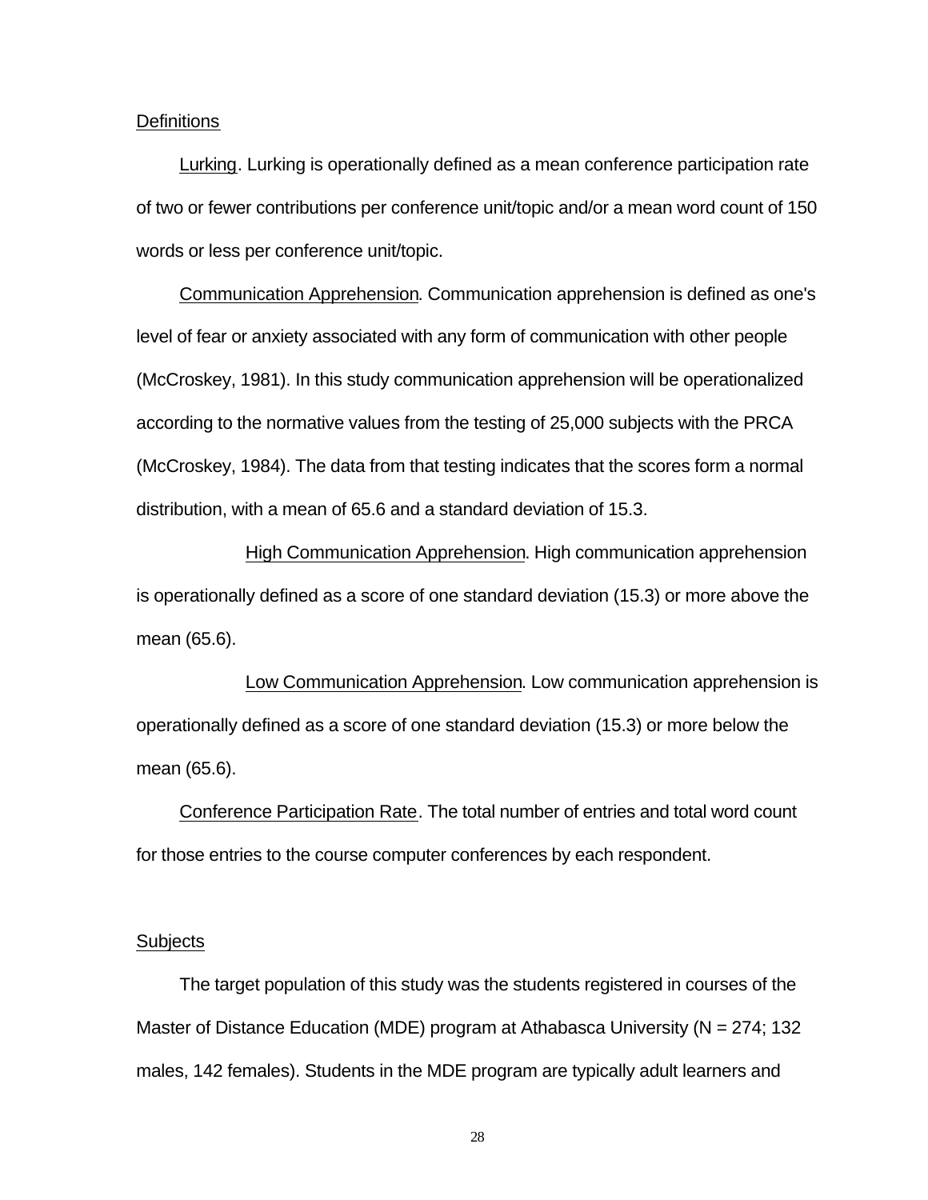## Definitions

Lurking. Lurking is operationally defined as a mean conference participation rate of two or fewer contributions per conference unit/topic and/or a mean word count of 150 words or less per conference unit/topic.

Communication Apprehension. Communication apprehension is defined as one's level of fear or anxiety associated with any form of communication with other people (McCroskey, 1981). In this study communication apprehension will be operationalized according to the normative values from the testing of 25,000 subjects with the PRCA (McCroskey, 1984). The data from that testing indicates that the scores form a normal distribution, with a mean of 65.6 and a standard deviation of 15.3.

High Communication Apprehension. High communication apprehension is operationally defined as a score of one standard deviation (15.3) or more above the mean (65.6).

Low Communication Apprehension. Low communication apprehension is operationally defined as a score of one standard deviation (15.3) or more below the mean (65.6).

Conference Participation Rate. The total number of entries and total word count for those entries to the course computer conferences by each respondent.

## Subjects

The target population of this study was the students registered in courses of the Master of Distance Education (MDE) program at Athabasca University (N = 274; 132 males, 142 females). Students in the MDE program are typically adult learners and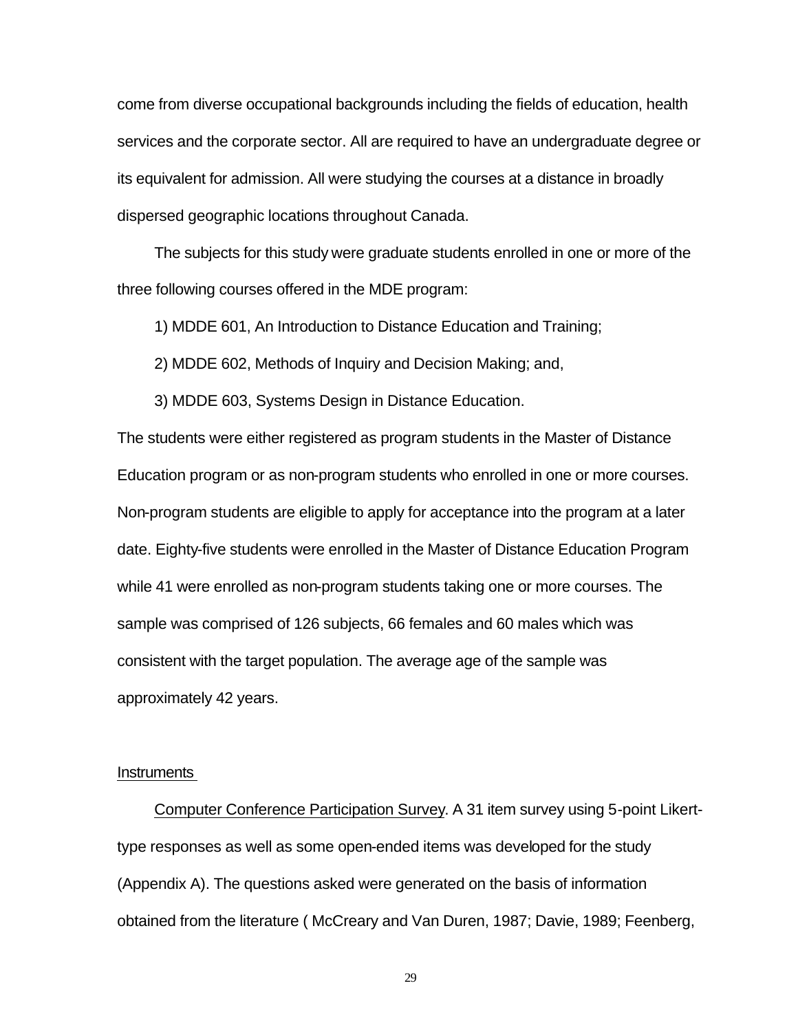come from diverse occupational backgrounds including the fields of education, health services and the corporate sector. All are required to have an undergraduate degree or its equivalent for admission. All were studying the courses at a distance in broadly dispersed geographic locations throughout Canada.

The subjects for this study were graduate students enrolled in one or more of the three following courses offered in the MDE program:

1) MDDE 601, An Introduction to Distance Education and Training;

2) MDDE 602, Methods of Inquiry and Decision Making; and,

3) MDDE 603, Systems Design in Distance Education.

The students were either registered as program students in the Master of Distance Education program or as non-program students who enrolled in one or more courses. Non-program students are eligible to apply for acceptance into the program at a later date. Eighty-five students were enrolled in the Master of Distance Education Program while 41 were enrolled as non-program students taking one or more courses. The sample was comprised of 126 subjects, 66 females and 60 males which was consistent with the target population. The average age of the sample was approximately 42 years.

## Instruments

Computer Conference Participation Survey. A 31 item survey using 5-point Likert-type responses as well as some open-ended items was developed for the study (Appendix A). The questions asked were generated on the basis of information obtained from the literature ( McCreary and Van Duren, 1987; Davie, 1989; Feenberg,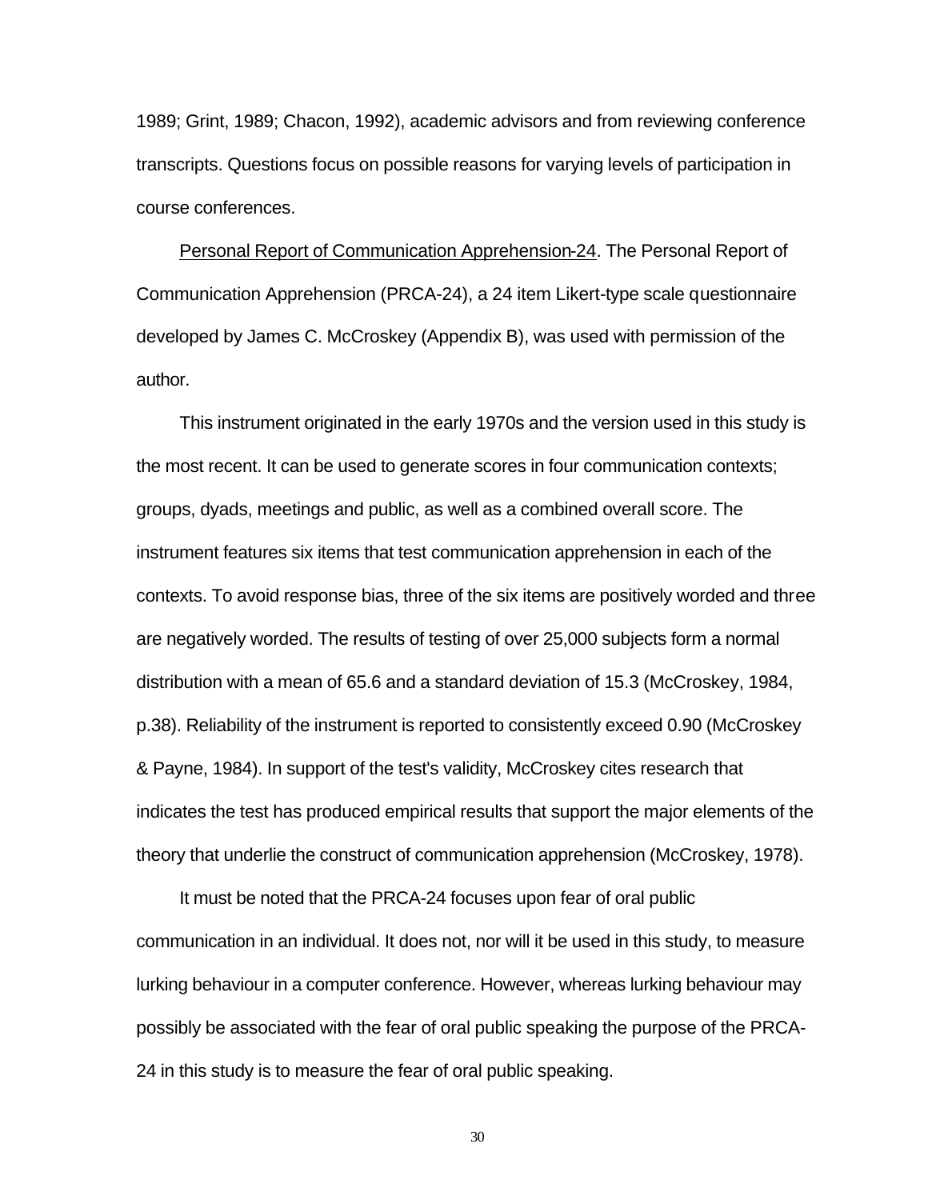1989; Grint, 1989; Chacon, 1992), academic advisors and from reviewing conference transcripts. Questions focus on possible reasons for varying levels of participation in course conferences.

<u>Personal Report of Communication Apprehension-24</u>. The Personal Report of Communication Apprehension (PRCA-24), a 24 item Likert-type scale questionnaire developed by James C. McCroskey (Appendix B), was used with permission of the author.

This instrument originated in the early 1970s and the version used in this study is the most recent. It can be used to generate scores in four communication contexts; groups, dyads, meetings and public, as well as a combined overall score. The instrument features six items that test communication apprehension in each of the contexts. To avoid response bias, three of the six items are positively worded and three are negatively worded. The results of testing of over 25,000 subjects form a normal distribution with a mean of 65.6 and a standard deviation of 15.3 (McCroskey, 1984, p.38). Reliability of the instrument is reported to consistently exceed 0.90 (McCroskey & Payne, 1984). In support of the test's validity, McCroskey cites research that indicates the test has produced empirical results that support the major elements of the theory that underlie the construct of communication apprehension (McCroskey, 1978).

It must be noted that the PRCA-24 focuses upon fear of oral public communication in an individual. It does not, nor will it be used in this study, to measure lurking behaviour in a computer conference. However, whereas lurking behaviour may possibly be associated with the fear of oral public speaking the purpose of the PRCA-24 in this study is to measure the fear of oral public speaking.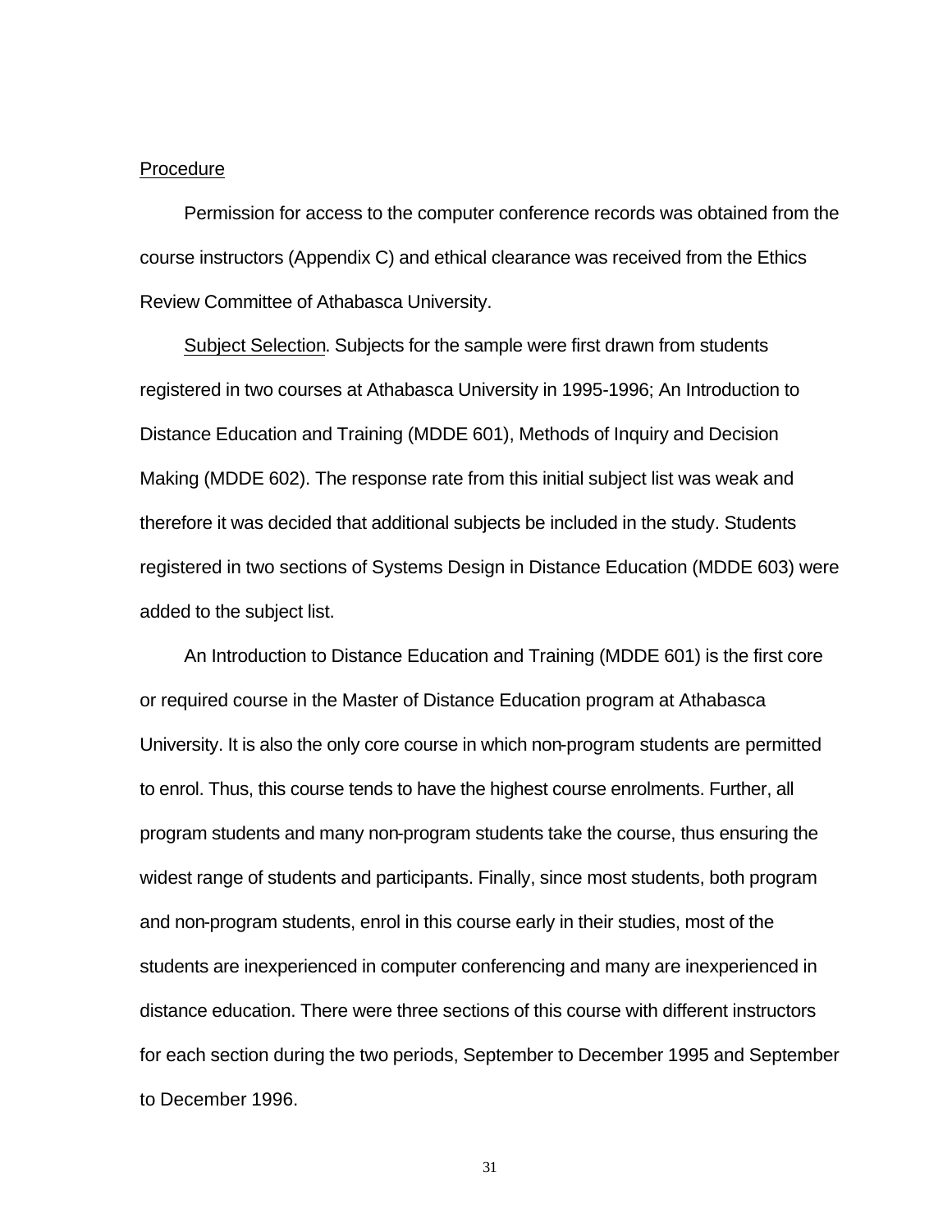Procedure

Permission for access to the computer conference records was obtained from the course instructors (Appendix C) and ethical clearance was received from the Ethics Review Committee of Athabasca University.

Subject Selection. Subjects for the sample were first drawn from students registered in two courses at Athabasca University in 1995-1996; An Introduction to Distance Education and Training (MDDE 601), Methods of Inquiry and Decision Making (MDDE 602). The response rate from this initial subject list was weak and therefore it was decided that additional subjects be included in the study. Students registered in two sections of Systems Design in Distance Education (MDDE 603) were added to the subject list.

An Introduction to Distance Education and Training (MDDE 601) is the first core or required course in the Master of Distance Education program at Athabasca University. It is also the only core course in which non-program students are permitted to enrol. Thus, this course tends to have the highest course enrolments. Further, all program students and many non-program students take the course, thus ensuring the widest range of students and participants. Finally, since most students, both program and non-program students, enrol in this course early in their studies, most of the students are inexperienced in computer conferencing and many are inexperienced in distance education. There were three sections of this course with different instructors for each section during the two periods, September to December 1995 and September to December 1996.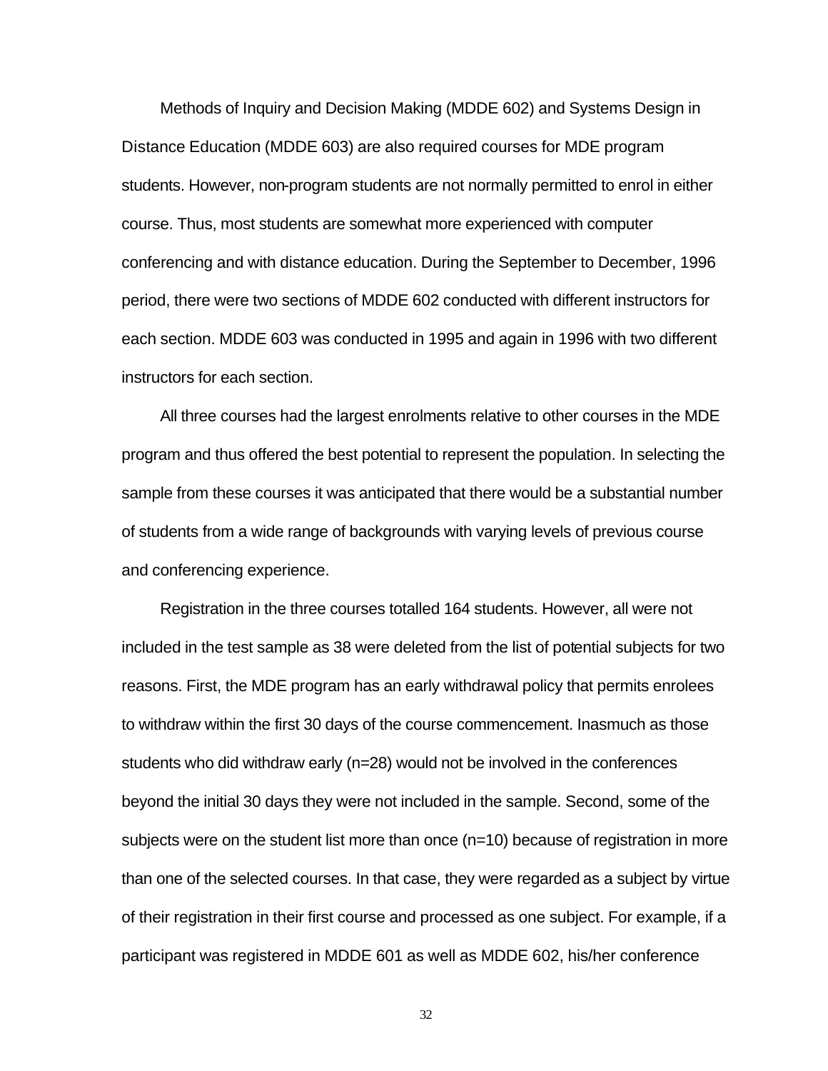Methods of Inquiry and Decision Making (MDDE 602) and Systems Design in Distance Education (MDDE 603) are also required courses for MDE program students. However, non-program students are not normally permitted to enrol in either course. Thus, most students are somewhat more experienced with computer conferencing and with distance education. During the September to December, 1996 period, there were two sections of MDDE 602 conducted with different instructors for each section. MDDE 603 was conducted in 1995 and again in 1996 with two different instructors for each section.

All three courses had the largest enrolments relative to other courses in the MDE program and thus offered the best potential to represent the population. In selecting the sample from these courses it was anticipated that there would be a substantial number of students from a wide range of backgrounds with varying levels of previous course and conferencing experience.

Registration in the three courses totalled 164 students. However, all were not included in the test sample as 38 were deleted from the list of potential subjects for two reasons. First, the MDE program has an early withdrawal policy that permits enrolees to withdraw within the first 30 days of the course commencement. Inasmuch as those students who did withdraw early (n=28) would not be involved in the conferences beyond the initial 30 days they were not included in the sample. Second, some of the subjects were on the student list more than once (n=10) because of registration in more than one of the selected courses. In that case, they were regarded as a subject by virtue of their registration in their first course and processed as one subject. For example, if a participant was registered in MDDE 601 as well as MDDE 602, his/her conference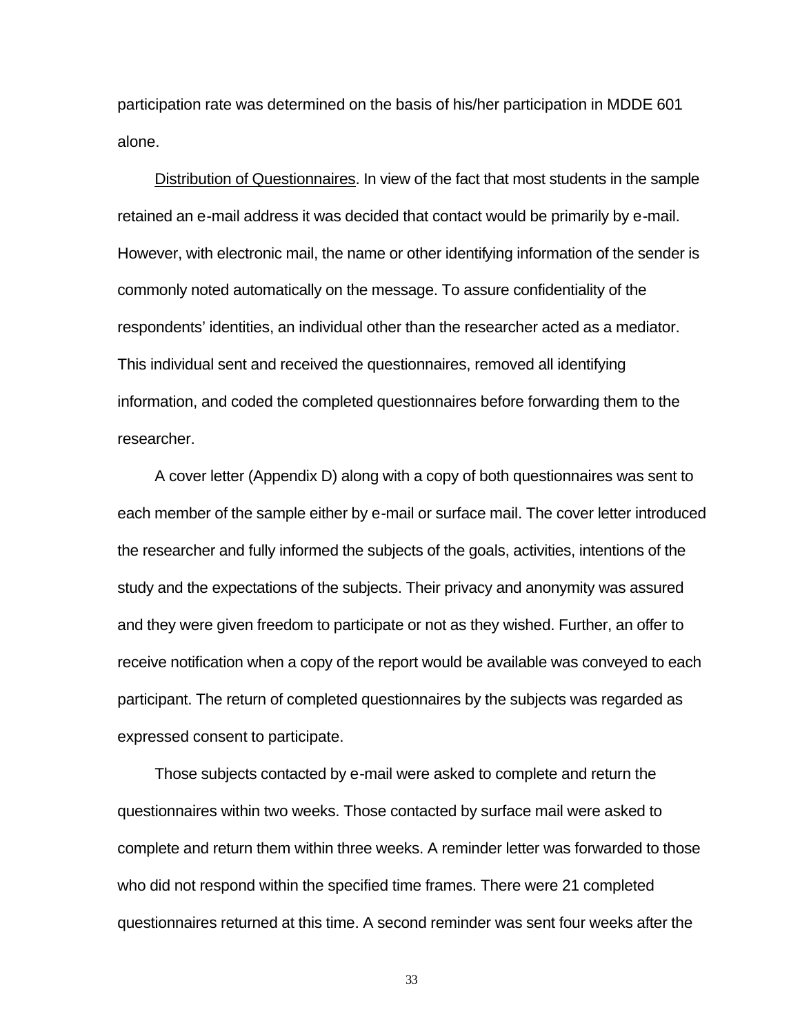participation rate was determined on the basis of his/her participation in MDDE 601 alone.

<u>Distribution of Questionnaires</u>. In view of the fact that most students in the sample retained an e-mail address it was decided that contact would be primarily by e-mail. However, with electronic mail, the name or other identifying information of the sender is commonly noted automatically on the message. To assure confidentiality of the respondents' identities, an individual other than the researcher acted as a mediator. This individual sent and received the questionnaires, removed all identifying information, and coded the completed questionnaires before forwarding them to the researcher.

A cover letter (Appendix D) along with a copy of both questionnaires was sent to each member of the sample either by e-mail or surface mail. The cover letter introduced the researcher and fully informed the subjects of the goals, activities, intentions of the study and the expectations of the subjects. Their privacy and anonymity was assured and they were given freedom to participate or not as they wished. Further, an offer to receive notification when a copy of the report would be available was conveyed to each participant. The return of completed questionnaires by the subjects was regarded as expressed consent to participate.

Those subjects contacted by e-mail were asked to complete and return the questionnaires within two weeks. Those contacted by surface mail were asked to complete and return them within three weeks. A reminder letter was forwarded to those who did not respond within the specified time frames. There were 21 completed questionnaires returned at this time. A second reminder was sent four weeks after the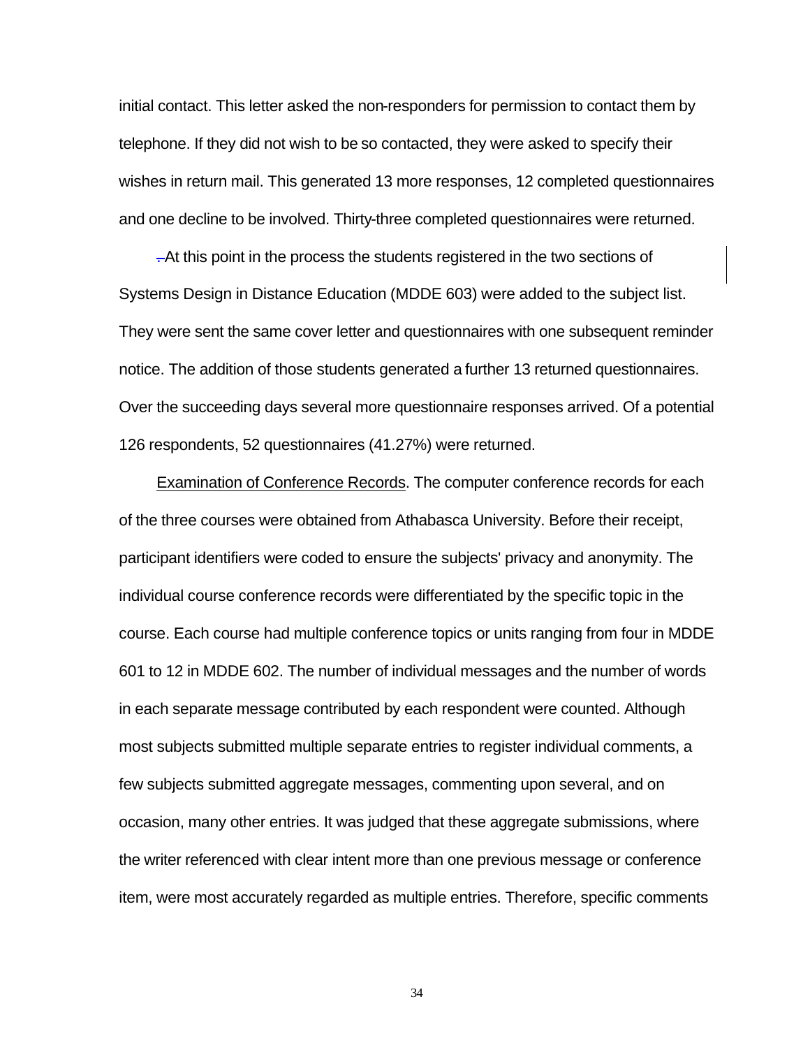initial contact. This letter asked the non-responders for permission to contact them by telephone. If they did not wish to be so contacted, they were asked to specify their wishes in return mail. This generated 13 more responses, 12 completed questionnaires and one decline to be involved. Thirty-three completed questionnaires were returned.

At this point in the process the students registered in the two sections of Systems Design in Distance Education (MDDE 603) were added to the subject list. They were sent the same cover letter and questionnaires with one subsequent reminder notice. The addition of those students generated a further 13 returned questionnaires. Over the succeeding days several more questionnaire responses arrived. Of a potential 126 respondents, 52 questionnaires (41.27%) were returned.

Examination of Conference Records. The computer conference records for each of the three courses were obtained from Athabasca University. Before their receipt, participant identifiers were coded to ensure the subjects' privacy and anonymity. The individual course conference records were differentiated by the specific topic in the course. Each course had multiple conference topics or units ranging from four in MDDE 601 to 12 in MDDE 602. The number of individual messages and the number of words in each separate message contributed by each respondent were counted. Although most subjects submitted multiple separate entries to register individual comments, a few subjects submitted aggregate messages, commenting upon several, and on occasion, many other entries. It was judged that these aggregate submissions, where the writer referenced with clear intent more than one previous message or conference item, were most accurately regarded as multiple entries. Therefore, specific comments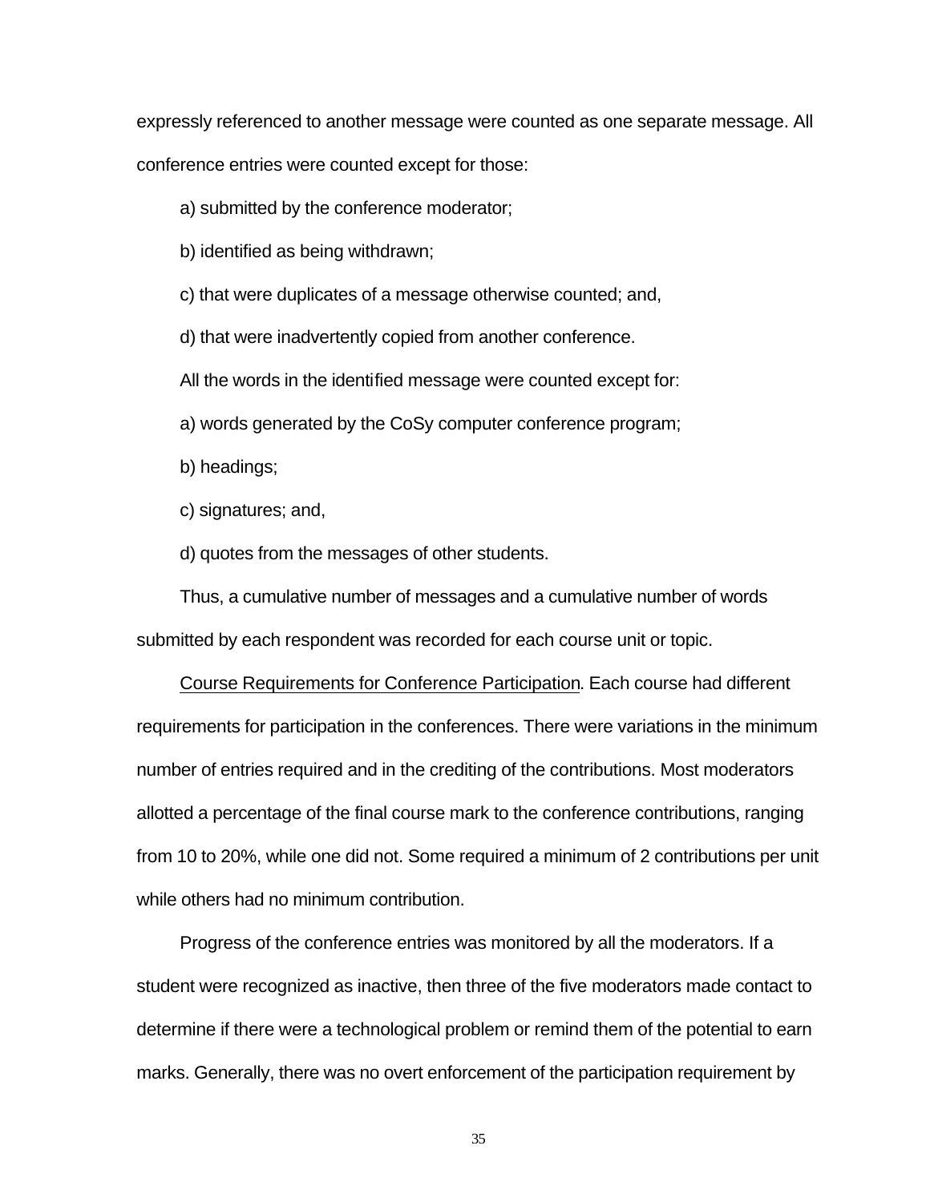expressly referenced to another message were counted as one separate message. All conference entries were counted except for those:

a) submitted by the conference moderator;

b) identified as being withdrawn;

c) that were duplicates of a message otherwise counted; and,

d) that were inadvertently copied from another conference.

All the words in the identified message were counted except for:

a) words generated by the CoSy computer conference program;

b) headings;

c) signatures; and,

d) quotes from the messages of other students.

Thus, a cumulative number of messages and a cumulative number of words submitted by each respondent was recorded for each course unit or topic.

Course Requirements for Conference Participation. Each course had different requirements for participation in the conferences. There were variations in the minimum number of entries required and in the crediting of the contributions. Most moderators allotted a percentage of the final course mark to the conference contributions, ranging from 10 to 20%, while one did not. Some required a minimum of 2 contributions per unit while others had no minimum contribution.

Progress of the conference entries was monitored by all the moderators. If a student were recognized as inactive, then three of the five moderators made contact to determine if there were a technological problem or remind them of the potential to earn marks. Generally, there was no overt enforcement of the participation requirement by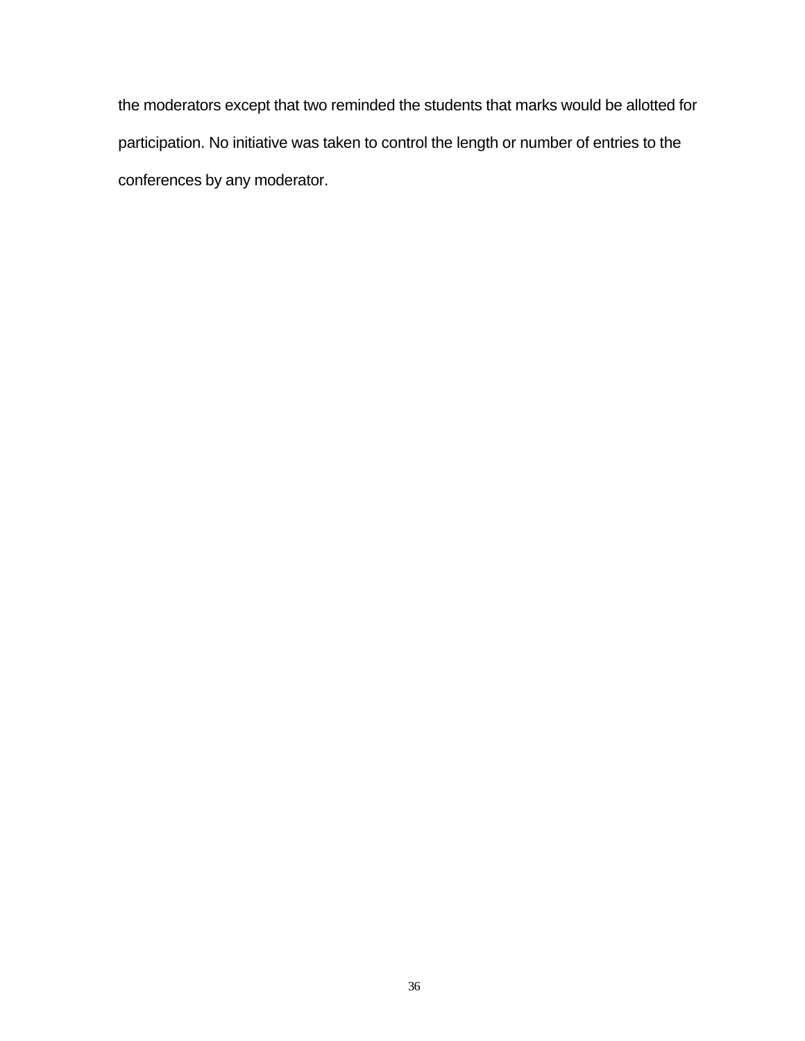the moderators except that two reminded the students that marks would be allotted for participation. No initiative was taken to control the length or number of entries to the conferences by any moderator.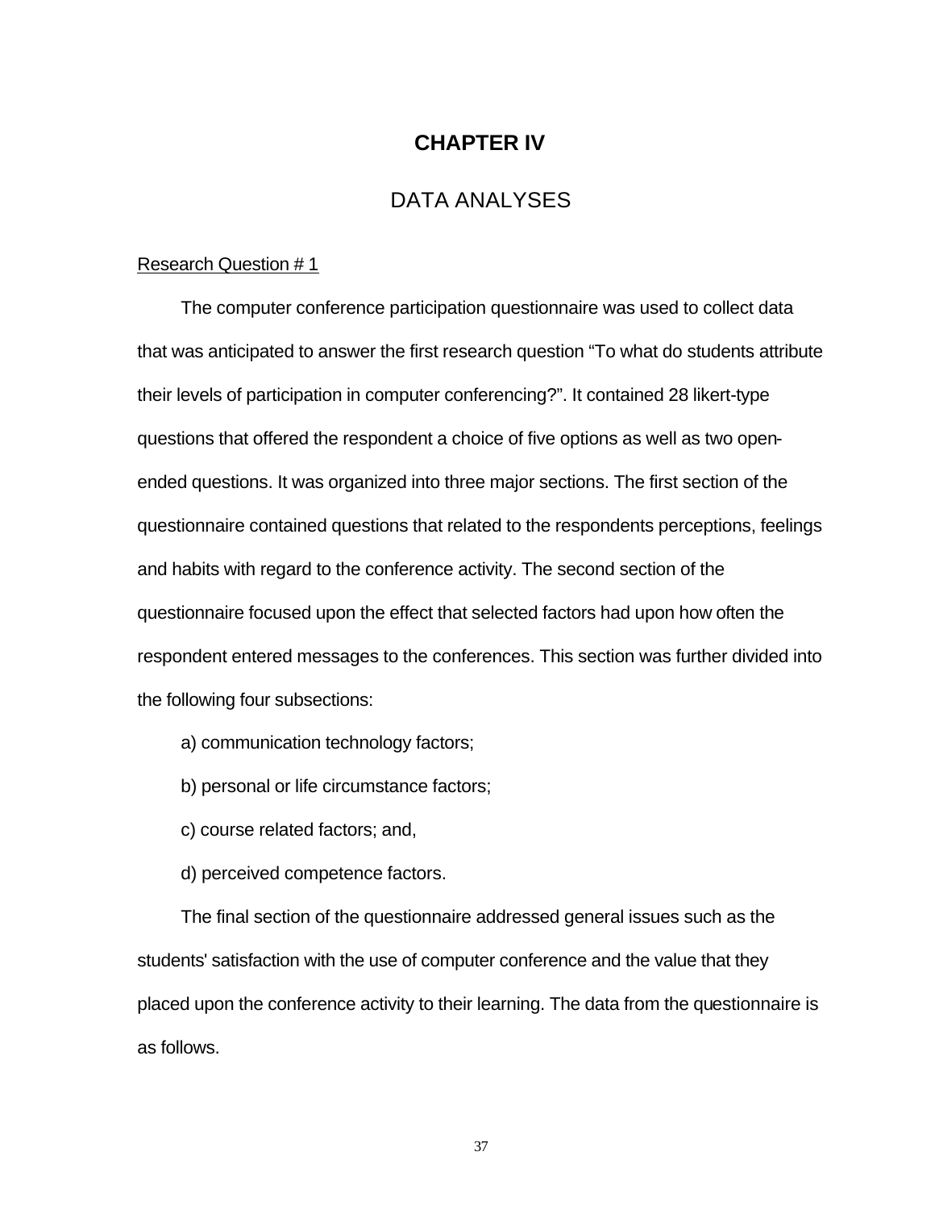# CHAPTER IV

## DATA ANALYSES

Research Question # 1

The computer conference participation questionnaire was used to collect data that was anticipated to answer the first research question "To what do students attribute their levels of participation in computer conferencing?". It contained 28 likert-type questions that offered the respondent a choice of five options as well as two open-ended questions. It was organized into three major sections. The first section of the questionnaire contained questions that related to the respondents perceptions, feelings and habits with regard to the conference activity. The second section of the questionnaire focused upon the effect that selected factors had upon how often the respondent entered messages to the conferences. This section was further divided into the following four subsections:

a) communication technology factors;

b) personal or life circumstance factors;

c) course related factors; and,

d) perceived competence factors.

The final section of the questionnaire addressed general issues such as the students' satisfaction with the use of computer conference and the value that they placed upon the conference activity to their learning. The data from the questionnaire is as follows.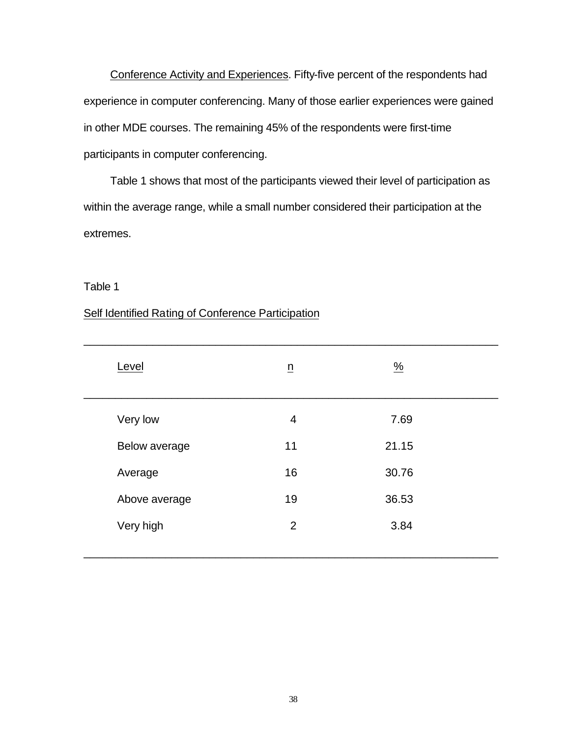Conference Activity and Experiences. Fifty-five percent of the respondents had experience in computer conferencing. Many of those earlier experiences were gained in other MDE courses. The remaining 45% of the respondents were first-time participants in computer conferencing.

Table 1 shows that most of the participants viewed their level of participation as within the average range, while a small number considered their participation at the extremes.

Table 1

Self Identified Rating of Conference Participation

| Level | n | % |
|---|---|---|
| Very low | 4 | 7.69 |
| Below average | 11 | 21.15 |
| Average | 16 | 30.76 |
| Above average | 19 | 36.53 |
| Very high | 2 | 3.84 |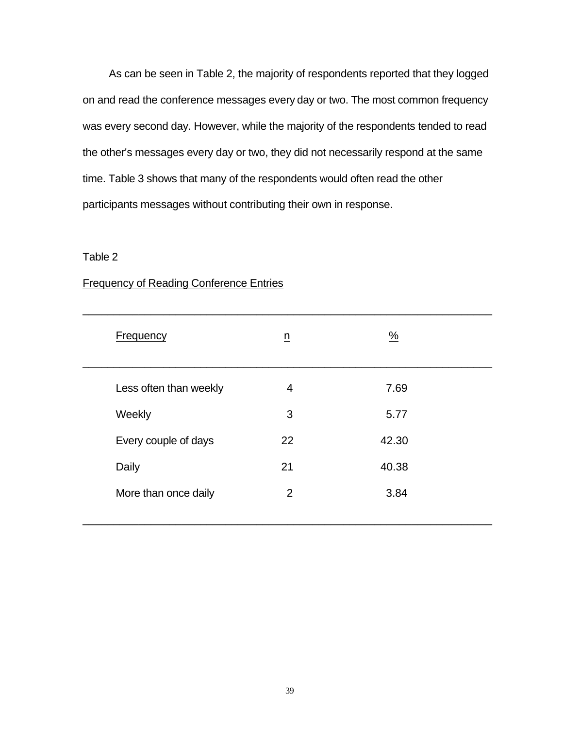As can be seen in Table 2, the majority of respondents reported that they logged on and read the conference messages every day or two. The most common frequency was every second day. However, while the majority of the respondents tended to read the other's messages every day or two, they did not necessarily respond at the same time. Table 3 shows that many of the respondents would often read the other participants messages without contributing their own in response.

Table 2

Frequency of Reading Conference Entries

| Frequency | n | % |
| --- | --- | --- |
| Less often than weekly | 4 | 7.69 |
| Weekly | 3 | 5.77 |
| Every couple of days | 22 | 42.30 |
| Daily | 21 | 40.38 |
| More than once daily | 2 | 3.84 |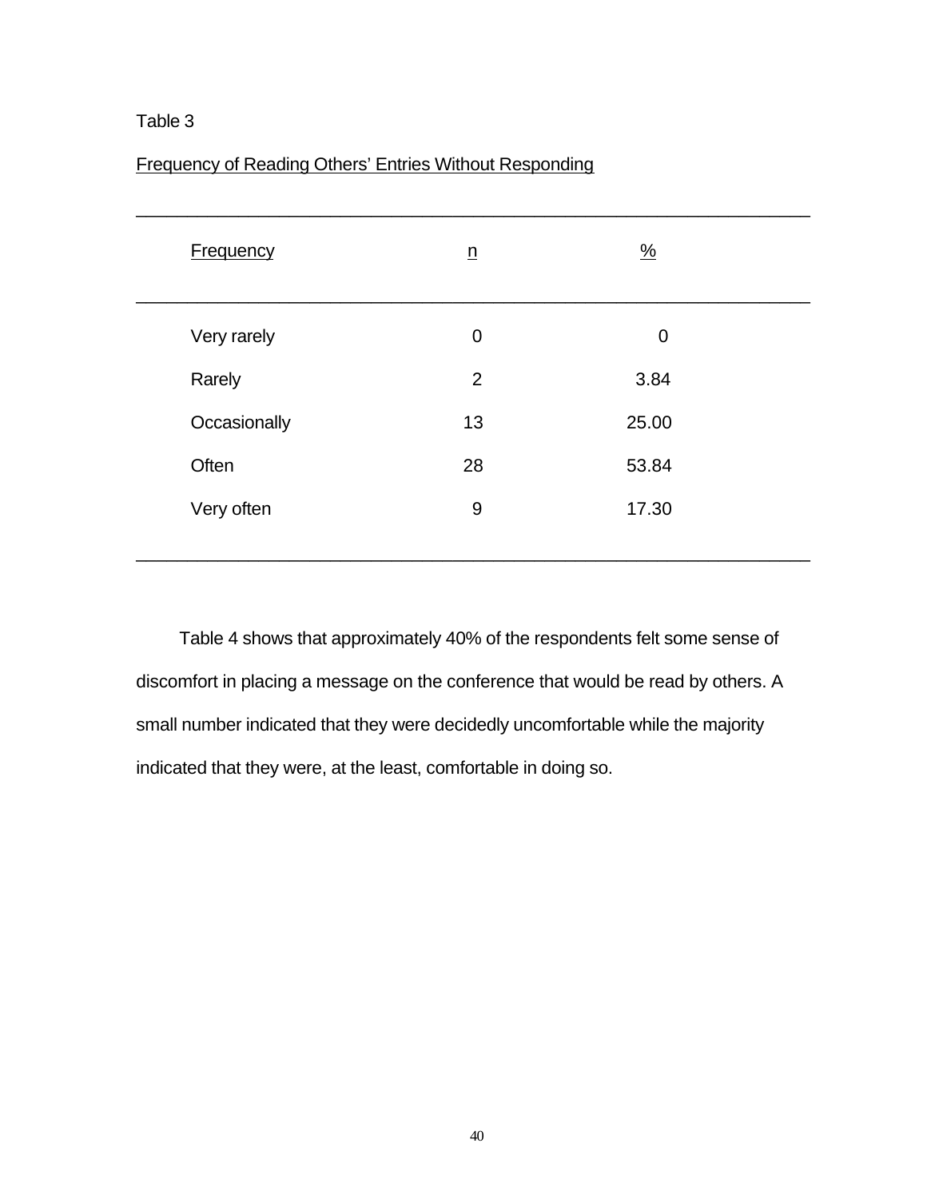Table 3

Frequency of Reading Others' Entries Without Responding

| Frequency | n | % |
|---|---|---|
| Very rarely | 0 | 0 |
| Rarely | 2 | 3.84 |
| Occasionally | 13 | 25.00 |
| Often | 28 | 53.84 |
| Very often | 9 | 17.30 |

Table 4 shows that approximately 40% of the respondents felt some sense of discomfort in placing a message on the conference that would be read by others. A small number indicated that they were decidedly uncomfortable while the majority indicated that they were, at the least, comfortable in doing so.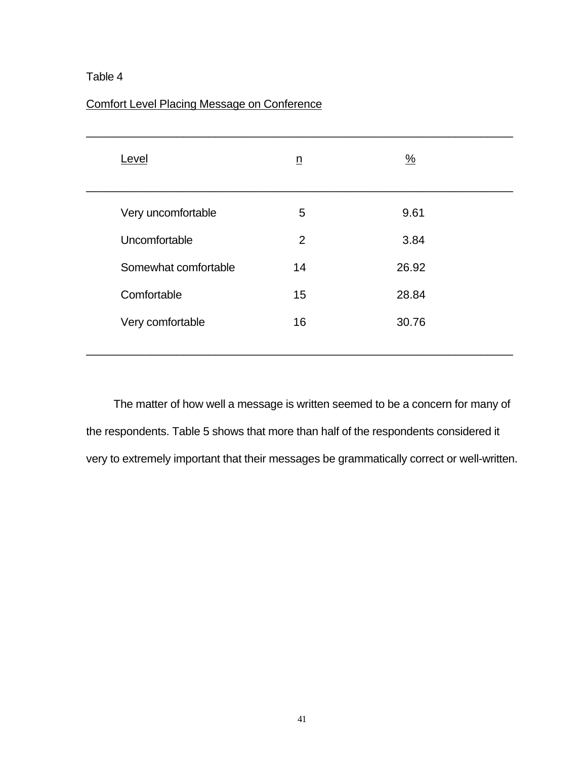Table 4

Comfort Level Placing Message on Conference

| Level | n | % |
|---|---|---|
| Very uncomfortable | 5 | 9.61 |
| Uncomfortable | 2 | 3.84 |
| Somewhat comfortable | 14 | 26.92 |
| Comfortable | 15 | 28.84 |
| Very comfortable | 16 | 30.76 |

The matter of how well a message is written seemed to be a concern for many of the respondents. Table 5 shows that more than half of the respondents considered it very to extremely important that their messages be grammatically correct or well-written.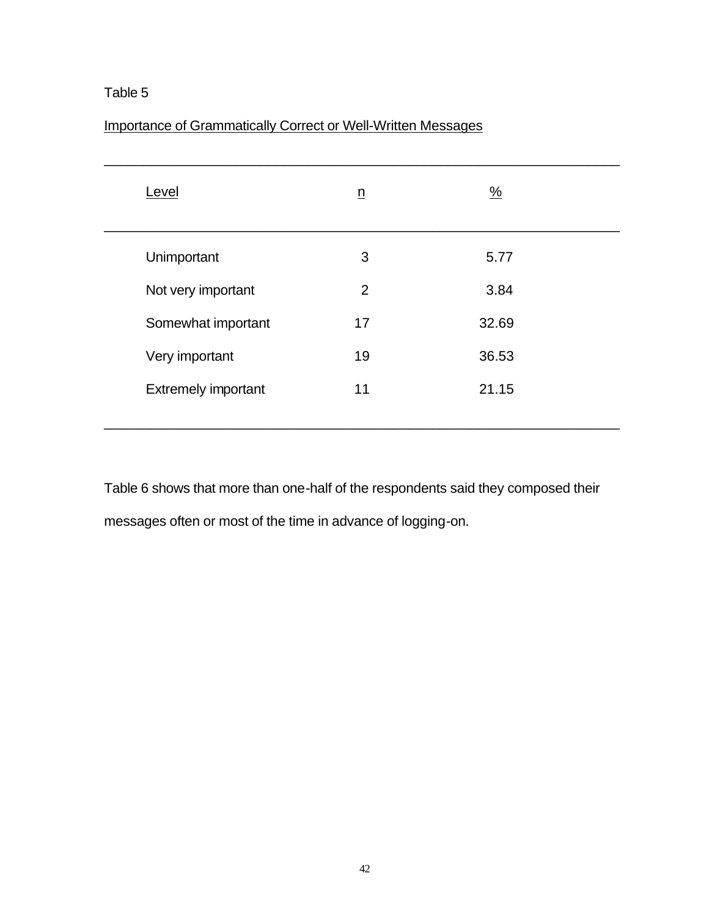Table 5

Importance of Grammatically Correct or Well-Written Messages

| Level | n | % |
|---|---|---|
| Unimportant | 3 | 5.77 |
| Not very important | 2 | 3.84 |
| Somewhat important | 17 | 32.69 |
| Very important | 19 | 36.53 |
| Extremely important | 11 | 21.15 |

Table 6 shows that more than one-half of the respondents said they composed their messages often or most of the time in advance of logging-on.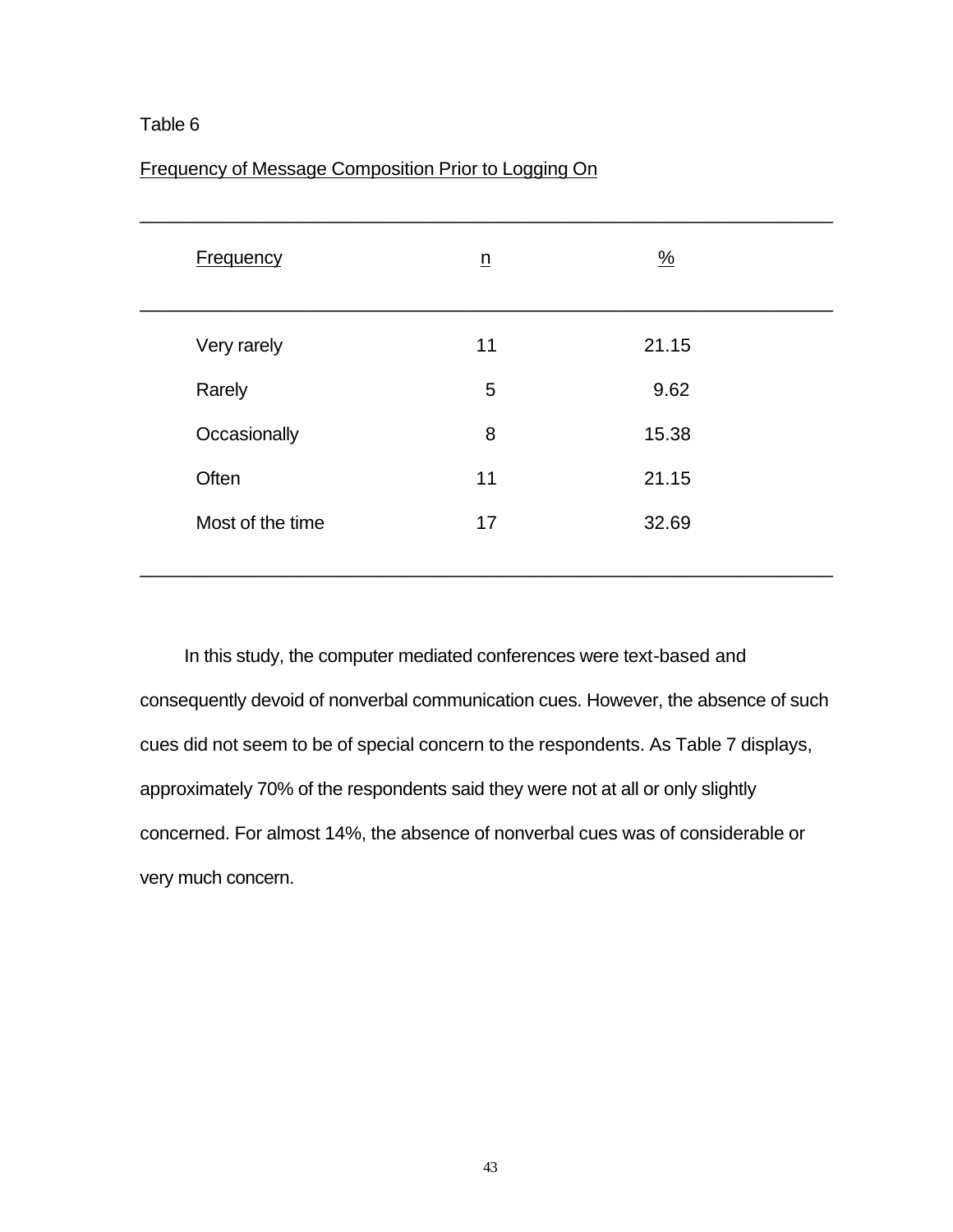Table 6

Frequency of Message Composition Prior to Logging On

| Frequency | n | % |
|---|---|---|
| Very rarely | 11 | 21.15 |
| Rarely | 5 | 9.62 |
| Occasionally | 8 | 15.38 |
| Often | 11 | 21.15 |
| Most of the time | 17 | 32.69 |

In this study, the computer mediated conferences were text-based and consequently devoid of nonverbal communication cues. However, the absence of such cues did not seem to be of special concern to the respondents. As Table 7 displays, approximately 70% of the respondents said they were not at all or only slightly concerned. For almost 14%, the absence of nonverbal cues was of considerable or very much concern.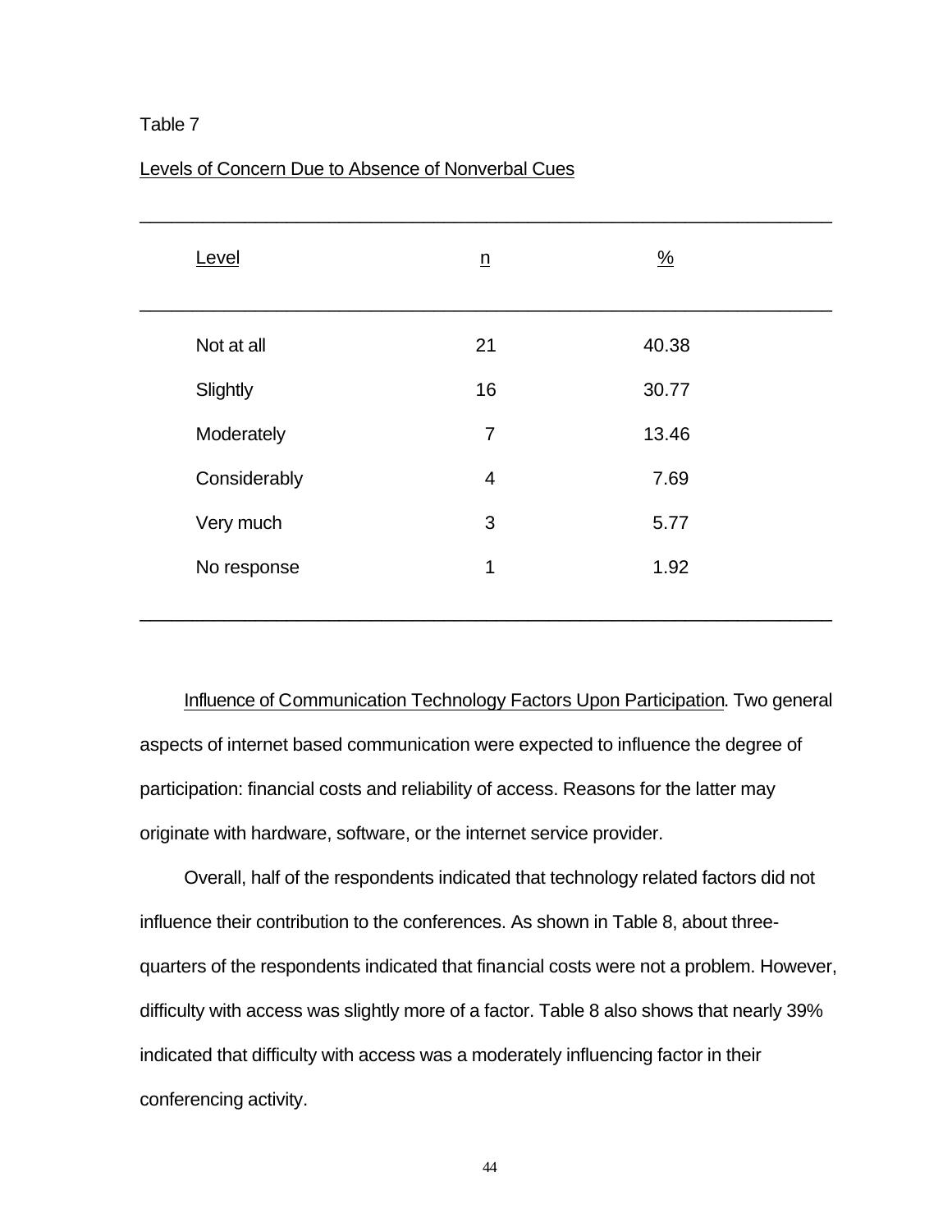Table 7

Levels of Concern Due to Absence of Nonverbal Cues

| Level | n | % |
|---|---|---|
| Not at all | 21 | 40.38 |
| Slightly | 16 | 30.77 |
| Moderately | 7 | 13.46 |
| Considerably | 4 | 7.69 |
| Very much | 3 | 5.77 |
| No response | 1 | 1.92 |

Influence of Communication Technology Factors Upon Participation. Two general aspects of internet based communication were expected to influence the degree of participation: financial costs and reliability of access. Reasons for the latter may originate with hardware, software, or the internet service provider.

Overall, half of the respondents indicated that technology related factors did not influence their contribution to the conferences. As shown in Table 8, about three-quarters of the respondents indicated that financial costs were not a problem. However, difficulty with access was slightly more of a factor. Table 8 also shows that nearly 39% indicated that difficulty with access was a moderately influencing factor in their conferencing activity.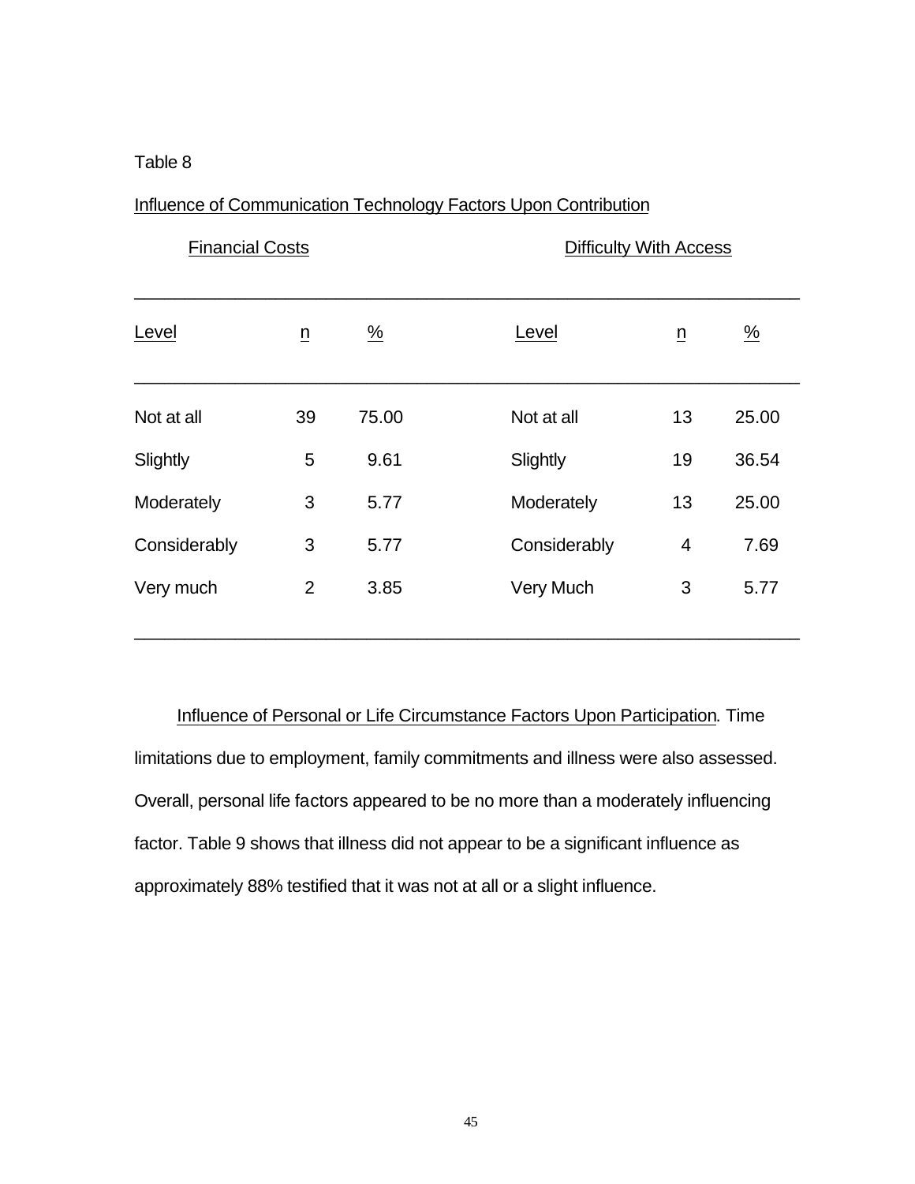Table 8

Influence of Communication Technology Factors Upon Contribution

| Financial Costs | | | Difficulty With Access | | |
|---|---|---|---|---|---|
| Level | n | % | Level | n | % |
| Not at all | 39 | 75.00 | Not at all | 13 | 25.00 |
| Slightly | 5 | 9.61 | Slightly | 19 | 36.54 |
| Moderately | 3 | 5.77 | Moderately | 13 | 25.00 |
| Considerably | 3 | 5.77 | Considerably | 4 | 7.69 |
| Very much | 2 | 3.85 | Very Much | 3 | 5.77 |

Influence of Personal or Life Circumstance Factors Upon Participation. Time limitations due to employment, family commitments and illness were also assessed. Overall, personal life factors appeared to be no more than a moderately influencing factor. Table 9 shows that illness did not appear to be a significant influence as approximately 88% testified that it was not at all or a slight influence.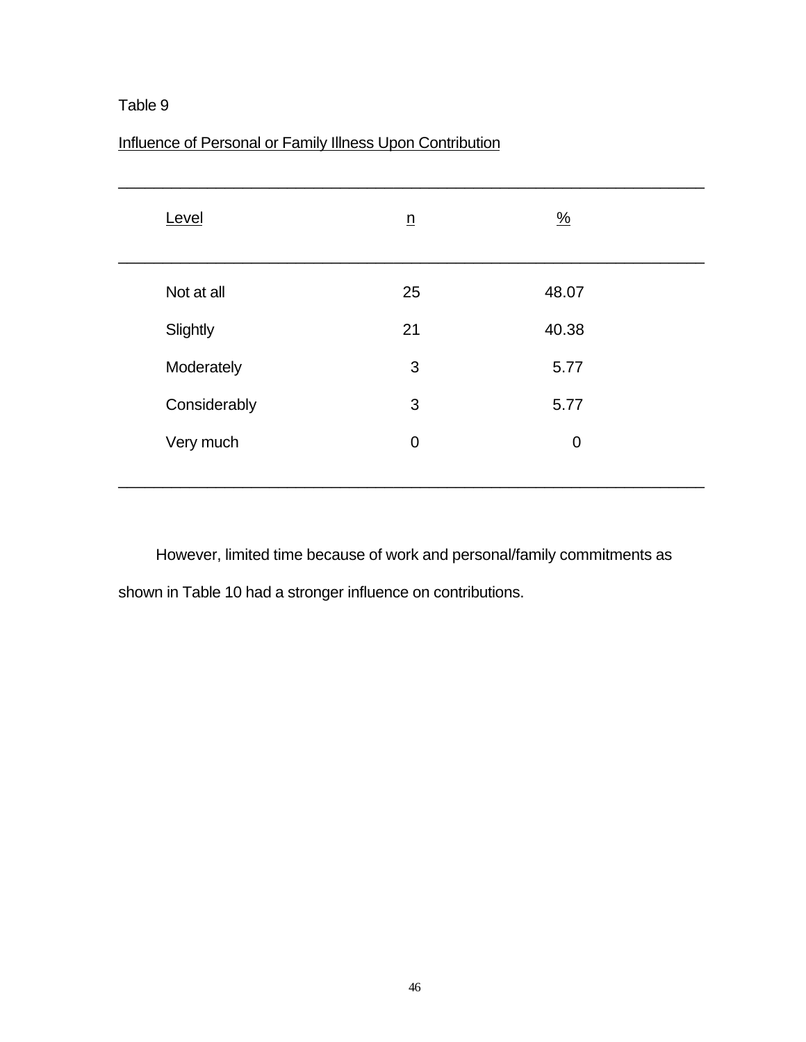Table 9

Influence of Personal or Family Illness Upon Contribution

| Level | n | % |
|---|---|---|
| Not at all | 25 | 48.07 |
| Slightly | 21 | 40.38 |
| Moderately | 3 | 5.77 |
| Considerably | 3 | 5.77 |
| Very much | 0 | 0 |

However, limited time because of work and personal/family commitments as shown in Table 10 had a stronger influence on contributions.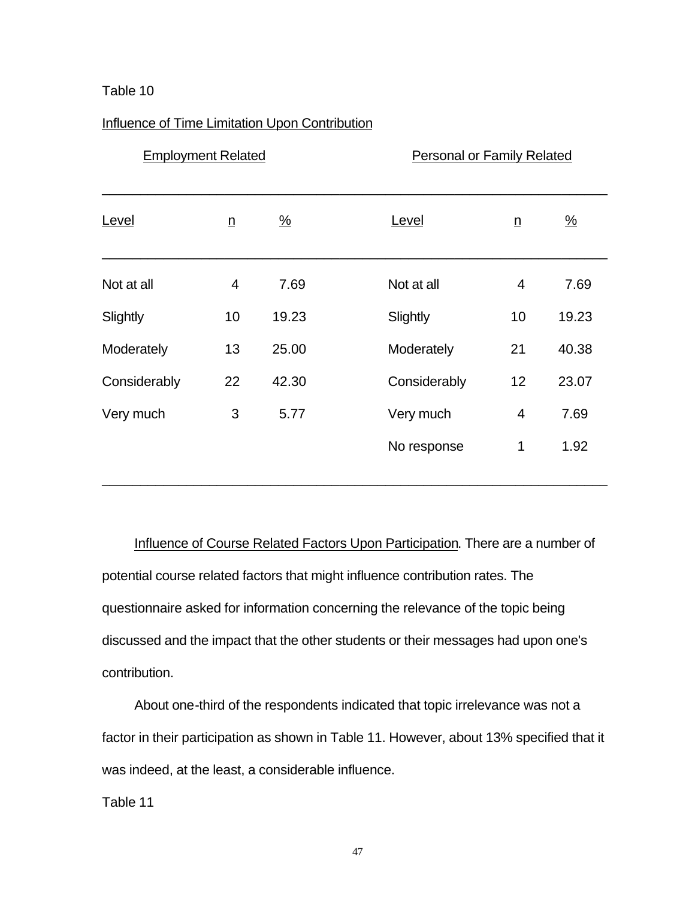Table 10

Influence of Time Limitation Upon Contribution

| Employment Related | | | Personal or Family Related | | |
|---|---|---|---|---|---|
| Level | n | % | Level | n | % |
| Not at all | 4 | 7.69 | Not at all | 4 | 7.69 |
| Slightly | 10 | 19.23 | Slightly | 10 | 19.23 |
| Moderately | 13 | 25.00 | Moderately | 21 | 40.38 |
| Considerably | 22 | 42.30 | Considerably | 12 | 23.07 |
| Very much | 3 | 5.77 | Very much | 4 | 7.69 |
| | | | No response | 1 | 1.92 |

Influence of Course Related Factors Upon Participation. There are a number of potential course related factors that might influence contribution rates. The questionnaire asked for information concerning the relevance of the topic being discussed and the impact that the other students or their messages had upon one's contribution.

About one-third of the respondents indicated that topic irrelevance was not a factor in their participation as shown in Table 11. However, about 13% specified that it was indeed, at the least, a considerable influence.

Table 11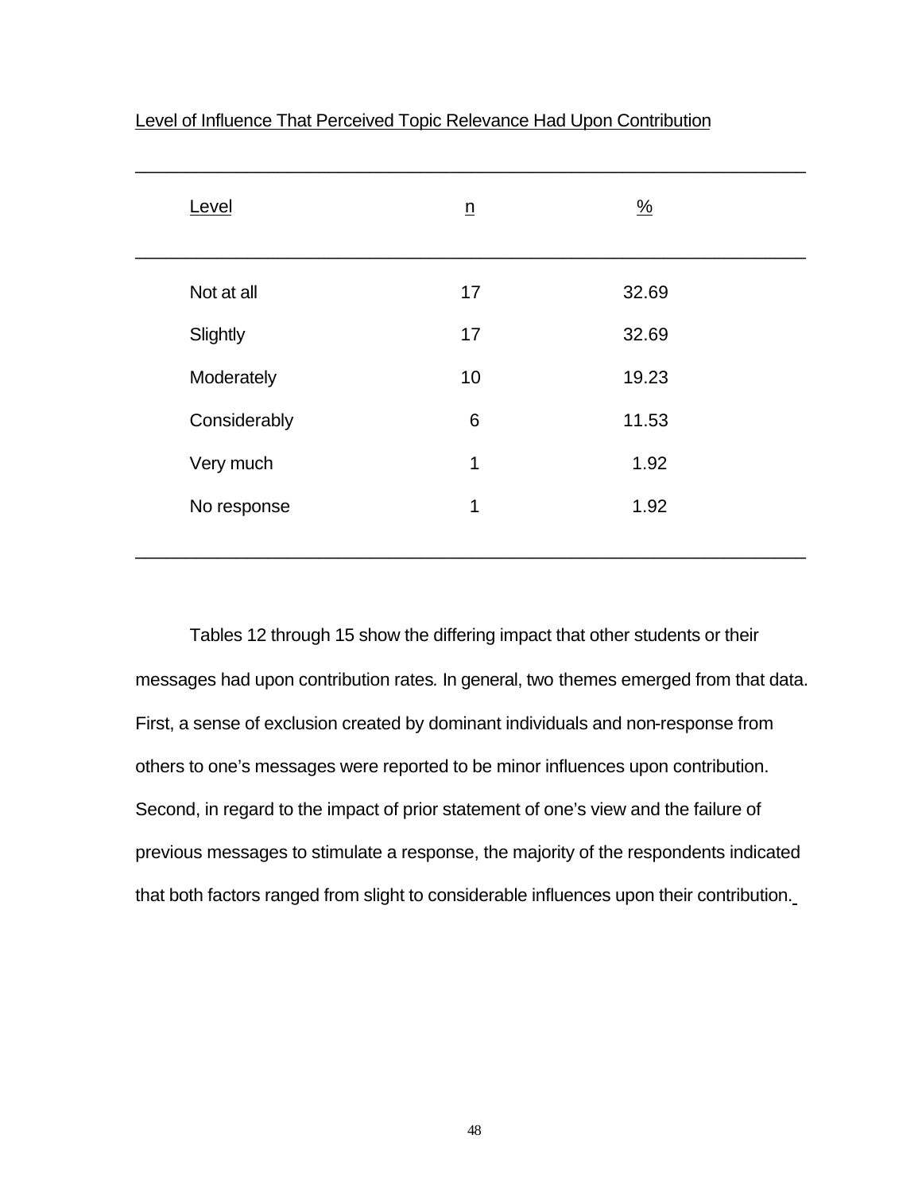Level of Influence That Perceived Topic Relevance Had Upon Contribution

| Level | n | % |
|---|---|---|
| Not at all | 17 | 32.69 |
| Slightly | 17 | 32.69 |
| Moderately | 10 | 19.23 |
| Considerably | 6 | 11.53 |
| Very much | 1 | 1.92 |
| No response | 1 | 1.92 |

Tables 12 through 15 show the differing impact that other students or their messages had upon contribution rates. In general, two themes emerged from that data. First, a sense of exclusion created by dominant individuals and non-response from others to one's messages were reported to be minor influences upon contribution. Second, in regard to the impact of prior statement of one's view and the failure of previous messages to stimulate a response, the majority of the respondents indicated that both factors ranged from slight to considerable influences upon their contribution.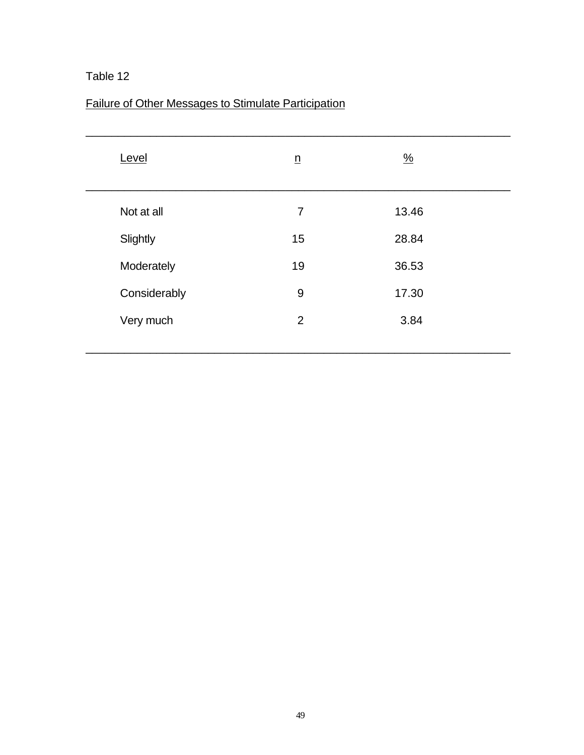Table 12

Failure of Other Messages to Stimulate Participation

| Level | n | % |
|---|---|---|
| Not at all | 7 | 13.46 |
| Slightly | 15 | 28.84 |
| Moderately | 19 | 36.53 |
| Considerably | 9 | 17.30 |
| Very much | 2 | 3.84 |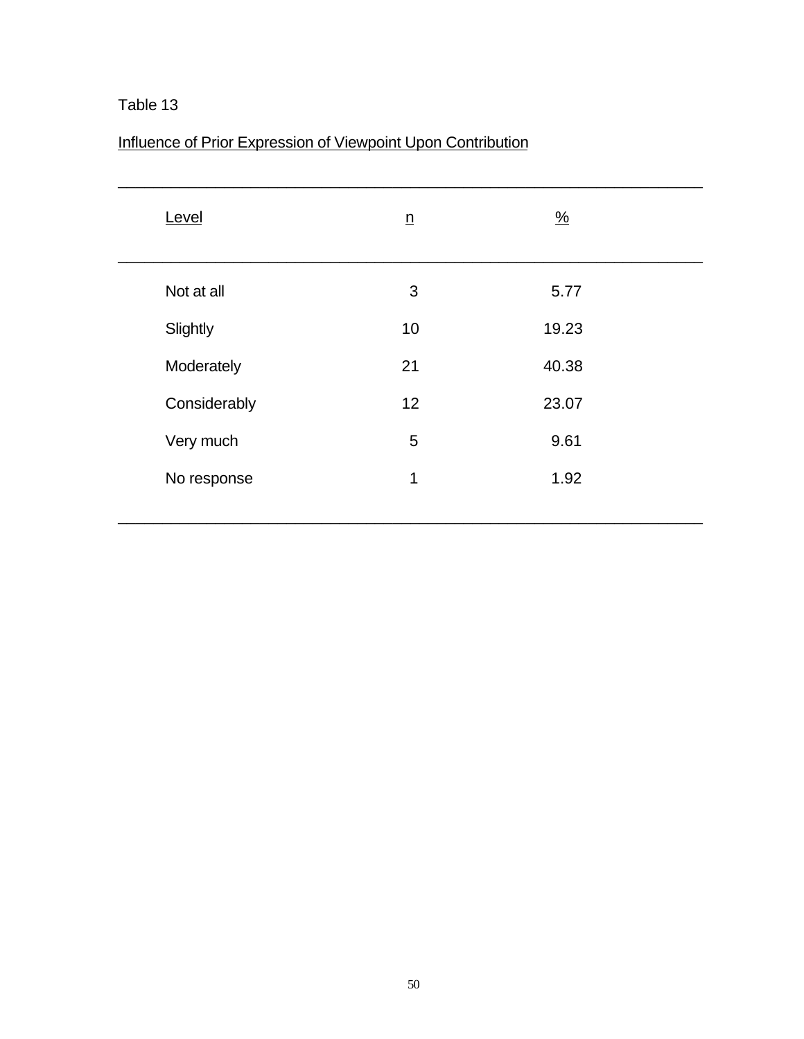Table 13

Influence of Prior Expression of Viewpoint Upon Contribution

| Level | n | % |
| --- | --- | --- |
| Not at all | 3 | 5.77 |
| Slightly | 10 | 19.23 |
| Moderately | 21 | 40.38 |
| Considerably | 12 | 23.07 |
| Very much | 5 | 9.61 |
| No response | 1 | 1.92 |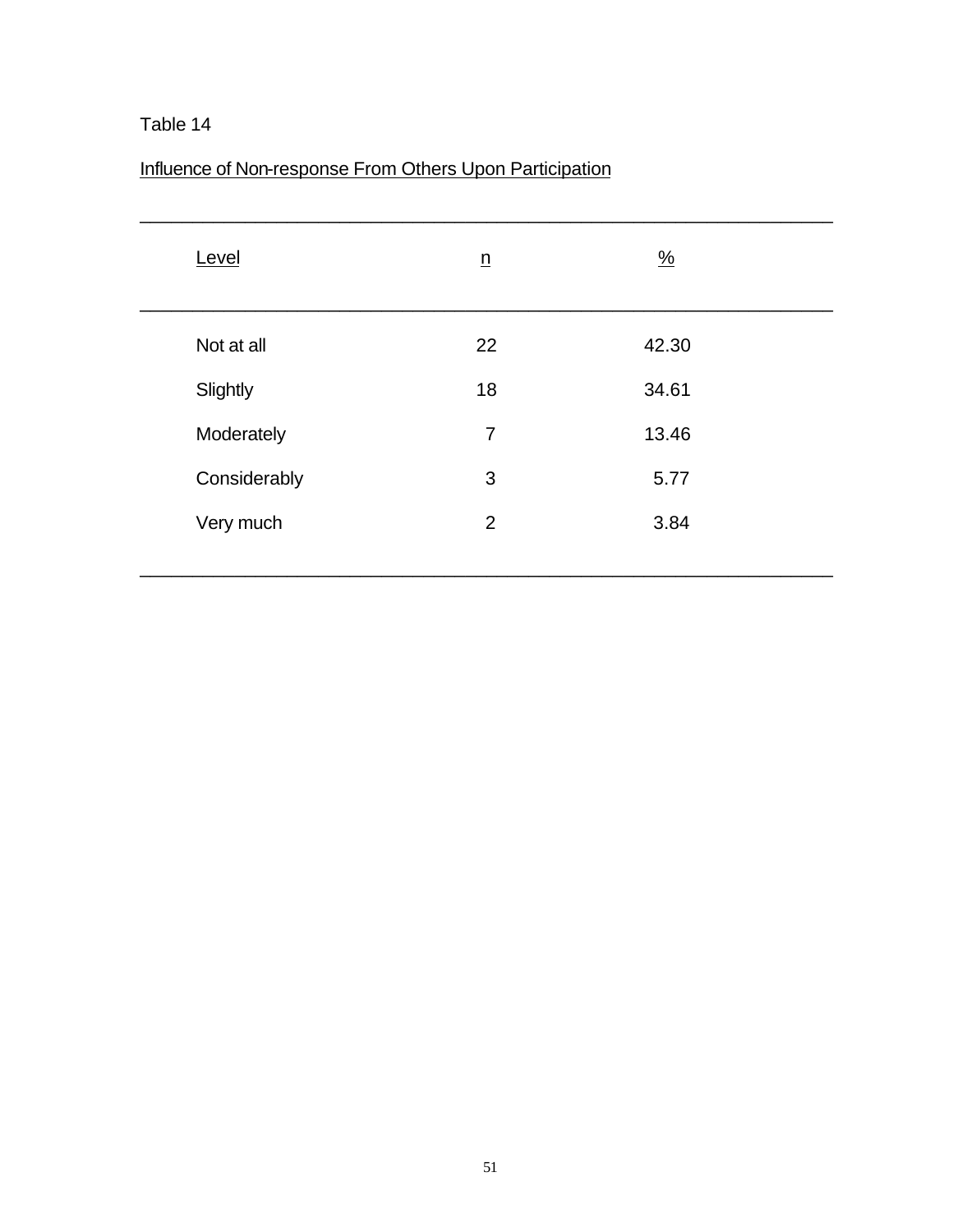Table 14

Influence of Non-response From Others Upon Participation

| Level | n | % |
|---|---|---|
| Not at all | 22 | 42.30 |
| Slightly | 18 | 34.61 |
| Moderately | 7 | 13.46 |
| Considerably | 3 | 5.77 |
| Very much | 2 | 3.84 |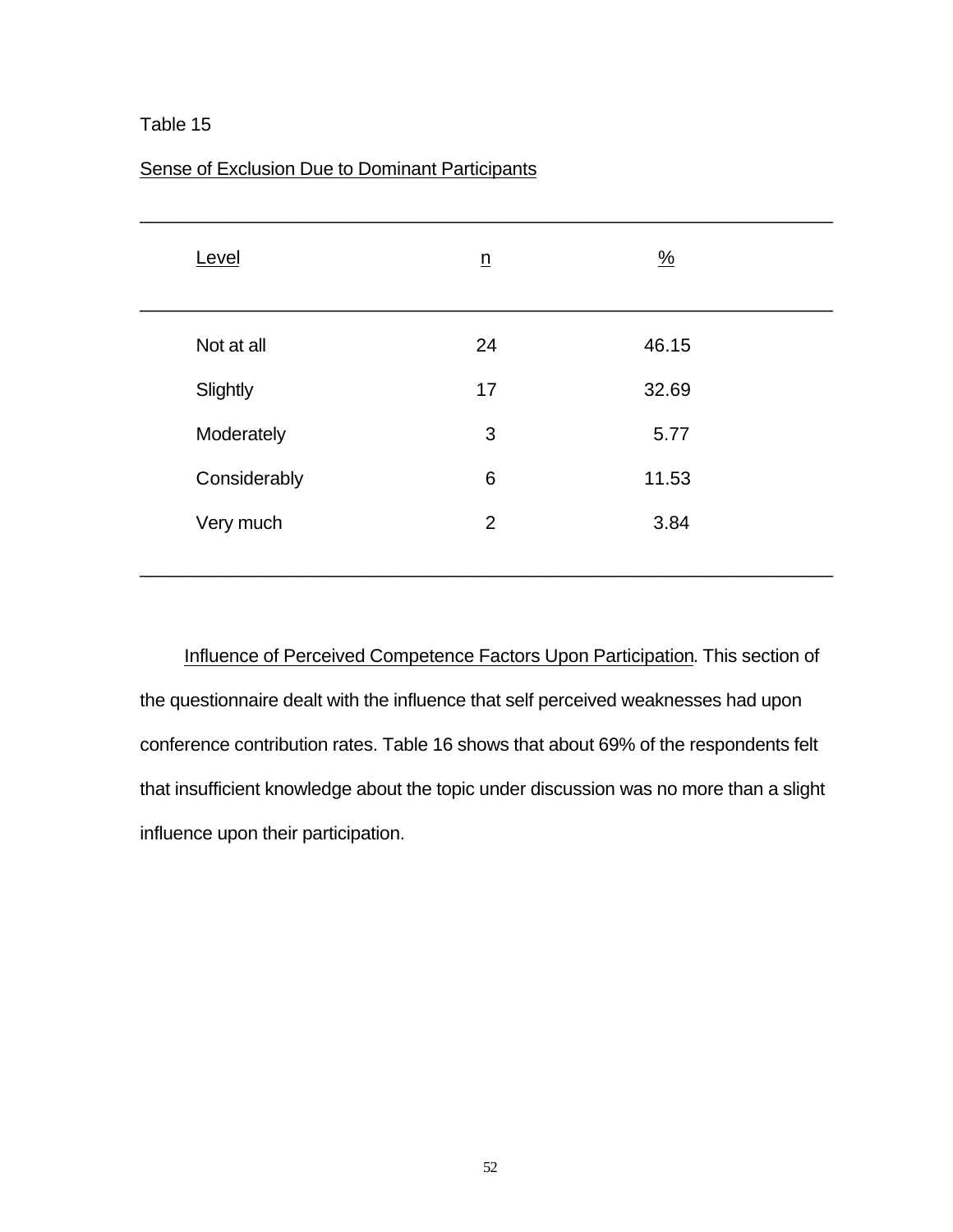Table 15

Sense of Exclusion Due to Dominant Participants

| Level | n | % |
|---|---|---|
| Not at all | 24 | 46.15 |
| Slightly | 17 | 32.69 |
| Moderately | 3 | 5.77 |
| Considerably | 6 | 11.53 |
| Very much | 2 | 3.84 |

Influence of Perceived Competence Factors Upon Participation. This section of the questionnaire dealt with the influence that self perceived weaknesses had upon conference contribution rates. Table 16 shows that about 69% of the respondents felt that insufficient knowledge about the topic under discussion was no more than a slight influence upon their participation.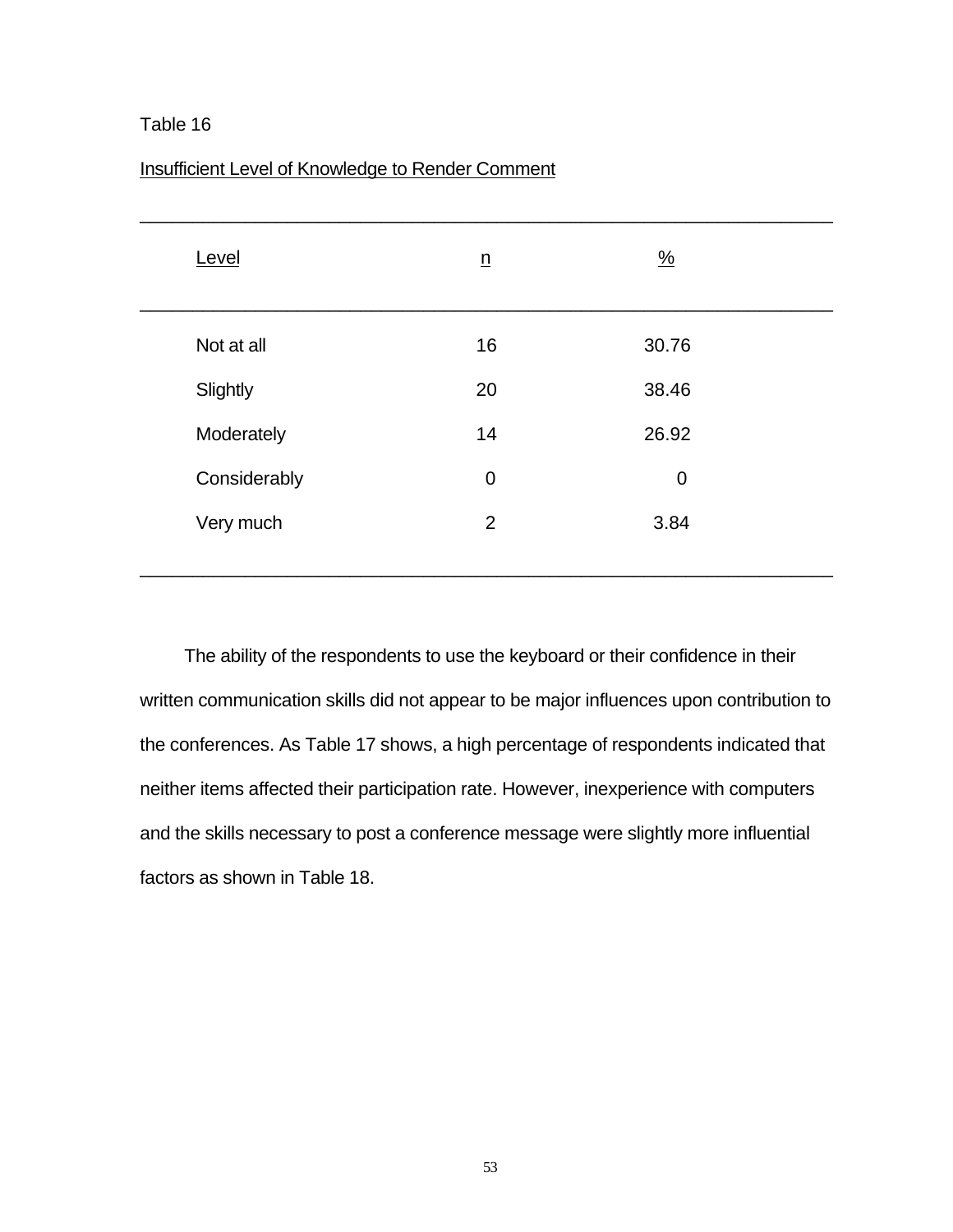Table 16

Insufficient Level of Knowledge to Render Comment

| Level | n | % |
|---|---|---|
| Not at all | 16 | 30.76 |
| Slightly | 20 | 38.46 |
| Moderately | 14 | 26.92 |
| Considerably | 0 | 0 |
| Very much | 2 | 3.84 |

The ability of the respondents to use the keyboard or their confidence in their written communication skills did not appear to be major influences upon contribution to the conferences. As Table 17 shows, a high percentage of respondents indicated that neither items affected their participation rate. However, inexperience with computers and the skills necessary to post a conference message were slightly more influential factors as shown in Table 18.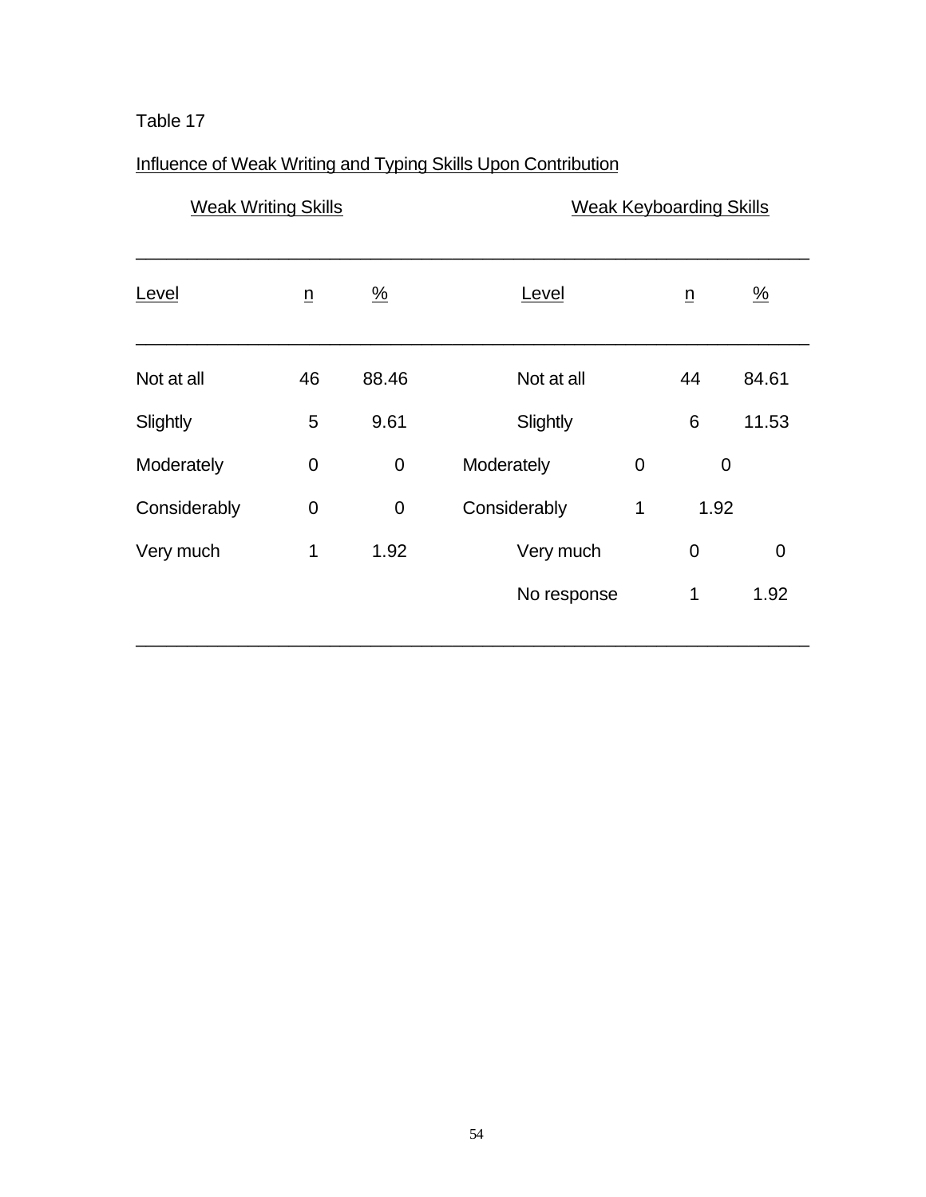Table 17

Influence of Weak Writing and Typing Skills Upon Contribution

| Weak Writing Skills | | | Weak Keyboarding Skills | | |
|---|---|---|---|---|---|
| Level | n | % | Level | n | % |
| Not at all | 46 | 88.46 | Not at all | 44 | 84.61 |
| Slightly | 5 | 9.61 | Slightly | 6 | 11.53 |
| Moderately | 0 | 0 | Moderately | 0 | 0 |
| Considerably | 0 | 0 | Considerably | 1 | 1.92 |
| Very much | 1 | 1.92 | Very much | 0 | 0 |
| | | | No response | 1 | 1.92 |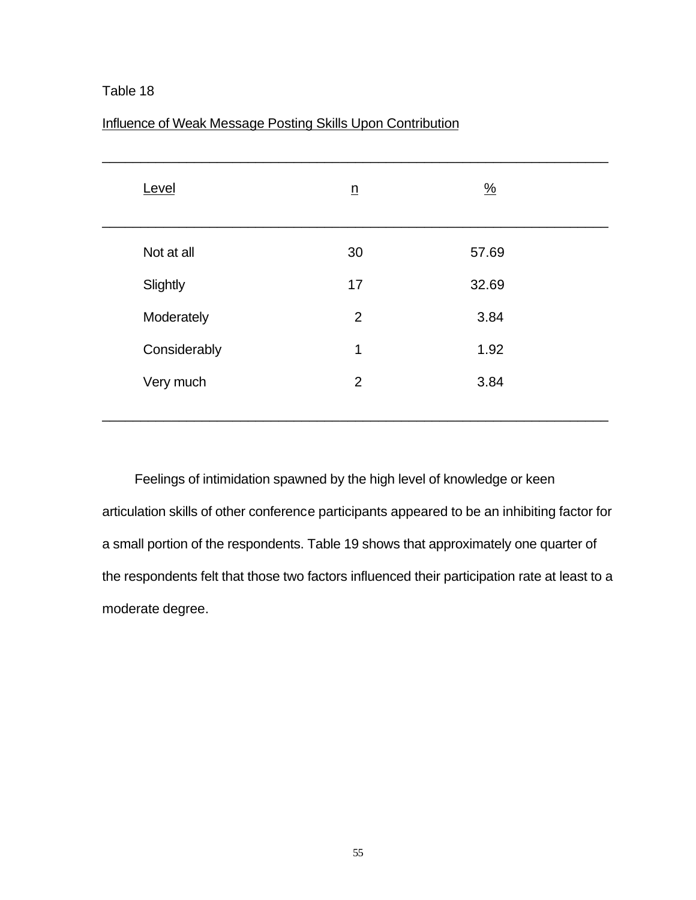Table 18

Influence of Weak Message Posting Skills Upon Contribution

| Level | n | % |
|---|---|---|
| Not at all | 30 | 57.69 |
| Slightly | 17 | 32.69 |
| Moderately | 2 | 3.84 |
| Considerably | 1 | 1.92 |
| Very much | 2 | 3.84 |

Feelings of intimidation spawned by the high level of knowledge or keen articulation skills of other conference participants appeared to be an inhibiting factor for a small portion of the respondents. Table 19 shows that approximately one quarter of the respondents felt that those two factors influenced their participation rate at least to a moderate degree.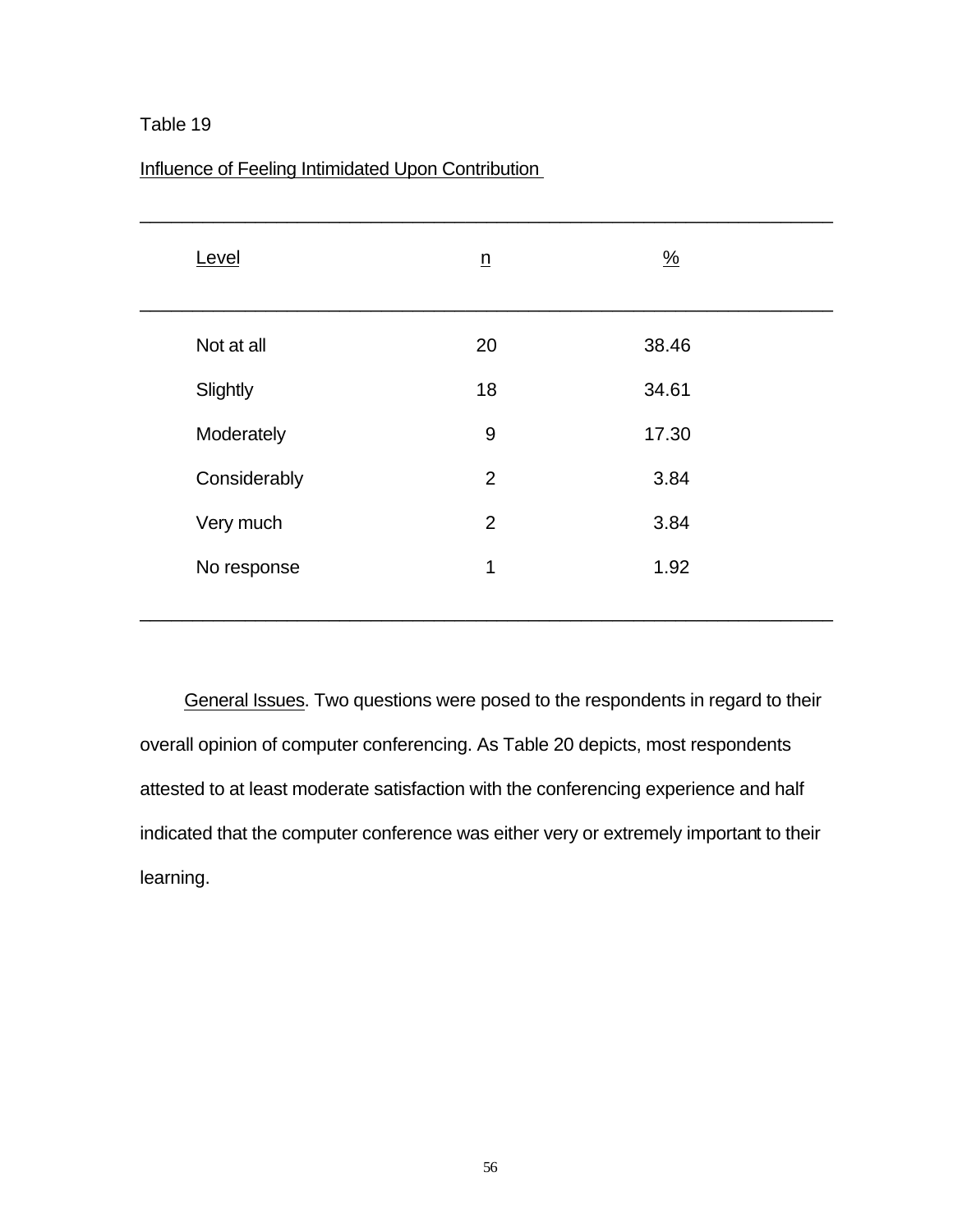Table 19

Influence of Feeling Intimidated Upon Contribution

| Level | n | % |
|---|---|---|
| Not at all | 20 | 38.46 |
| Slightly | 18 | 34.61 |
| Moderately | 9 | 17.30 |
| Considerably | 2 | 3.84 |
| Very much | 2 | 3.84 |
| No response | 1 | 1.92 |

General Issues. Two questions were posed to the respondents in regard to their overall opinion of computer conferencing. As Table 20 depicts, most respondents attested to at least moderate satisfaction with the conferencing experience and half indicated that the computer conference was either very or extremely important to their learning.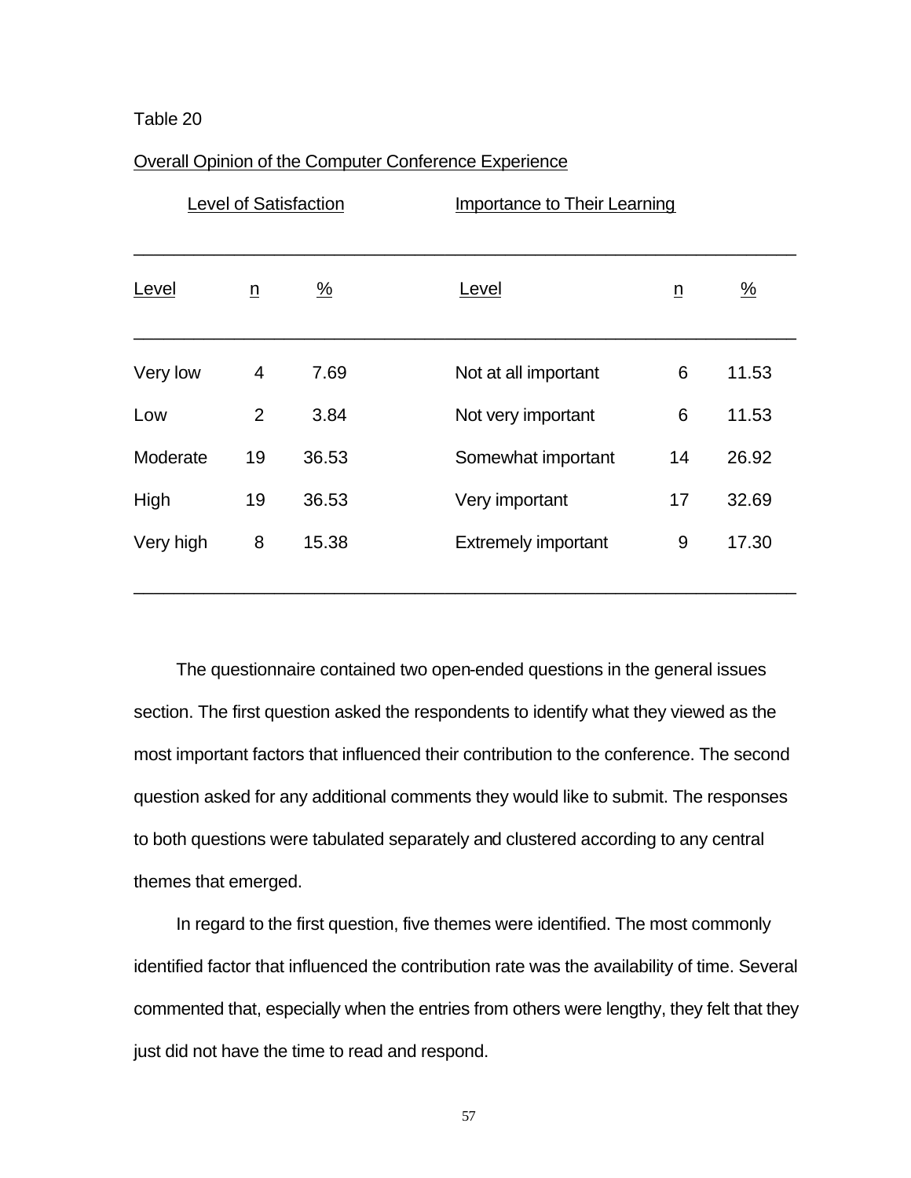Table 20

Overall Opinion of the Computer Conference Experience

| Level of Satisfaction | | | Importance to Their Learning | | |
|---|---|---|---|---|---|
| Level | n | % | Level | n | % |
| Very low | 4 | 7.69 | Not at all important | 6 | 11.53 |
| Low | 2 | 3.84 | Not very important | 6 | 11.53 |
| Moderate | 19 | 36.53 | Somewhat important | 14 | 26.92 |
| High | 19 | 36.53 | Very important | 17 | 32.69 |
| Very high | 8 | 15.38 | Extremely important | 9 | 17.30 |

The questionnaire contained two open-ended questions in the general issues section. The first question asked the respondents to identify what they viewed as the most important factors that influenced their contribution to the conference. The second question asked for any additional comments they would like to submit. The responses to both questions were tabulated separately and clustered according to any central themes that emerged.

In regard to the first question, five themes were identified. The most commonly identified factor that influenced the contribution rate was the availability of time. Several commented that, especially when the entries from others were lengthy, they felt that they just did not have the time to read and respond.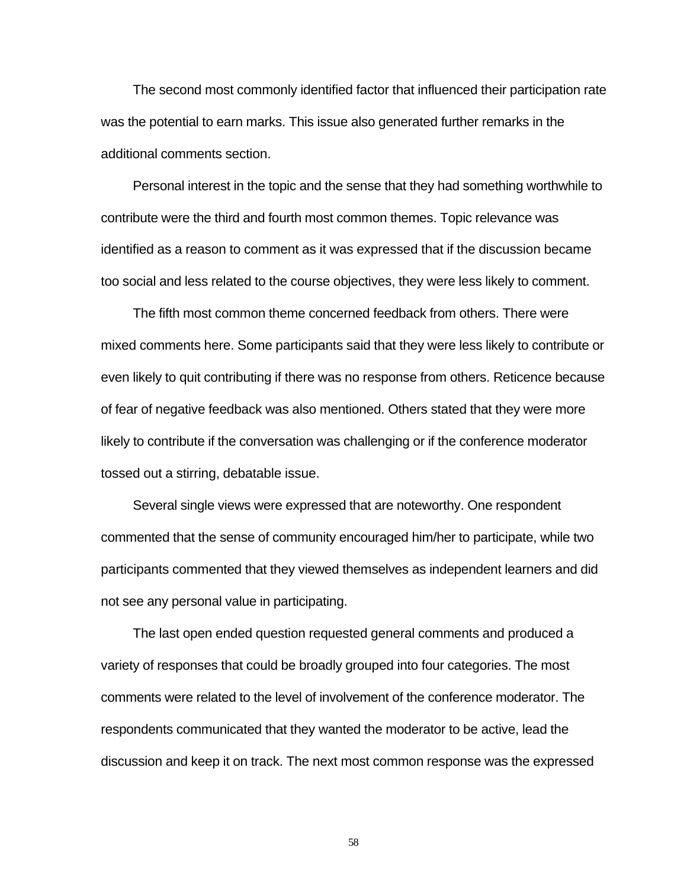The second most commonly identified factor that influenced their participation rate was the potential to earn marks. This issue also generated further remarks in the additional comments section.

Personal interest in the topic and the sense that they had something worthwhile to contribute were the third and fourth most common themes. Topic relevance was identified as a reason to comment as it was expressed that if the discussion became too social and less related to the course objectives, they were less likely to comment.

The fifth most common theme concerned feedback from others. There were mixed comments here. Some participants said that they were less likely to contribute or even likely to quit contributing if there was no response from others. Reticence because of fear of negative feedback was also mentioned. Others stated that they were more likely to contribute if the conversation was challenging or if the conference moderator tossed out a stirring, debatable issue.

Several single views were expressed that are noteworthy. One respondent commented that the sense of community encouraged him/her to participate, while two participants commented that they viewed themselves as independent learners and did not see any personal value in participating.

The last open ended question requested general comments and produced a variety of responses that could be broadly grouped into four categories. The most comments were related to the level of involvement of the conference moderator. The respondents communicated that they wanted the moderator to be active, lead the discussion and keep it on track. The next most common response was the expressed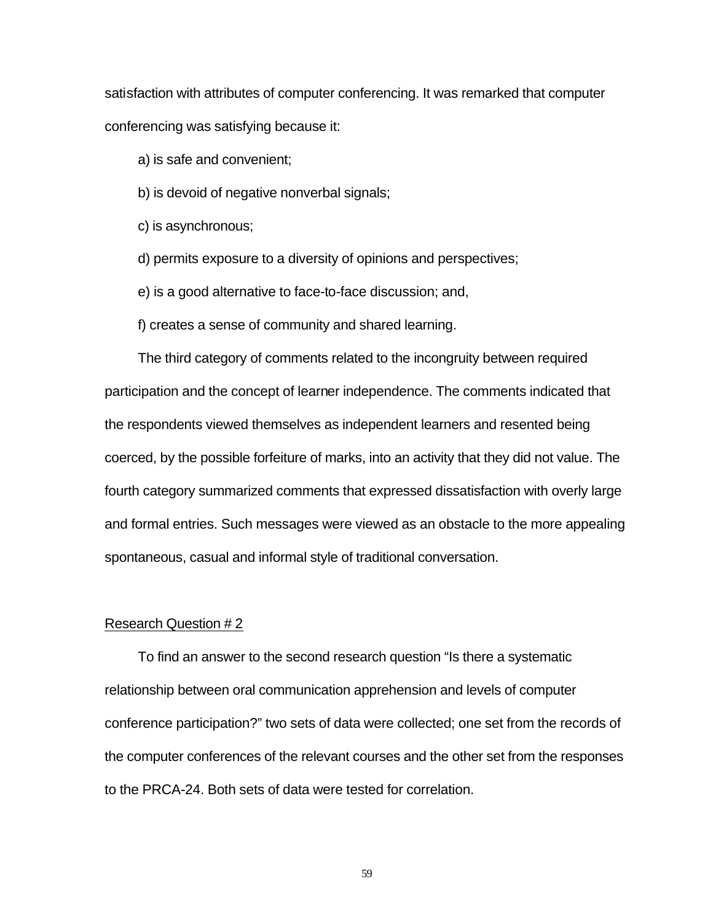satisfaction with attributes of computer conferencing. It was remarked that computer conferencing was satisfying because it:

a) is safe and convenient;

b) is devoid of negative nonverbal signals;

c) is asynchronous;

d) permits exposure to a diversity of opinions and perspectives;

e) is a good alternative to face-to-face discussion; and,

f) creates a sense of community and shared learning.

The third category of comments related to the incongruity between required participation and the concept of learner independence. The comments indicated that the respondents viewed themselves as independent learners and resented being coerced, by the possible forfeiture of marks, into an activity that they did not value. The fourth category summarized comments that expressed dissatisfaction with overly large and formal entries. Such messages were viewed as an obstacle to the more appealing spontaneous, casual and informal style of traditional conversation.

<u>Research Question # 2</u>

To find an answer to the second research question "Is there a systematic relationship between oral communication apprehension and levels of computer conference participation?" two sets of data were collected; one set from the records of the computer conferences of the relevant courses and the other set from the responses to the PRCA-24. Both sets of data were tested for correlation.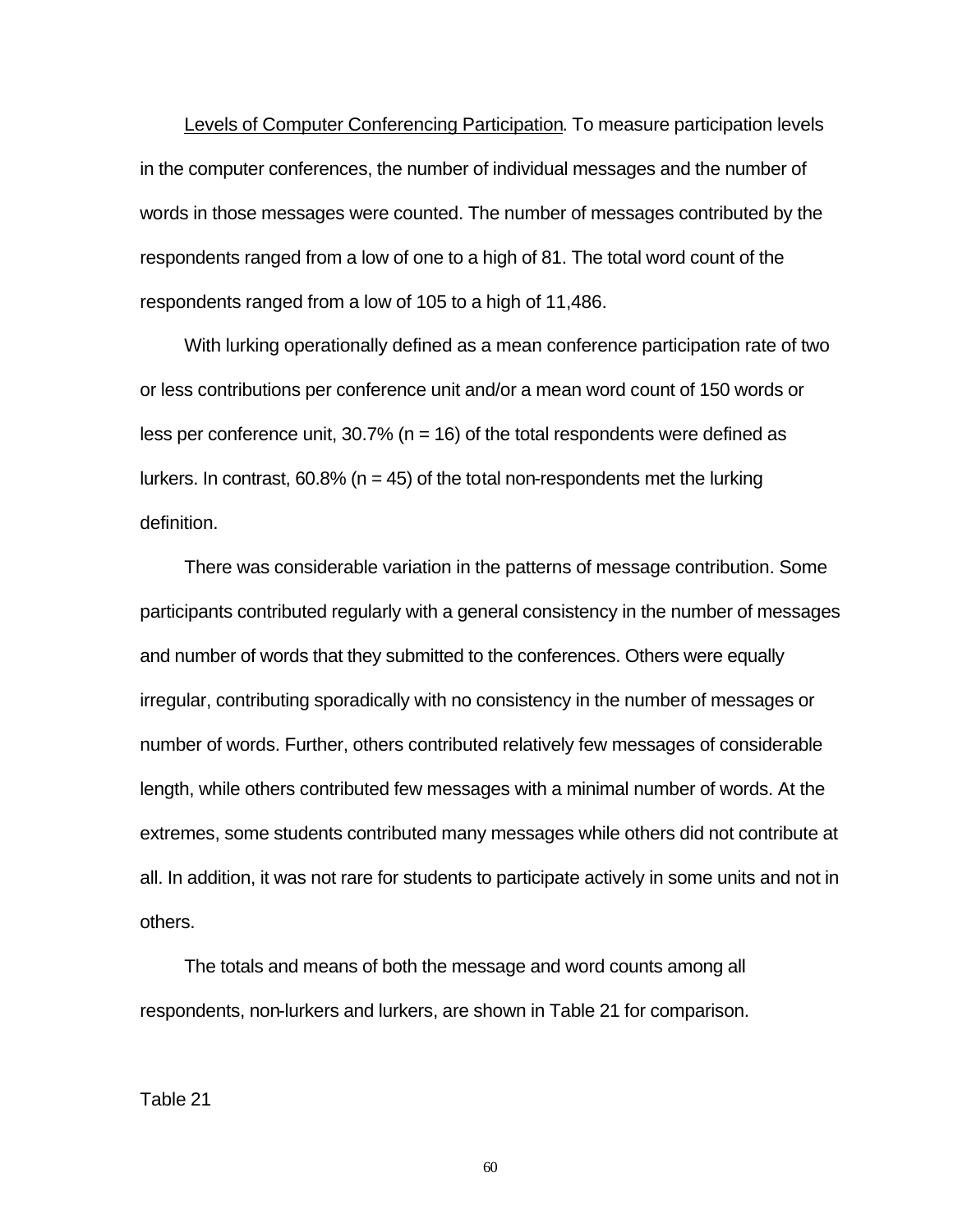Levels of Computer Conferencing Participation. To measure participation levels in the computer conferences, the number of individual messages and the number of words in those messages were counted. The number of messages contributed by the respondents ranged from a low of one to a high of 81. The total word count of the respondents ranged from a low of 105 to a high of 11,486.

With lurking operationally defined as a mean conference participation rate of two or less contributions per conference unit and/or a mean word count of 150 words or less per conference unit, 30.7% (n = 16) of the total respondents were defined as lurkers. In contrast, 60.8% (n = 45) of the total non-respondents met the lurking definition.

There was considerable variation in the patterns of message contribution. Some participants contributed regularly with a general consistency in the number of messages and number of words that they submitted to the conferences. Others were equally irregular, contributing sporadically with no consistency in the number of messages or number of words. Further, others contributed relatively few messages of considerable length, while others contributed few messages with a minimal number of words. At the extremes, some students contributed many messages while others did not contribute at all. In addition, it was not rare for students to participate actively in some units and not in others.

The totals and means of both the message and word counts among all respondents, non-lurkers and lurkers, are shown in Table 21 for comparison.

Table 21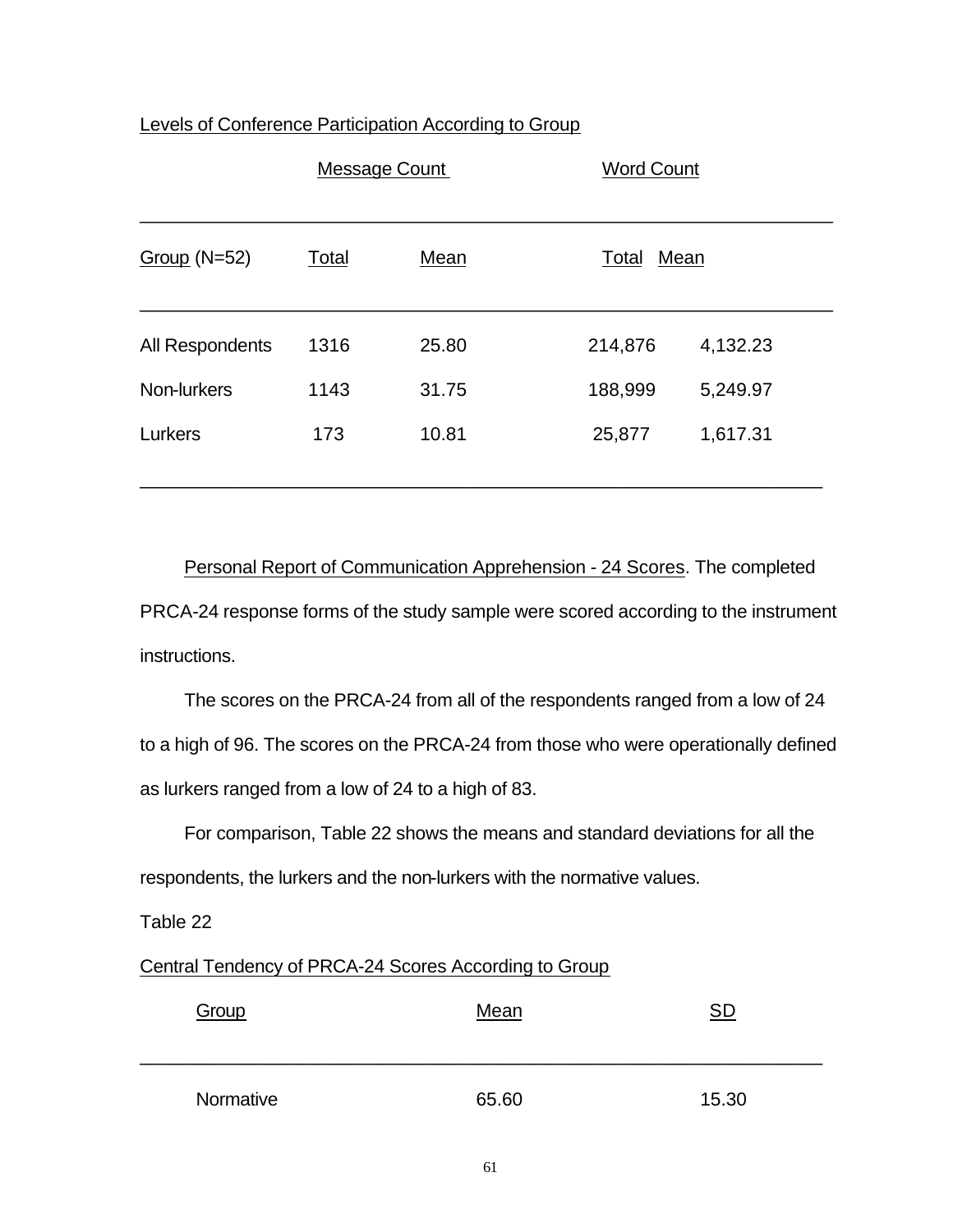Levels of Conference Participation According to Group

| Group (N=52) | Message Count Total | Message Count Mean | Word Count Total | Word Count Mean |
|---|---|---|---|---|
| All Respondents | 1316 | 25.80 | 214,876 | 4,132.23 |
| Non-lurkers | 1143 | 31.75 | 188,999 | 5,249.97 |
| Lurkers | 173 | 10.81 | 25,877 | 1,617.31 |

Personal Report of Communication Apprehension - 24 Scores. The completed PRCA-24 response forms of the study sample were scored according to the instrument instructions.

The scores on the PRCA-24 from all of the respondents ranged from a low of 24 to a high of 96. The scores on the PRCA-24 from those who were operationally defined as lurkers ranged from a low of 24 to a high of 83.

For comparison, Table 22 shows the means and standard deviations for all the respondents, the lurkers and the non-lurkers with the normative values.

Table 22

Central Tendency of PRCA-24 Scores According to Group

| Group | Mean | SD |
|---|---|---|
| Normative | 65.60 | 15.30 |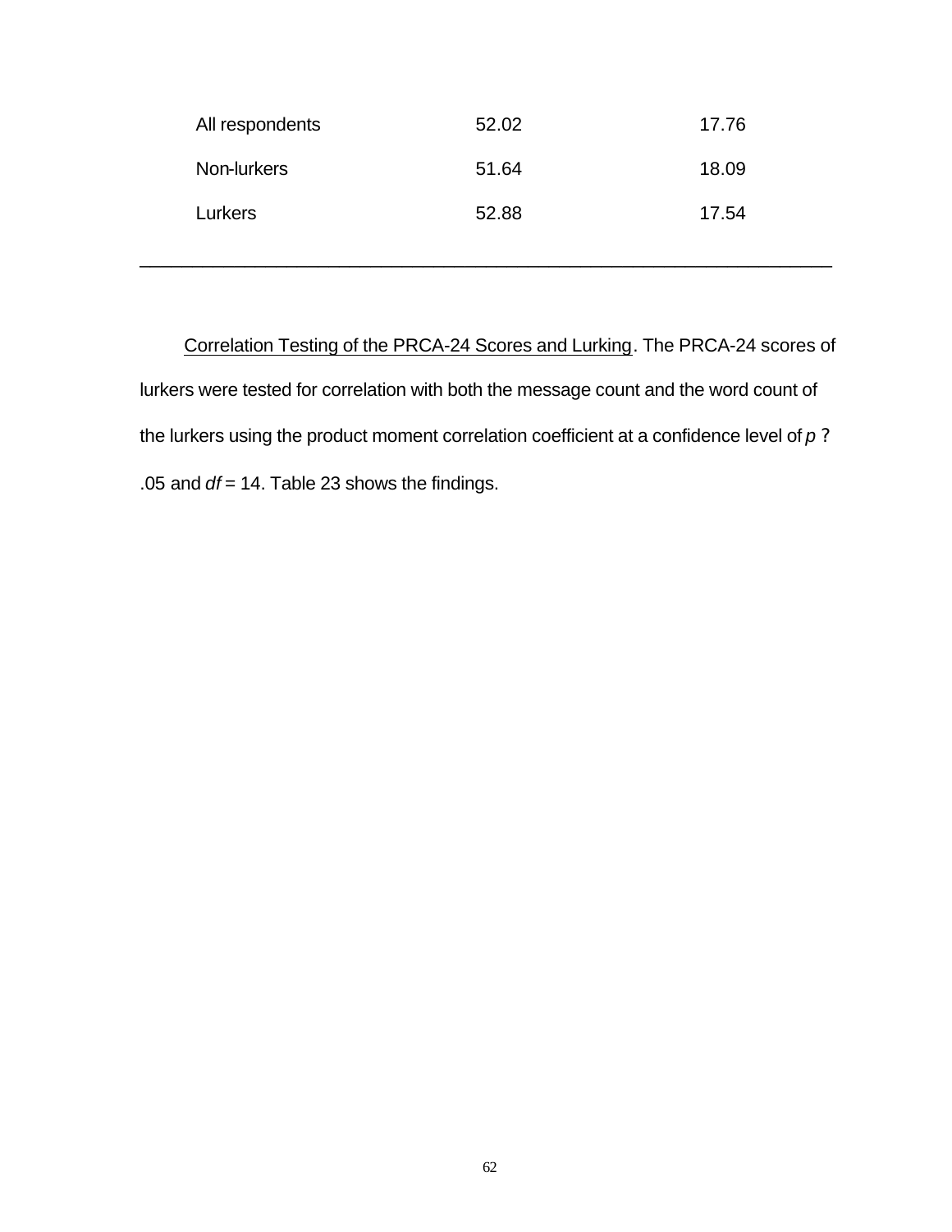| | | |
|---|---|---|
| All respondents | 52.02 | 17.76 |
| Non-lurkers | 51.64 | 18.09 |
| Lurkers | 52.88 | 17.54 |

Correlation Testing of the PRCA-24 Scores and Lurking. The PRCA-24 scores of lurkers were tested for correlation with both the message count and the word count of the lurkers using the product moment correlation coefficient at a confidence level of $p$ ? .05 and $df = 14$. Table 23 shows the findings.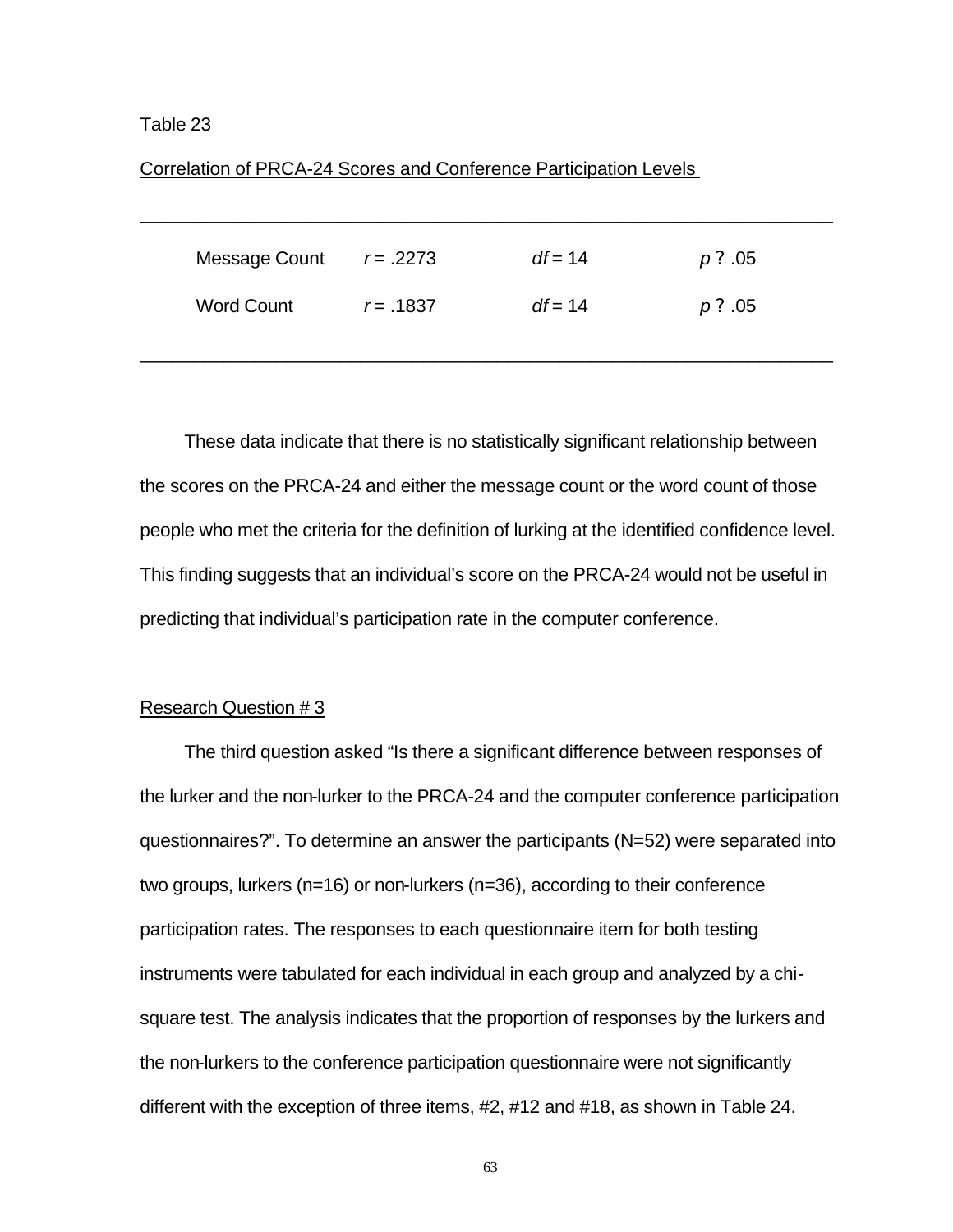Table 23

Correlation of PRCA-24 Scores and Conference Participation Levels

| | | | |
|---|---|---|---|
| Message Count | $r = .2273$ | $df = 14$ | $p$ ? .05 |
| Word Count | $r = .1837$ | $df = 14$ | $p$ ? .05 |

These data indicate that there is no statistically significant relationship between the scores on the PRCA-24 and either the message count or the word count of those people who met the criteria for the definition of lurking at the identified confidence level. This finding suggests that an individual's score on the PRCA-24 would not be useful in predicting that individual's participation rate in the computer conference.

## Research Question # 3

The third question asked "Is there a significant difference between responses of the lurker and the non-lurker to the PRCA-24 and the computer conference participation questionnaires?". To determine an answer the participants (N=52) were separated into two groups, lurkers (n=16) or non-lurkers (n=36), according to their conference participation rates. The responses to each questionnaire item for both testing instruments were tabulated for each individual in each group and analyzed by a chi-square test. The analysis indicates that the proportion of responses by the lurkers and the non-lurkers to the conference participation questionnaire were not significantly different with the exception of three items, #2, #12 and #18, as shown in Table 24.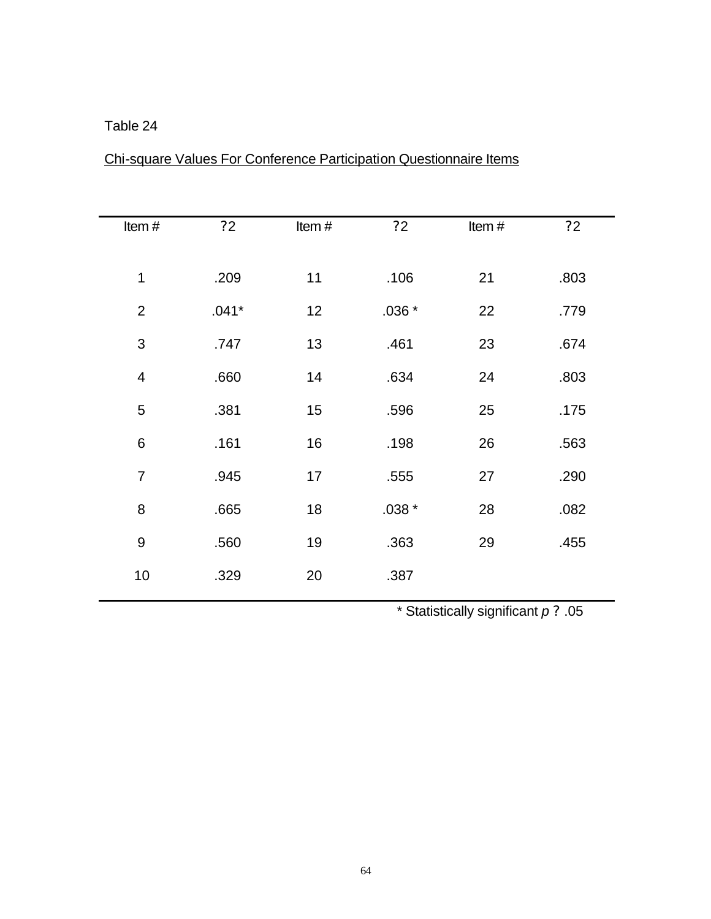Table 24

Chi-square Values For Conference Participation Questionnaire Items

| Item # | $\chi^2$ | Item # | $\chi^2$ | Item # | $\chi^2$ |
|---|---|---|---|---|---|
| 1 | .209 | 11 | .106 | 21 | .803 |
| 2 | .041* | 12 | .036 * | 22 | .779 |
| 3 | .747 | 13 | .461 | 23 | .674 |
| 4 | .660 | 14 | .634 | 24 | .803 |
| 5 | .381 | 15 | .596 | 25 | .175 |
| 6 | .161 | 16 | .198 | 26 | .563 |
| 7 | .945 | 17 | .555 | 27 | .290 |
| 8 | .665 | 18 | .038 * | 28 | .082 |
| 9 | .560 | 19 | .363 | 29 | .455 |
| 10 | .329 | 20 | .387 | | |

* Statistically significant $p \leq .05$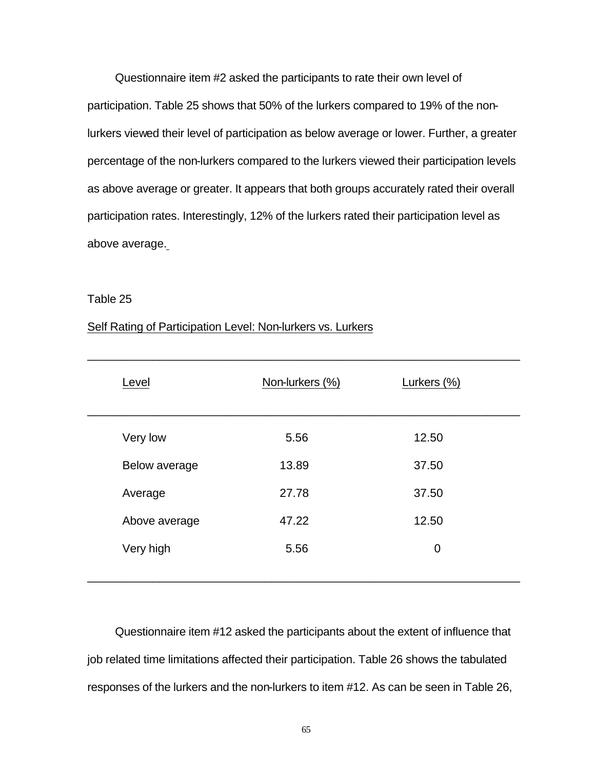Questionnaire item #2 asked the participants to rate their own level of participation. Table 25 shows that 50% of the lurkers compared to 19% of the non-lurkers viewed their level of participation as below average or lower. Further, a greater percentage of the non-lurkers compared to the lurkers viewed their participation levels as above average or greater. It appears that both groups accurately rated their overall participation rates. Interestingly, 12% of the lurkers rated their participation level as above average.

Table 25

Self Rating of Participation Level: Non-lurkers vs. Lurkers

| Level | Non-lurkers (%) | Lurkers (%) |
|---|---|---|
| Very low | 5.56 | 12.50 |
| Below average | 13.89 | 37.50 |
| Average | 27.78 | 37.50 |
| Above average | 47.22 | 12.50 |
| Very high | 5.56 | 0 |

Questionnaire item #12 asked the participants about the extent of influence that job related time limitations affected their participation. Table 26 shows the tabulated responses of the lurkers and the non-lurkers to item #12. As can be seen in Table 26,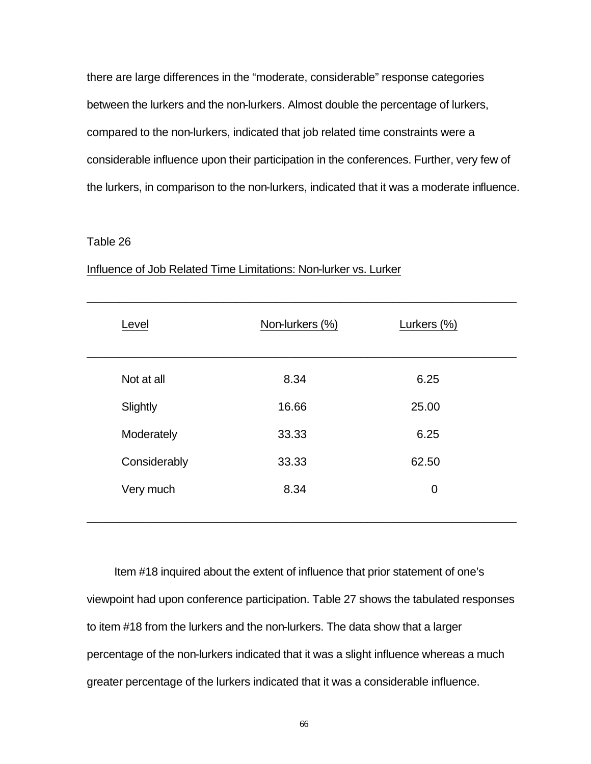there are large differences in the “moderate, considerable” response categories between the lurkers and the non-lurkers. Almost double the percentage of lurkers, compared to the non-lurkers, indicated that job related time constraints were a considerable influence upon their participation in the conferences. Further, very few of the lurkers, in comparison to the non-lurkers, indicated that it was a moderate influence.

Table 26

Influence of Job Related Time Limitations: Non-lurker vs. Lurker

| Level | Non-lurkers (%) | Lurkers (%) |
|---|---|---|
| Not at all | 8.34 | 6.25 |
| Slightly | 16.66 | 25.00 |
| Moderately | 33.33 | 6.25 |
| Considerably | 33.33 | 62.50 |
| Very much | 8.34 | 0 |

Item #18 inquired about the extent of influence that prior statement of one’s viewpoint had upon conference participation. Table 27 shows the tabulated responses to item #18 from the lurkers and the non-lurkers. The data show that a larger percentage of the non-lurkers indicated that it was a slight influence whereas a much greater percentage of the lurkers indicated that it was a considerable influence.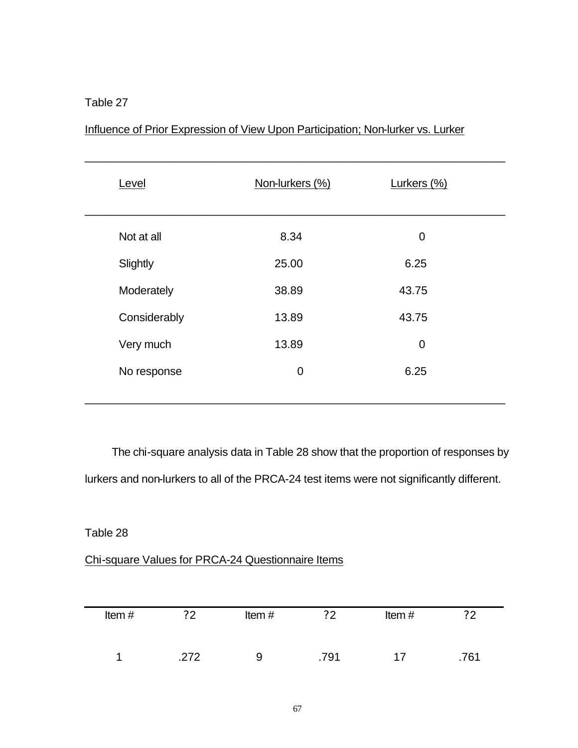Table 27

Influence of Prior Expression of View Upon Participation; Non-lurker vs. Lurker

| Level | Non-lurkers (%) | Lurkers (%) |
| --- | --- | --- |
| Not at all | 8.34 | 0 |
| Slightly | 25.00 | 6.25 |
| Moderately | 38.89 | 43.75 |
| Considerably | 13.89 | 43.75 |
| Very much | 13.89 | 0 |
| No response | 0 | 6.25 |

The chi-square analysis data in Table 28 show that the proportion of responses by lurkers and non-lurkers to all of the PRCA-24 test items were not significantly different.

Table 28

Chi-square Values for PRCA-24 Questionnaire Items

| Item # | ?2 | Item # | ?2 | Item # | ?2 |
| --- | --- | --- | --- | --- | --- |
| 1 | .272 | 9 | .791 | 17 | .761 |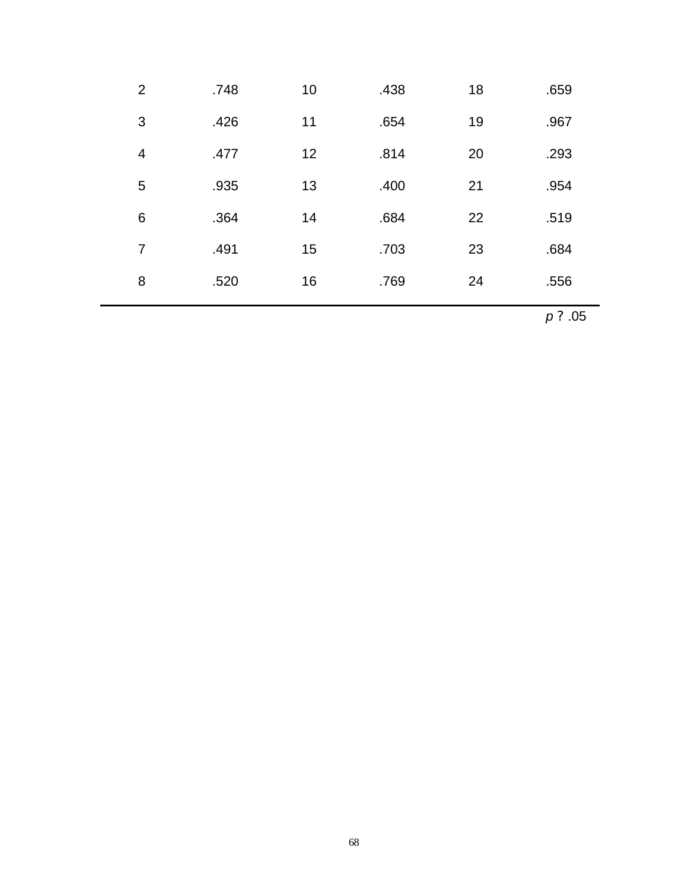| | | | | | |
|---|---|---|---|---|---|
| 2 | .748 | 10 | .438 | 18 | .659 |
| 3 | .426 | 11 | .654 | 19 | .967 |
| 4 | .477 | 12 | .814 | 20 | .293 |
| 5 | .935 | 13 | .400 | 21 | .954 |
| 6 | .364 | 14 | .684 | 22 | .519 |
| 7 | .491 | 15 | .703 | 23 | .684 |
| 8 | .520 | 16 | .769 | 24 | .556 |

*p* ? .05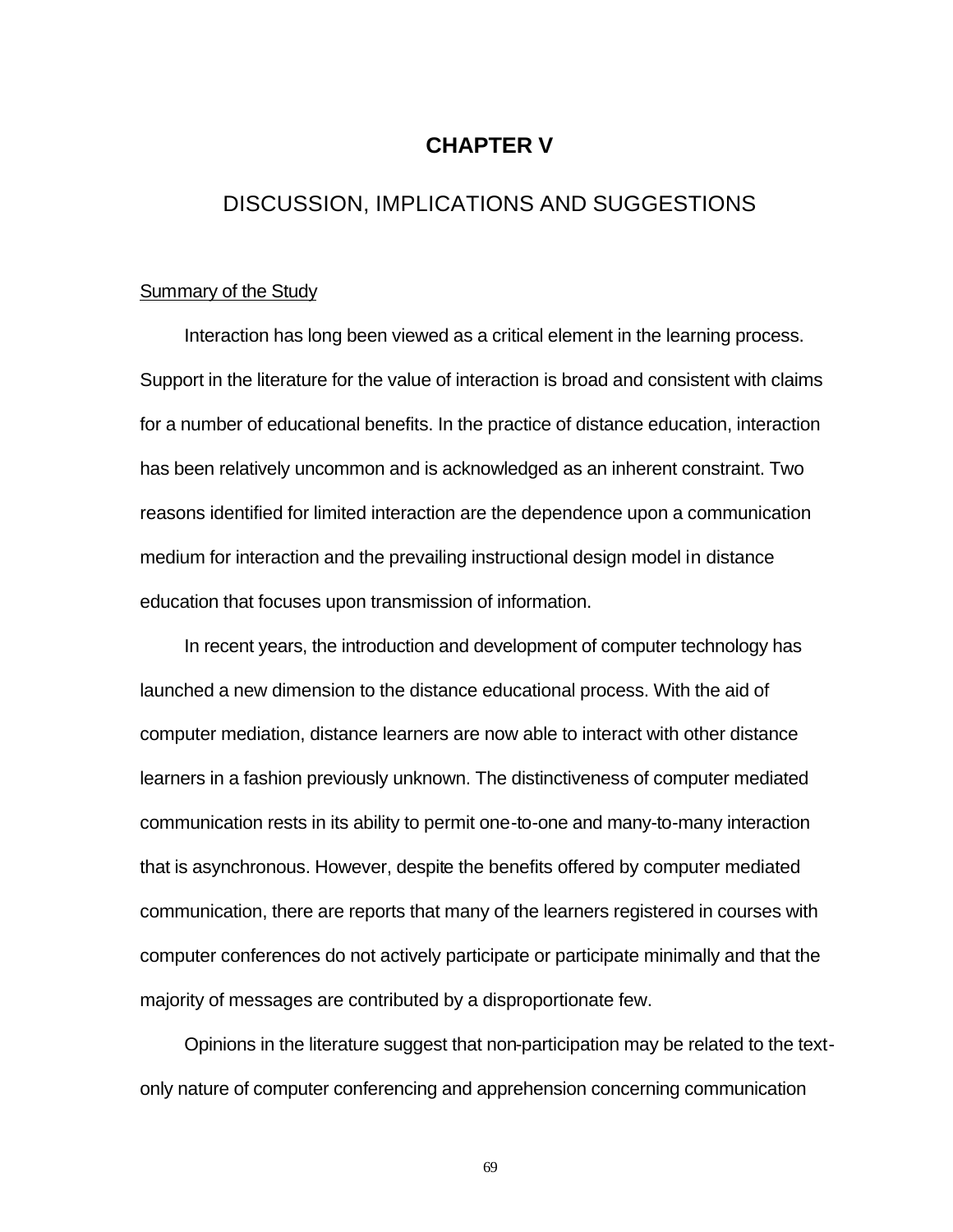# CHAPTER V

## DISCUSSION, IMPLICATIONS AND SUGGESTIONS

### Summary of the Study

Interaction has long been viewed as a critical element in the learning process. Support in the literature for the value of interaction is broad and consistent with claims for a number of educational benefits. In the practice of distance education, interaction has been relatively uncommon and is acknowledged as an inherent constraint. Two reasons identified for limited interaction are the dependence upon a communication medium for interaction and the prevailing instructional design model in distance education that focuses upon transmission of information.

In recent years, the introduction and development of computer technology has launched a new dimension to the distance educational process. With the aid of computer mediation, distance learners are now able to interact with other distance learners in a fashion previously unknown. The distinctiveness of computer mediated communication rests in its ability to permit one-to-one and many-to-many interaction that is asynchronous. However, despite the benefits offered by computer mediated communication, there are reports that many of the learners registered in courses with computer conferences do not actively participate or participate minimally and that the majority of messages are contributed by a disproportionate few.

Opinions in the literature suggest that non-participation may be related to the text-only nature of computer conferencing and apprehension concerning communication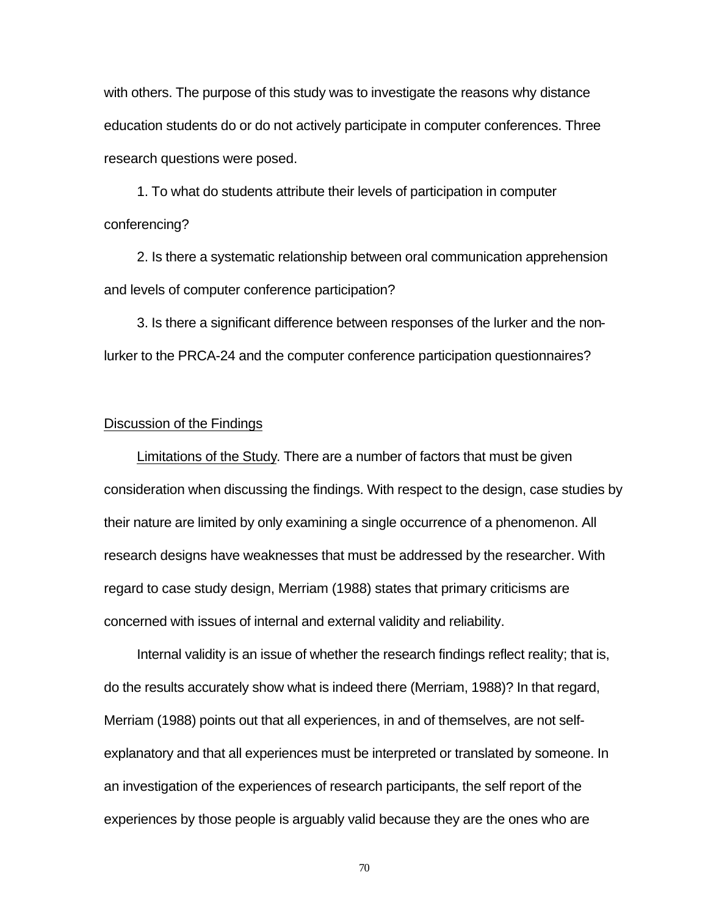with others. The purpose of this study was to investigate the reasons why distance education students do or do not actively participate in computer conferences. Three research questions were posed.

1. To what do students attribute their levels of participation in computer conferencing?

2. Is there a systematic relationship between oral communication apprehension and levels of computer conference participation?

3. Is there a significant difference between responses of the lurker and the non-lurker to the PRCA-24 and the computer conference participation questionnaires?

## Discussion of the Findings

Limitations of the Study. There are a number of factors that must be given consideration when discussing the findings. With respect to the design, case studies by their nature are limited by only examining a single occurrence of a phenomenon. All research designs have weaknesses that must be addressed by the researcher. With regard to case study design, Merriam (1988) states that primary criticisms are concerned with issues of internal and external validity and reliability.

Internal validity is an issue of whether the research findings reflect reality; that is, do the results accurately show what is indeed there (Merriam, 1988)? In that regard, Merriam (1988) points out that all experiences, in and of themselves, are not self-explanatory and that all experiences must be interpreted or translated by someone. In an investigation of the experiences of research participants, the self report of the experiences by those people is arguably valid because they are the ones who are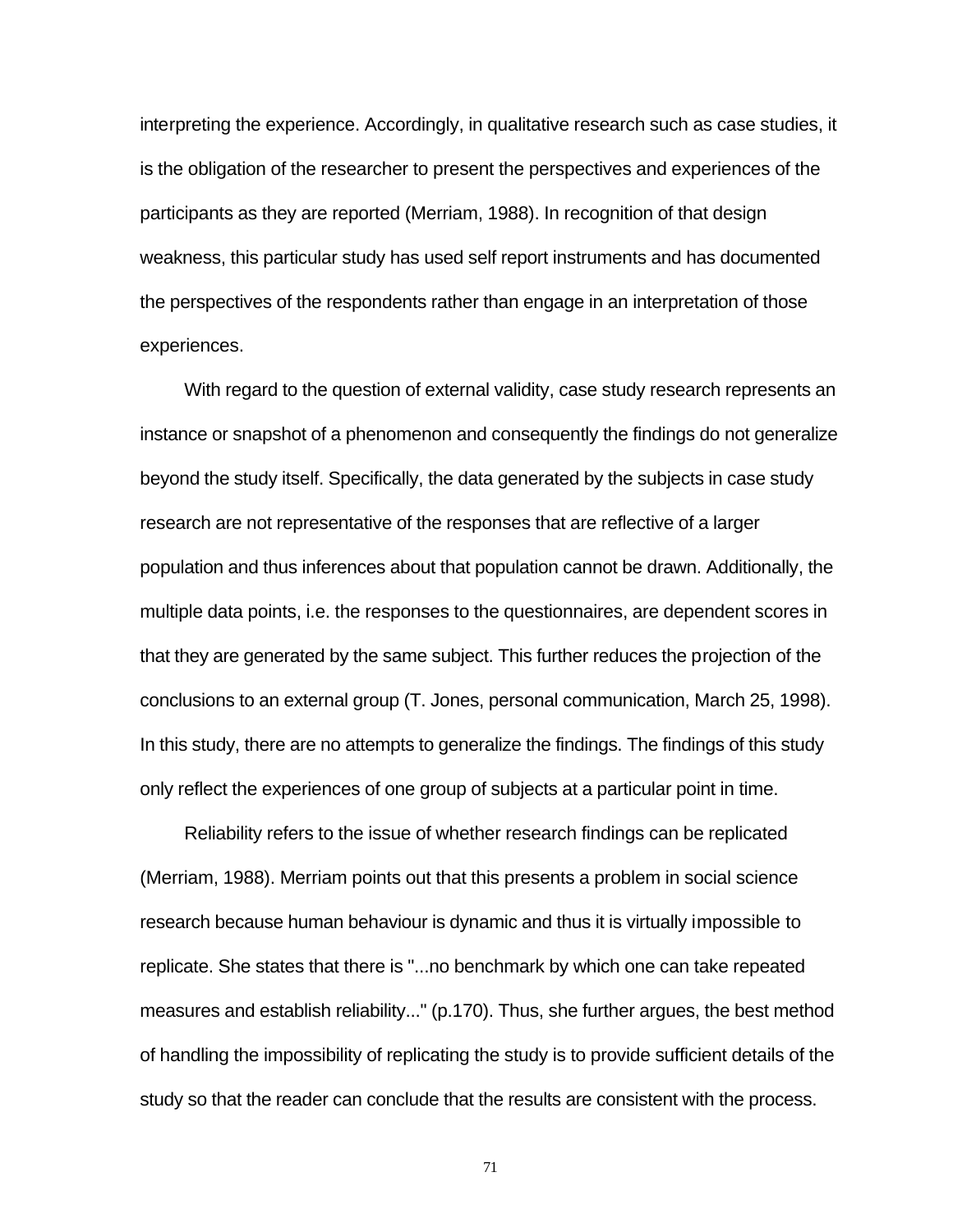interpreting the experience. Accordingly, in qualitative research such as case studies, it is the obligation of the researcher to present the perspectives and experiences of the participants as they are reported (Merriam, 1988). In recognition of that design weakness, this particular study has used self report instruments and has documented the perspectives of the respondents rather than engage in an interpretation of those experiences.

With regard to the question of external validity, case study research represents an instance or snapshot of a phenomenon and consequently the findings do not generalize beyond the study itself. Specifically, the data generated by the subjects in case study research are not representative of the responses that are reflective of a larger population and thus inferences about that population cannot be drawn. Additionally, the multiple data points, i.e. the responses to the questionnaires, are dependent scores in that they are generated by the same subject. This further reduces the projection of the conclusions to an external group (T. Jones, personal communication, March 25, 1998). In this study, there are no attempts to generalize the findings. The findings of this study only reflect the experiences of one group of subjects at a particular point in time.

Reliability refers to the issue of whether research findings can be replicated (Merriam, 1988). Merriam points out that this presents a problem in social science research because human behaviour is dynamic and thus it is virtually impossible to replicate. She states that there is "...no benchmark by which one can take repeated measures and establish reliability..." (p.170). Thus, she further argues, the best method of handling the impossibility of replicating the study is to provide sufficient details of the study so that the reader can conclude that the results are consistent with the process.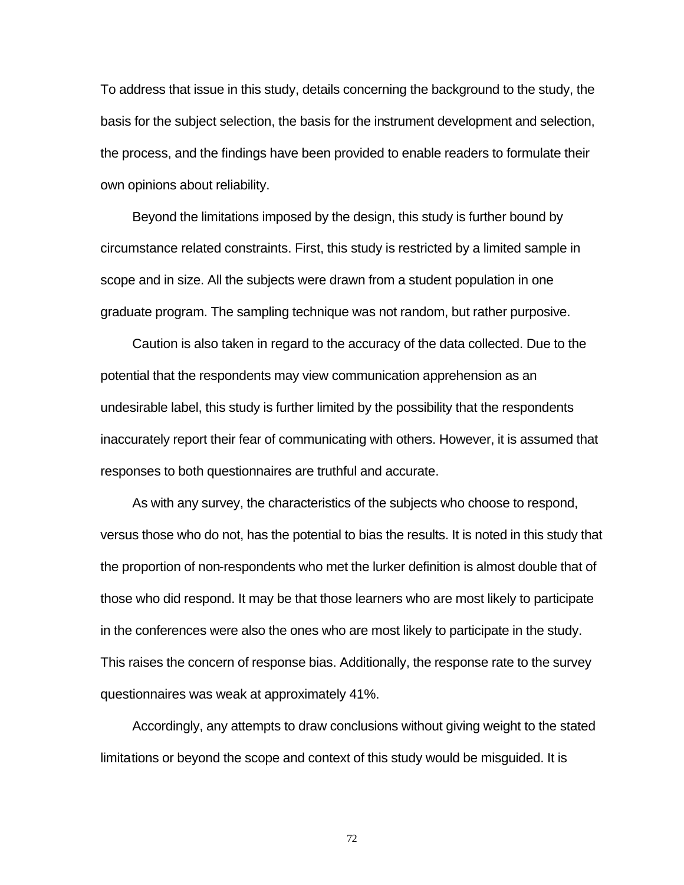To address that issue in this study, details concerning the background to the study, the basis for the subject selection, the basis for the instrument development and selection, the process, and the findings have been provided to enable readers to formulate their own opinions about reliability.

Beyond the limitations imposed by the design, this study is further bound by circumstance related constraints. First, this study is restricted by a limited sample in scope and in size. All the subjects were drawn from a student population in one graduate program. The sampling technique was not random, but rather purposive.

Caution is also taken in regard to the accuracy of the data collected. Due to the potential that the respondents may view communication apprehension as an undesirable label, this study is further limited by the possibility that the respondents inaccurately report their fear of communicating with others. However, it is assumed that responses to both questionnaires are truthful and accurate.

As with any survey, the characteristics of the subjects who choose to respond, versus those who do not, has the potential to bias the results. It is noted in this study that the proportion of non-respondents who met the lurker definition is almost double that of those who did respond. It may be that those learners who are most likely to participate in the conferences were also the ones who are most likely to participate in the study. This raises the concern of response bias. Additionally, the response rate to the survey questionnaires was weak at approximately 41%.

Accordingly, any attempts to draw conclusions without giving weight to the stated limitations or beyond the scope and context of this study would be misguided. It is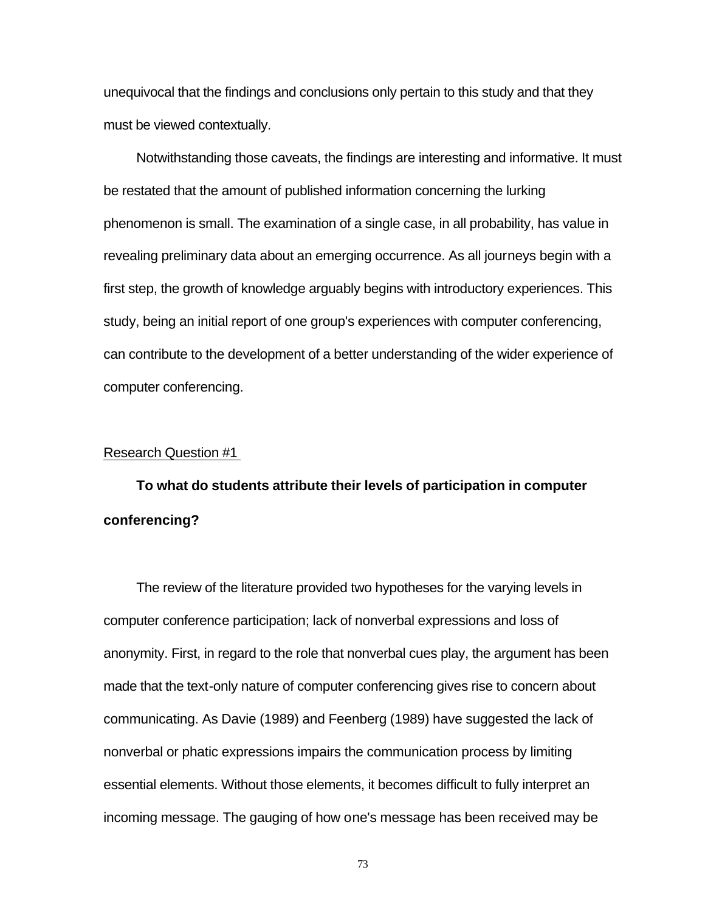unequivocal that the findings and conclusions only pertain to this study and that they must be viewed contextually.

Notwithstanding those caveats, the findings are interesting and informative. It must be restated that the amount of published information concerning the lurking phenomenon is small. The examination of a single case, in all probability, has value in revealing preliminary data about an emerging occurrence. As all journeys begin with a first step, the growth of knowledge arguably begins with introductory experiences. This study, being an initial report of one group's experiences with computer conferencing, can contribute to the development of a better understanding of the wider experience of computer conferencing.

## Research Question #1

**To what do students attribute their levels of participation in computer conferencing?**

The review of the literature provided two hypotheses for the varying levels in computer conference participation; lack of nonverbal expressions and loss of anonymity. First, in regard to the role that nonverbal cues play, the argument has been made that the text-only nature of computer conferencing gives rise to concern about communicating. As Davie (1989) and Feenberg (1989) have suggested the lack of nonverbal or phatic expressions impairs the communication process by limiting essential elements. Without those elements, it becomes difficult to fully interpret an incoming message. The gauging of how one's message has been received may be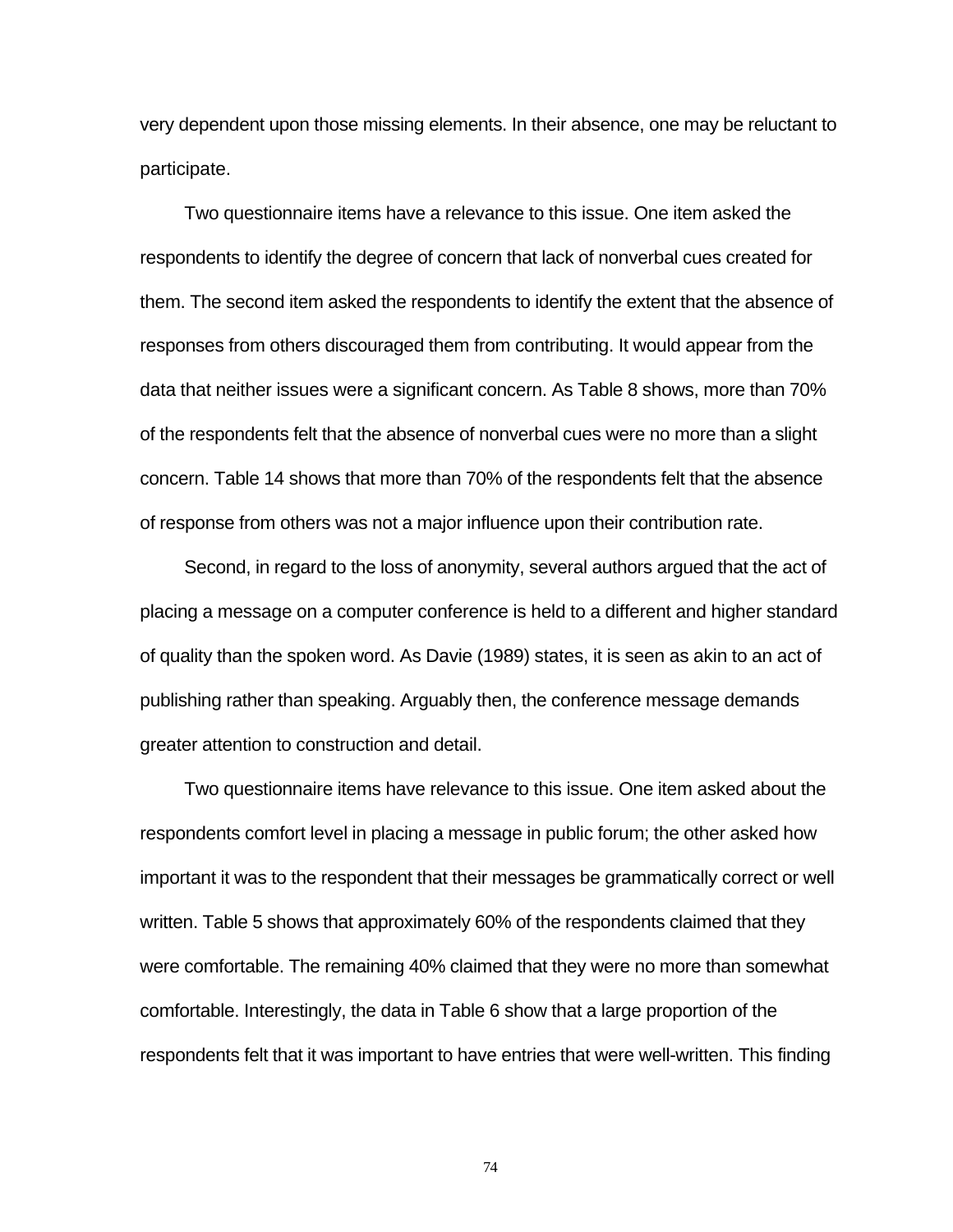very dependent upon those missing elements. In their absence, one may be reluctant to participate.

Two questionnaire items have a relevance to this issue. One item asked the respondents to identify the degree of concern that lack of nonverbal cues created for them. The second item asked the respondents to identify the extent that the absence of responses from others discouraged them from contributing. It would appear from the data that neither issues were a significant concern. As Table 8 shows, more than 70% of the respondents felt that the absence of nonverbal cues were no more than a slight concern. Table 14 shows that more than 70% of the respondents felt that the absence of response from others was not a major influence upon their contribution rate.

Second, in regard to the loss of anonymity, several authors argued that the act of placing a message on a computer conference is held to a different and higher standard of quality than the spoken word. As Davie (1989) states, it is seen as akin to an act of publishing rather than speaking. Arguably then, the conference message demands greater attention to construction and detail.

Two questionnaire items have relevance to this issue. One item asked about the respondents comfort level in placing a message in public forum; the other asked how important it was to the respondent that their messages be grammatically correct or well written. Table 5 shows that approximately 60% of the respondents claimed that they were comfortable. The remaining 40% claimed that they were no more than somewhat comfortable. Interestingly, the data in Table 6 show that a large proportion of the respondents felt that it was important to have entries that were well-written. This finding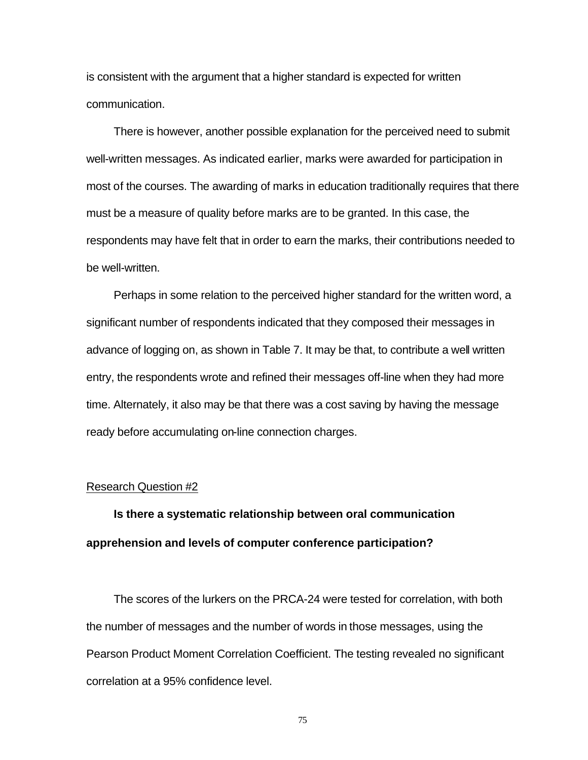is consistent with the argument that a higher standard is expected for written communication.

There is however, another possible explanation for the perceived need to submit well-written messages. As indicated earlier, marks were awarded for participation in most of the courses. The awarding of marks in education traditionally requires that there must be a measure of quality before marks are to be granted. In this case, the respondents may have felt that in order to earn the marks, their contributions needed to be well-written.

Perhaps in some relation to the perceived higher standard for the written word, a significant number of respondents indicated that they composed their messages in advance of logging on, as shown in Table 7. It may be that, to contribute a well written entry, the respondents wrote and refined their messages off-line when they had more time. Alternately, it also may be that there was a cost saving by having the message ready before accumulating on-line connection charges.

Research Question #2

**Is there a systematic relationship between oral communication apprehension and levels of computer conference participation?**

The scores of the lurkers on the PRCA-24 were tested for correlation, with both the number of messages and the number of words in those messages, using the Pearson Product Moment Correlation Coefficient. The testing revealed no significant correlation at a 95% confidence level.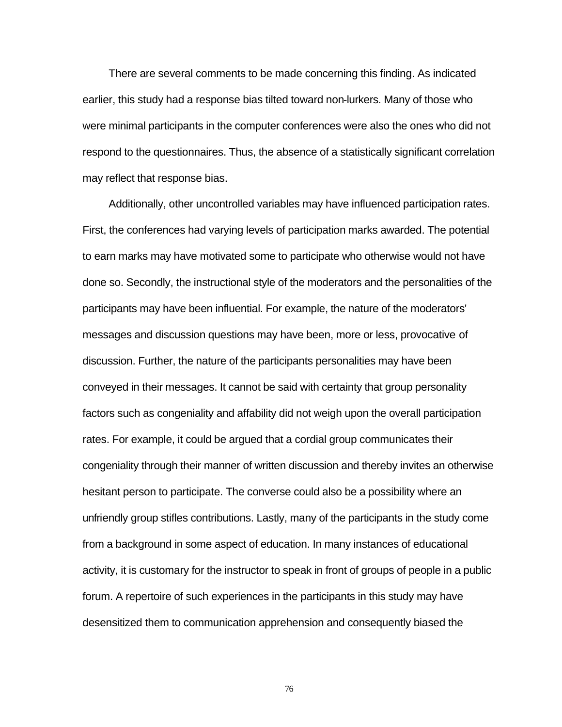There are several comments to be made concerning this finding. As indicated earlier, this study had a response bias tilted toward non-lurkers. Many of those who were minimal participants in the computer conferences were also the ones who did not respond to the questionnaires. Thus, the absence of a statistically significant correlation may reflect that response bias.

Additionally, other uncontrolled variables may have influenced participation rates. First, the conferences had varying levels of participation marks awarded. The potential to earn marks may have motivated some to participate who otherwise would not have done so. Secondly, the instructional style of the moderators and the personalities of the participants may have been influential. For example, the nature of the moderators' messages and discussion questions may have been, more or less, provocative of discussion. Further, the nature of the participants personalities may have been conveyed in their messages. It cannot be said with certainty that group personality factors such as congeniality and affability did not weigh upon the overall participation rates. For example, it could be argued that a cordial group communicates their congeniality through their manner of written discussion and thereby invites an otherwise hesitant person to participate. The converse could also be a possibility where an unfriendly group stifles contributions. Lastly, many of the participants in the study come from a background in some aspect of education. In many instances of educational activity, it is customary for the instructor to speak in front of groups of people in a public forum. A repertoire of such experiences in the participants in this study may have desensitized them to communication apprehension and consequently biased the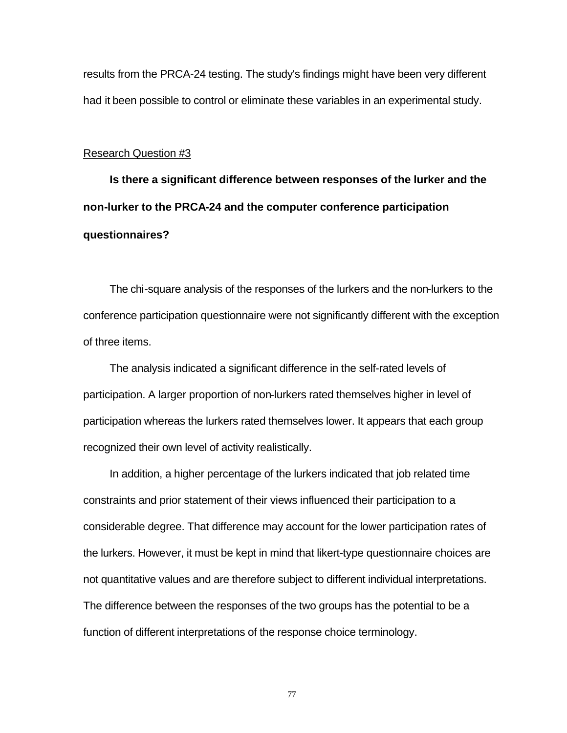results from the PRCA-24 testing. The study's findings might have been very different had it been possible to control or eliminate these variables in an experimental study.

Research Question #3

**Is there a significant difference between responses of the lurker and the non-lurker to the PRCA-24 and the computer conference participation questionnaires?**

The chi-square analysis of the responses of the lurkers and the non-lurkers to the conference participation questionnaire were not significantly different with the exception of three items.

The analysis indicated a significant difference in the self-rated levels of participation. A larger proportion of non-lurkers rated themselves higher in level of participation whereas the lurkers rated themselves lower. It appears that each group recognized their own level of activity realistically.

In addition, a higher percentage of the lurkers indicated that job related time constraints and prior statement of their views influenced their participation to a considerable degree. That difference may account for the lower participation rates of the lurkers. However, it must be kept in mind that likert-type questionnaire choices are not quantitative values and are therefore subject to different individual interpretations. The difference between the responses of the two groups has the potential to be a function of different interpretations of the response choice terminology.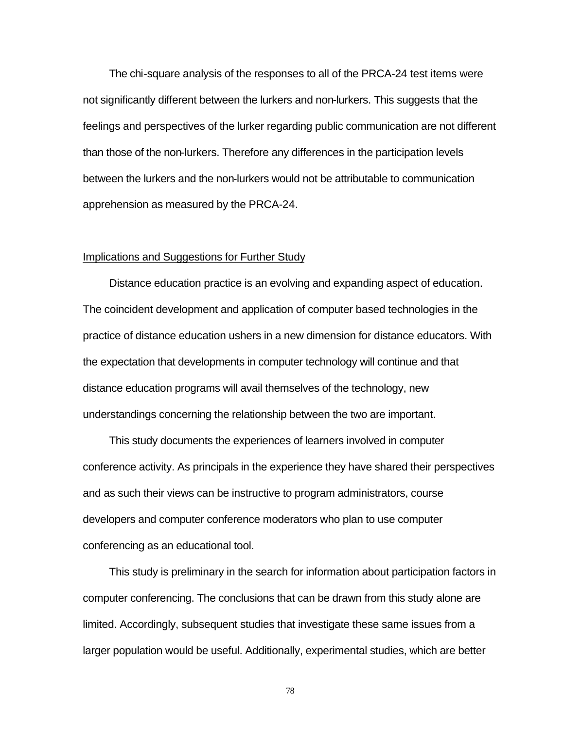The chi-square analysis of the responses to all of the PRCA-24 test items were not significantly different between the lurkers and non-lurkers. This suggests that the feelings and perspectives of the lurker regarding public communication are not different than those of the non-lurkers. Therefore any differences in the participation levels between the lurkers and the non-lurkers would not be attributable to communication apprehension as measured by the PRCA-24.

## Implications and Suggestions for Further Study

Distance education practice is an evolving and expanding aspect of education. The coincident development and application of computer based technologies in the practice of distance education ushers in a new dimension for distance educators. With the expectation that developments in computer technology will continue and that distance education programs will avail themselves of the technology, new understandings concerning the relationship between the two are important.

This study documents the experiences of learners involved in computer conference activity. As principals in the experience they have shared their perspectives and as such their views can be instructive to program administrators, course developers and computer conference moderators who plan to use computer conferencing as an educational tool.

This study is preliminary in the search for information about participation factors in computer conferencing. The conclusions that can be drawn from this study alone are limited. Accordingly, subsequent studies that investigate these same issues from a larger population would be useful. Additionally, experimental studies, which are better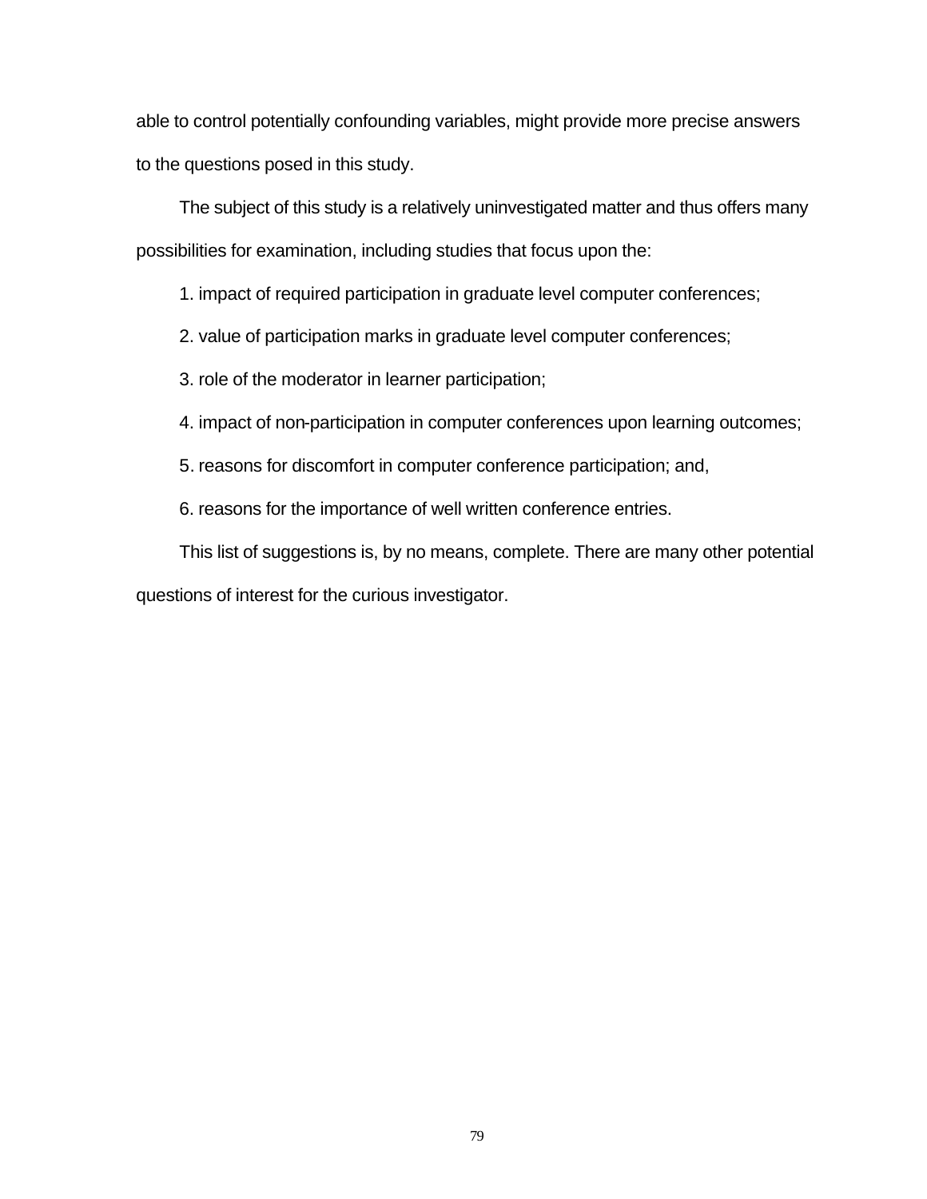able to control potentially confounding variables, might provide more precise answers to the questions posed in this study.

The subject of this study is a relatively uninvestigated matter and thus offers many possibilities for examination, including studies that focus upon the:

1. impact of required participation in graduate level computer conferences;
2. value of participation marks in graduate level computer conferences;
3. role of the moderator in learner participation;
4. impact of non-participation in computer conferences upon learning outcomes;
5. reasons for discomfort in computer conference participation; and,
6. reasons for the importance of well written conference entries.

This list of suggestions is, by no means, complete. There are many other potential questions of interest for the curious investigator.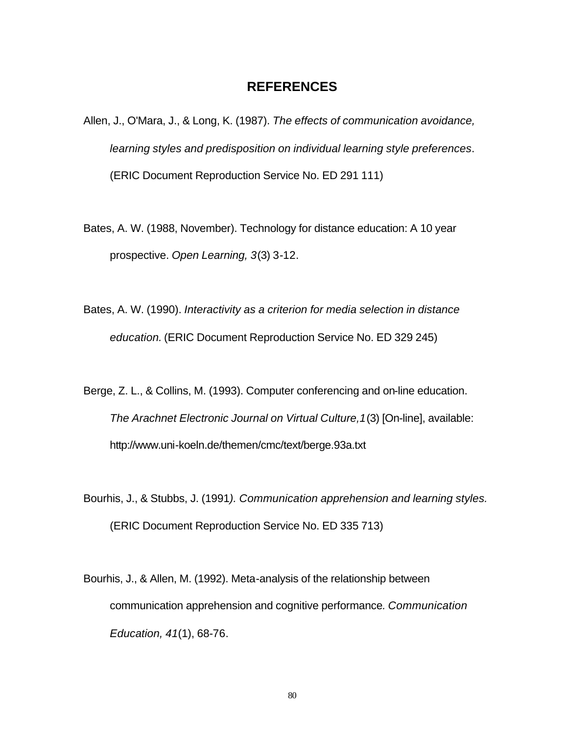# REFERENCES

Allen, J., O'Mara, J., & Long, K. (1987). *The effects of communication avoidance, learning styles and predisposition on individual learning style preferences*. (ERIC Document Reproduction Service No. ED 291 111)

Bates, A. W. (1988, November). Technology for distance education: A 10 year prospective. *Open Learning, 3*(3) 3-12.

Bates, A. W. (1990). *Interactivity as a criterion for media selection in distance education.* (ERIC Document Reproduction Service No. ED 329 245)

Berge, Z. L., & Collins, M. (1993). Computer conferencing and on-line education. *The Arachnet Electronic Journal on Virtual Culture,1*(3) [On-line], available: http://www.uni-koeln.de/themen/cmc/text/berge.93a.txt

Bourhis, J., & Stubbs, J. (1991*). Communication apprehension and learning styles.* (ERIC Document Reproduction Service No. ED 335 713)

Bourhis, J., & Allen, M. (1992). Meta-analysis of the relationship between communication apprehension and cognitive performance*. Communication Education, 41*(1), 68-76.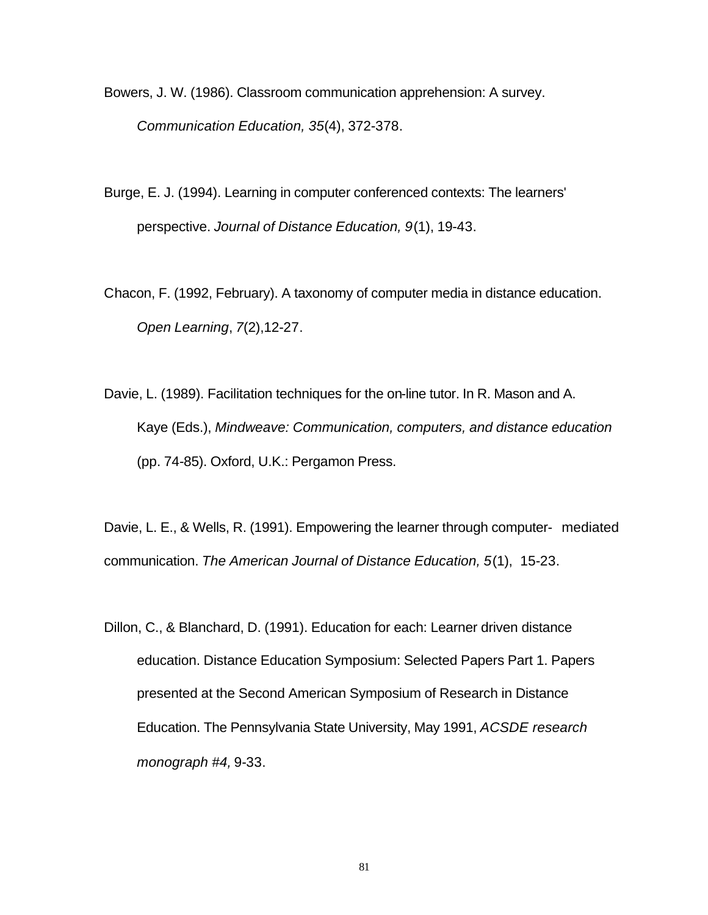Bowers, J. W. (1986). Classroom communication apprehension: A survey. *Communication Education, 35*(4), 372-378.

Burge, E. J. (1994). Learning in computer conferenced contexts: The learners' perspective. *Journal of Distance Education, 9*(1), 19-43.

Chacon, F. (1992, February). A taxonomy of computer media in distance education. *Open Learning*, *7*(2),12-27.

Davie, L. (1989). Facilitation techniques for the on-line tutor. In R. Mason and A. Kaye (Eds.), *Mindweave: Communication, computers, and distance education* (pp. 74-85). Oxford, U.K.: Pergamon Press.

Davie, L. E., & Wells, R. (1991). Empowering the learner through computer- mediated communication. *The American Journal of Distance Education, 5*(1), 15-23.

Dillon, C., & Blanchard, D. (1991). Education for each: Learner driven distance education. Distance Education Symposium: Selected Papers Part 1. Papers presented at the Second American Symposium of Research in Distance Education. The Pennsylvania State University, May 1991, *ACSDE research monograph #4,* 9-33.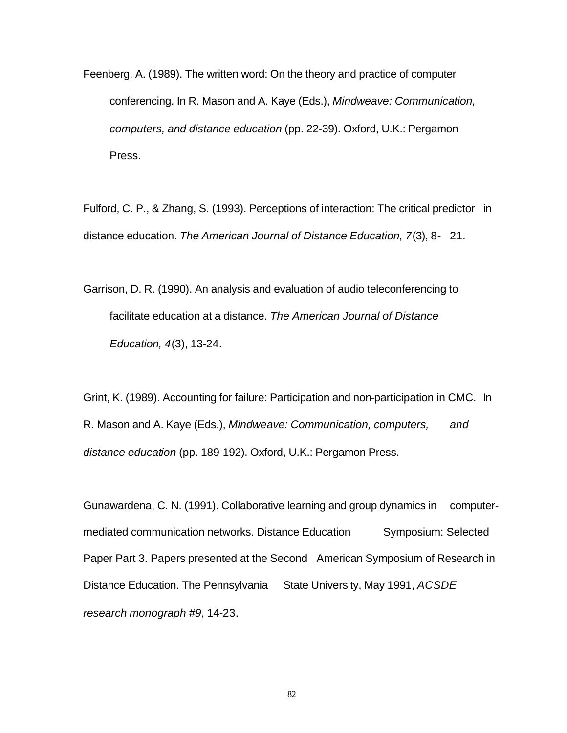Feenberg, A. (1989). The written word: On the theory and practice of computer conferencing. In R. Mason and A. Kaye (Eds.), *Mindweave: Communication, computers, and distance education* (pp. 22-39). Oxford, U.K.: Pergamon Press.

Fulford, C. P., & Zhang, S. (1993). Perceptions of interaction: The critical predictor in distance education. *The American Journal of Distance Education, 7*(3), 8- 21.

Garrison, D. R. (1990). An analysis and evaluation of audio teleconferencing to facilitate education at a distance. *The American Journal of Distance Education, 4*(3), 13-24.

Grint, K. (1989). Accounting for failure: Participation and non-participation in CMC. In R. Mason and A. Kaye (Eds.), *Mindweave: Communication, computers, and distance education* (pp. 189-192). Oxford, U.K.: Pergamon Press.

Gunawardena, C. N. (1991). Collaborative learning and group dynamics in computer-mediated communication networks. Distance Education Symposium: Selected Paper Part 3. Papers presented at the Second American Symposium of Research in Distance Education. The Pennsylvania State University, May 1991, *ACSDE research monograph #9*, 14-23.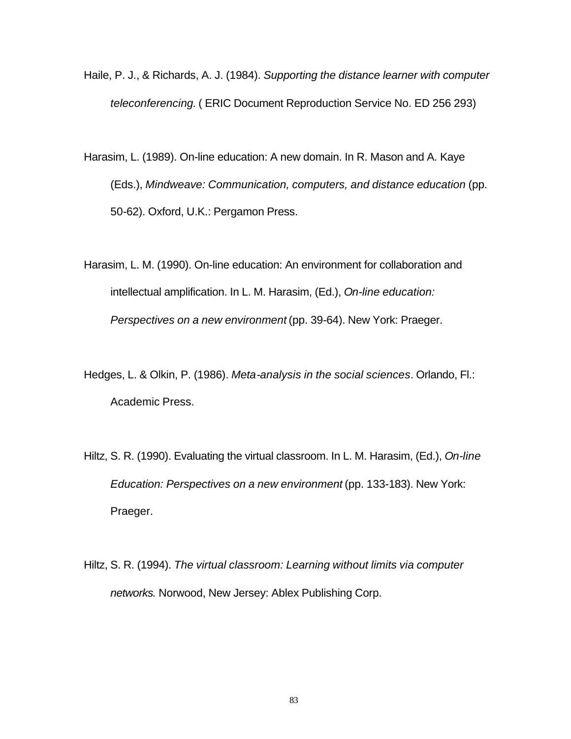Haile, P. J., & Richards, A. J. (1984). *Supporting the distance learner with computer teleconferencing.* ( ERIC Document Reproduction Service No. ED 256 293)

Harasim, L. (1989). On-line education: A new domain. In R. Mason and A. Kaye (Eds.), *Mindweave: Communication, computers, and distance education* (pp. 50-62). Oxford, U.K.: Pergamon Press.

Harasim, L. M. (1990). On-line education: An environment for collaboration and intellectual amplification. In L. M. Harasim, (Ed.), *On-line education: Perspectives on a new environment* (pp. 39-64). New York: Praeger.

Hedges, L. & Olkin, P. (1986). *Meta-analysis in the social sciences*. Orlando, Fl.: Academic Press.

Hiltz, S. R. (1990). Evaluating the virtual classroom. In L. M. Harasim, (Ed.), *On-line Education: Perspectives on a new environment* (pp. 133-183). New York: Praeger.

Hiltz, S. R. (1994). *The virtual classroom: Learning without limits via computer networks.* Norwood, New Jersey: Ablex Publishing Corp.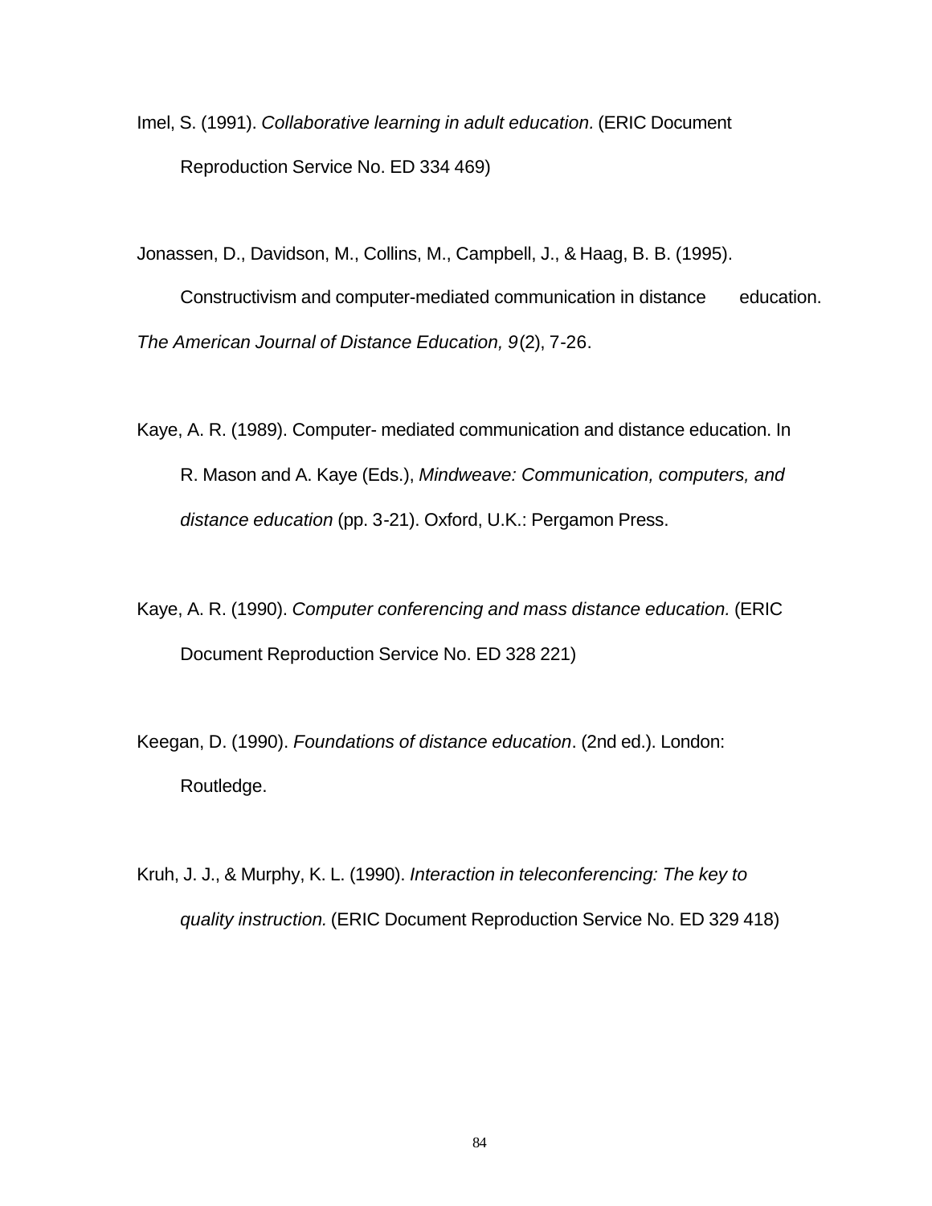Imel, S. (1991). *Collaborative learning in adult education.* (ERIC Document Reproduction Service No. ED 334 469)

Jonassen, D., Davidson, M., Collins, M., Campbell, J., & Haag, B. B. (1995). Constructivism and computer-mediated communication in distance education. *The American Journal of Distance Education, 9*(2), 7-26.

Kaye, A. R. (1989). Computer- mediated communication and distance education. In R. Mason and A. Kaye (Eds.), *Mindweave: Communication, computers, and distance education* (pp. 3-21). Oxford, U.K.: Pergamon Press.

Kaye, A. R. (1990). *Computer conferencing and mass distance education.* (ERIC Document Reproduction Service No. ED 328 221)

Keegan, D. (1990). *Foundations of distance education*. (2nd ed.). London: Routledge.

Kruh, J. J., & Murphy, K. L. (1990). *Interaction in teleconferencing: The key to quality instruction.* (ERIC Document Reproduction Service No. ED 329 418)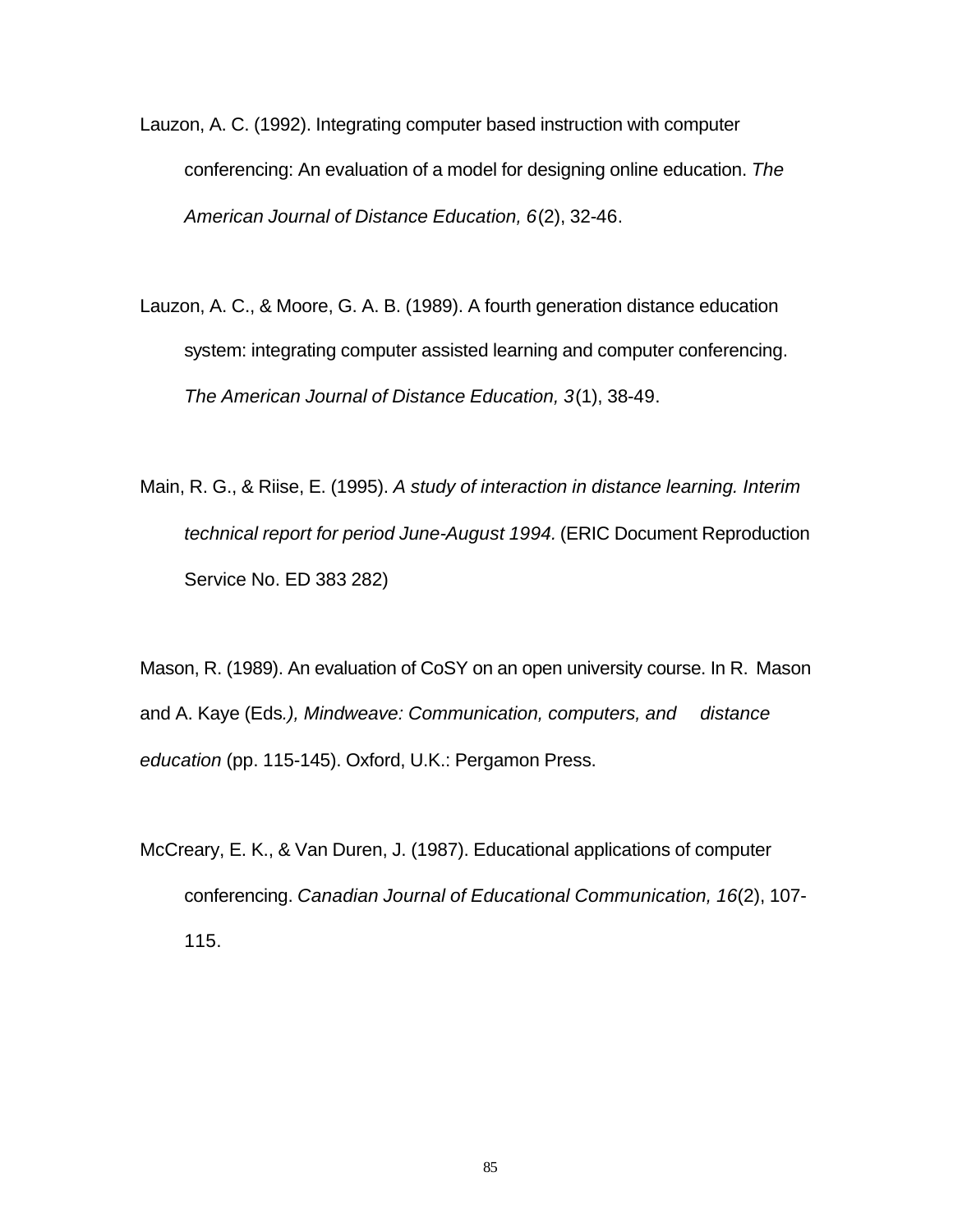Lauzon, A. C. (1992). Integrating computer based instruction with computer conferencing: An evaluation of a model for designing online education. *The American Journal of Distance Education, 6*(2), 32-46.

Lauzon, A. C., & Moore, G. A. B. (1989). A fourth generation distance education system: integrating computer assisted learning and computer conferencing. *The American Journal of Distance Education, 3*(1), 38-49.

Main, R. G., & Riise, E. (1995). *A study of interaction in distance learning. Interim technical report for period June-August 1994.* (ERIC Document Reproduction Service No. ED 383 282)

Mason, R. (1989). An evaluation of CoSY on an open university course. In R. Mason and A. Kaye (Eds*.), Mindweave: Communication, computers, and distance education* (pp. 115-145). Oxford, U.K.: Pergamon Press.

McCreary, E. K., & Van Duren, J. (1987). Educational applications of computer conferencing. *Canadian Journal of Educational Communication, 16*(2), 107-115.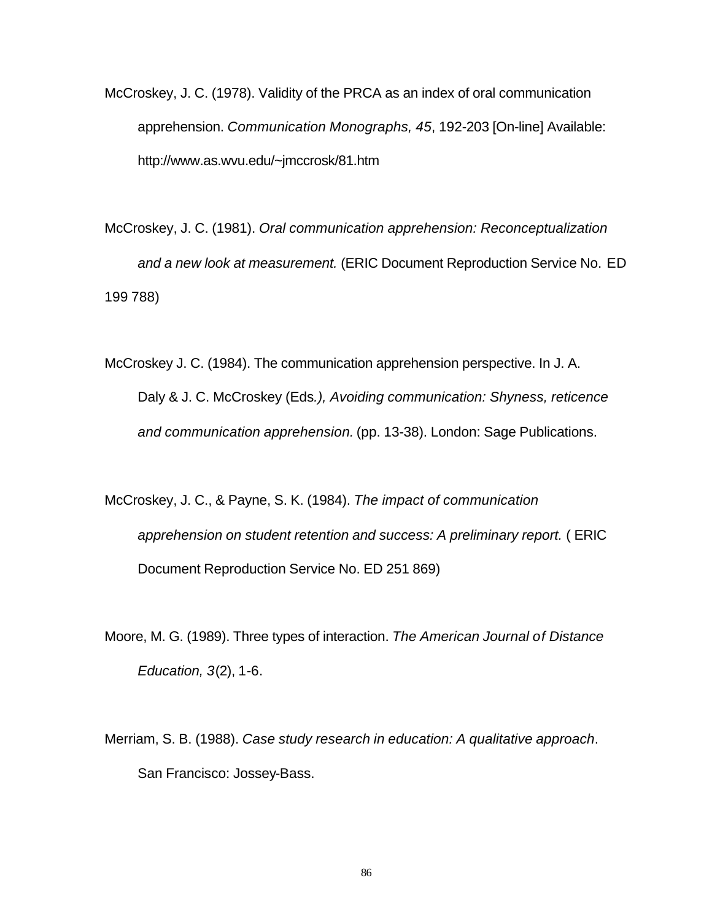McCroskey, J. C. (1978). Validity of the PRCA as an index of oral communication apprehension. *Communication Monographs, 45*, 192-203 [On-line] Available: http://www.as.wvu.edu/~jmccrosk/81.htm

McCroskey, J. C. (1981). *Oral communication apprehension: Reconceptualization and a new look at measurement.* (ERIC Document Reproduction Service No. ED 199 788)

McCroskey J. C. (1984). The communication apprehension perspective. In J. A. Daly & J. C. McCroskey (Eds*.), Avoiding communication: Shyness, reticence and communication apprehension.* (pp. 13-38). London: Sage Publications.

McCroskey, J. C., & Payne, S. K. (1984). *The impact of communication apprehension on student retention and success: A preliminary report.* ( ERIC Document Reproduction Service No. ED 251 869)

Moore, M. G. (1989). Three types of interaction. *The American Journal of Distance Education, 3*(2), 1-6.

Merriam, S. B. (1988). *Case study research in education: A qualitative approach*. San Francisco: Jossey-Bass.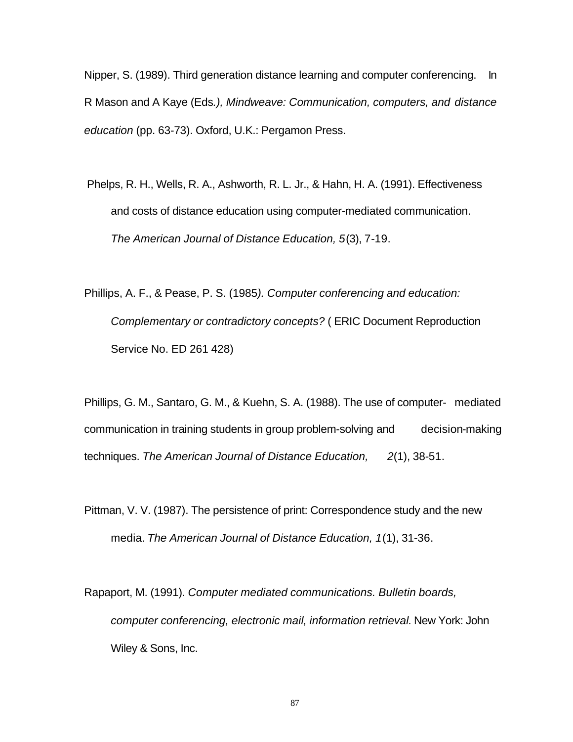Nipper, S. (1989). Third generation distance learning and computer conferencing. In R Mason and A Kaye (Eds*.), Mindweave: Communication, computers, and distance education* (pp. 63-73). Oxford, U.K.: Pergamon Press.

Phelps, R. H., Wells, R. A., Ashworth, R. L. Jr., & Hahn, H. A. (1991). Effectiveness and costs of distance education using computer-mediated communication. *The American Journal of Distance Education, 5*(3), 7-19.

Phillips, A. F., & Pease, P. S. (1985*). Computer conferencing and education: Complementary or contradictory concepts?* ( ERIC Document Reproduction Service No. ED 261 428)

Phillips, G. M., Santaro, G. M., & Kuehn, S. A. (1988). The use of computer- mediated communication in training students in group problem-solving and decision-making techniques. *The American Journal of Distance Education, 2*(1), 38-51.

Pittman, V. V. (1987). The persistence of print: Correspondence study and the new media. *The American Journal of Distance Education, 1*(1), 31-36.

Rapaport, M. (1991). *Computer mediated communications. Bulletin boards, computer conferencing, electronic mail, information retrieval.* New York: John Wiley & Sons, Inc.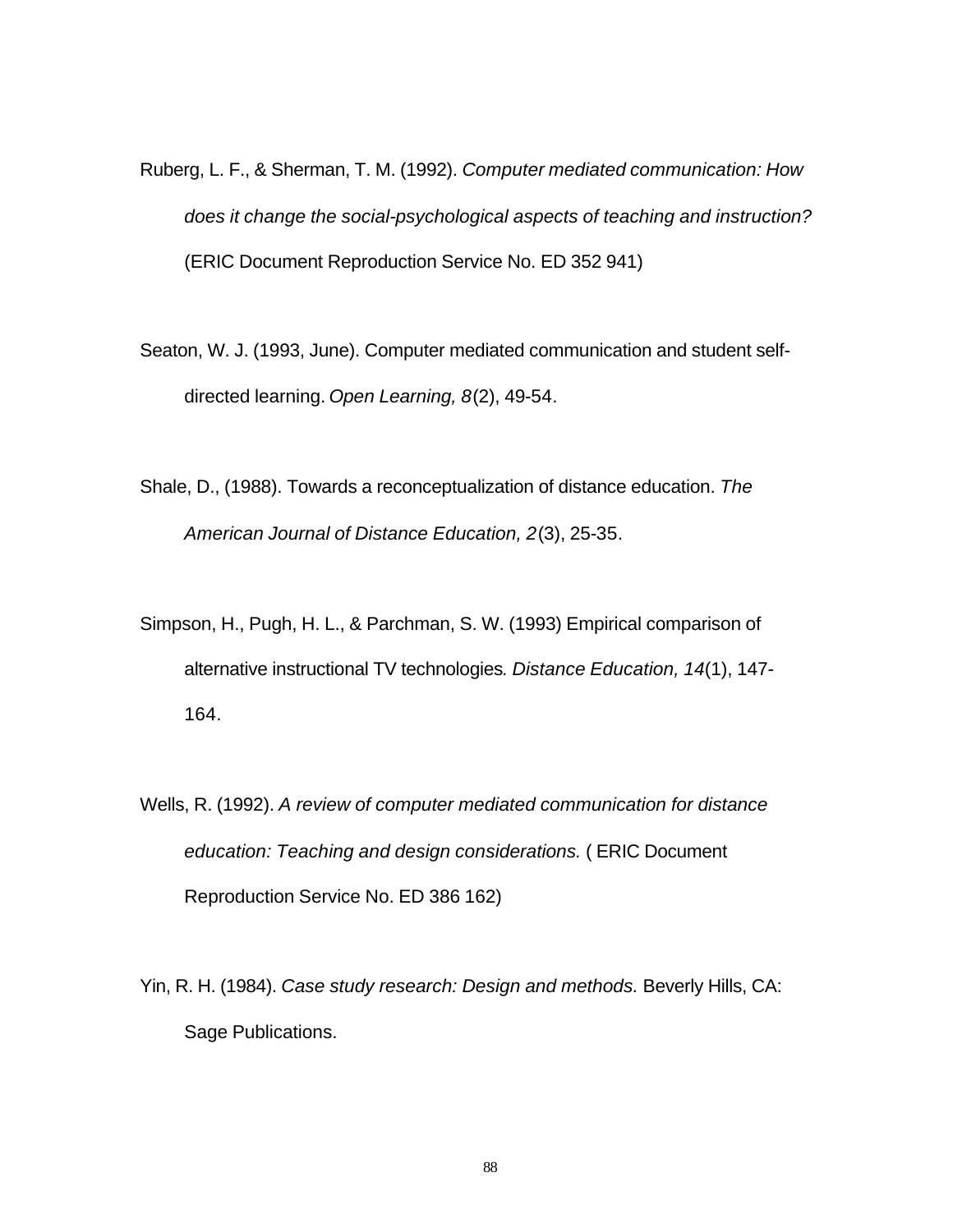Ruberg, L. F., & Sherman, T. M. (1992). *Computer mediated communication: How does it change the social-psychological aspects of teaching and instruction?* (ERIC Document Reproduction Service No. ED 352 941)

Seaton, W. J. (1993, June). Computer mediated communication and student self-directed learning. *Open Learning, 8*(2), 49-54.

Shale, D., (1988). Towards a reconceptualization of distance education. *The American Journal of Distance Education, 2*(3), 25-35.

Simpson, H., Pugh, H. L., & Parchman, S. W. (1993) Empirical comparison of alternative instructional TV technologies*. Distance Education, 14*(1), 147-164.

Wells, R. (1992). *A review of computer mediated communication for distance education: Teaching and design considerations.* ( ERIC Document Reproduction Service No. ED 386 162)

Yin, R. H. (1984). *Case study research: Design and methods.* Beverly Hills, CA: Sage Publications.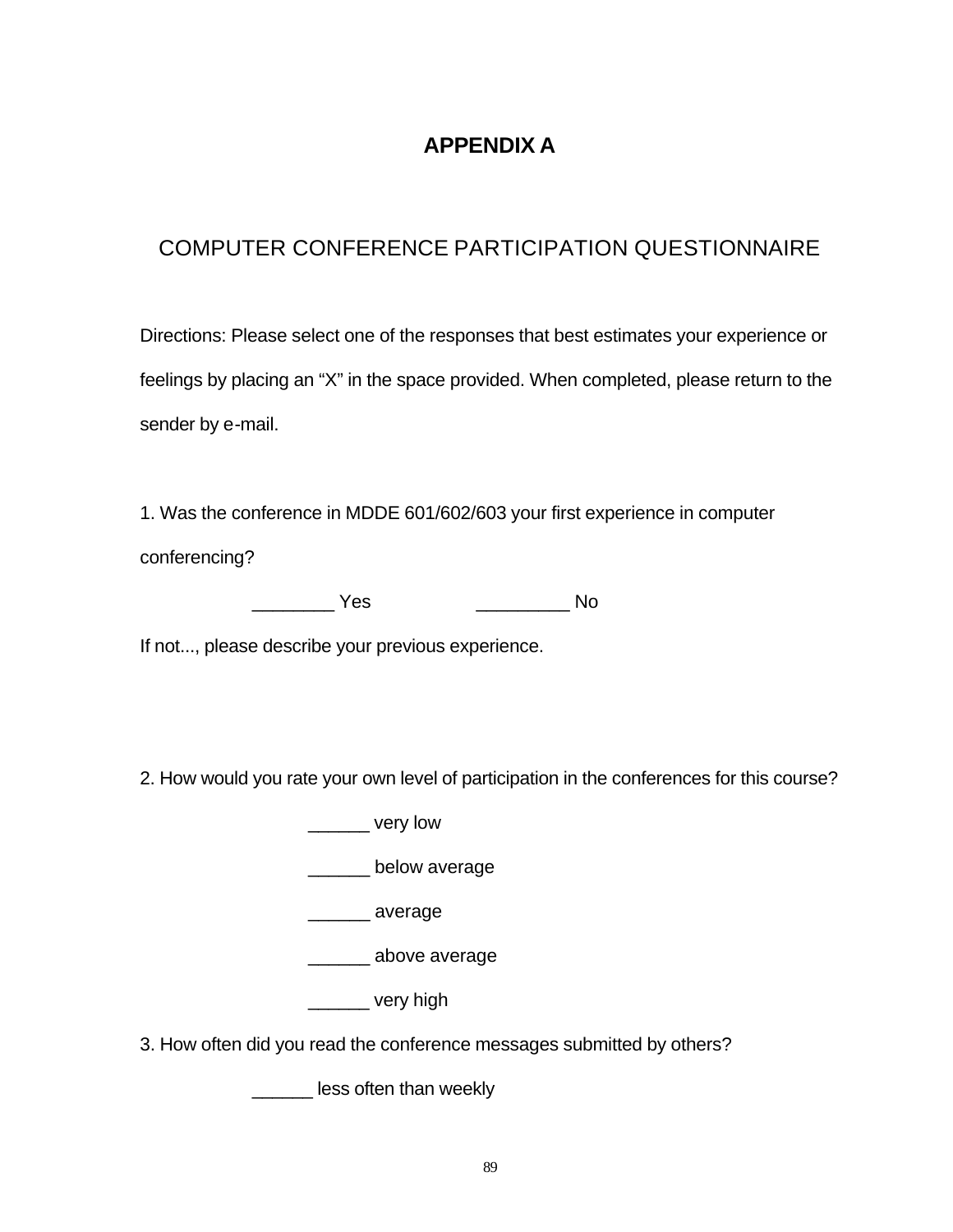# APPENDIX A

## COMPUTER CONFERENCE PARTICIPATION QUESTIONNAIRE

Directions: Please select one of the responses that best estimates your experience or feelings by placing an "X" in the space provided. When completed, please return to the sender by e-mail.

1. Was the conference in MDDE 601/602/603 your first experience in computer conferencing?

________ Yes &nbsp;&nbsp;&nbsp;&nbsp;&nbsp;&nbsp;&nbsp;&nbsp;&nbsp; _________ No

If not..., please describe your previous experience.

2. How would you rate your own level of participation in the conferences for this course?

______ very low

______ below average

______ average

______ above average

______ very high

3. How often did you read the conference messages submitted by others?

______ less often than weekly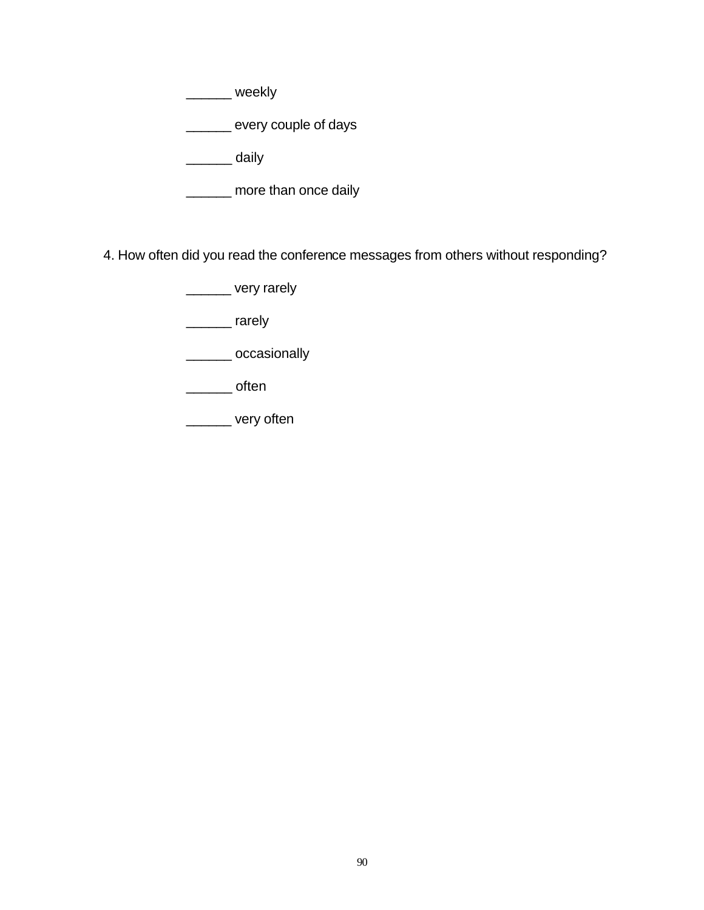______ weekly

______ every couple of days

______ daily

______ more than once daily

4. How often did you read the conference messages from others without responding?

______ very rarely

______ rarely

______ occasionally

______ often

______ very often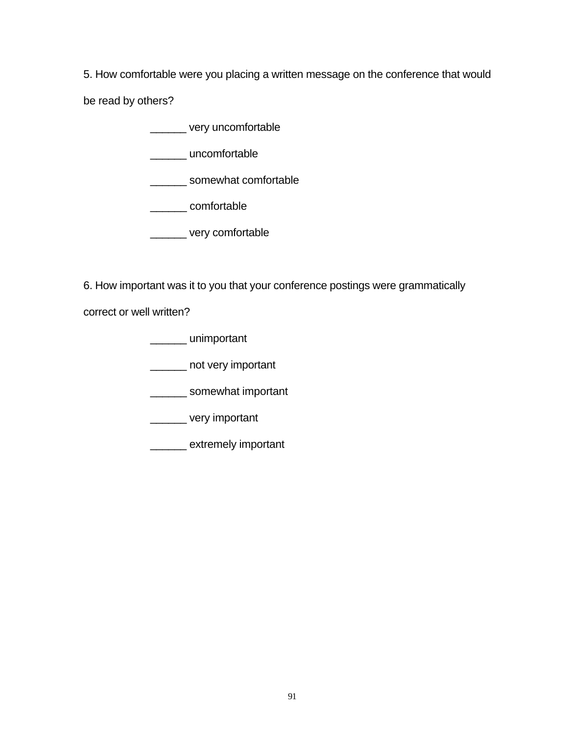5. How comfortable were you placing a written message on the conference that would be read by others?

______ very uncomfortable

______ uncomfortable

______ somewhat comfortable

______ comfortable

______ very comfortable

6. How important was it to you that your conference postings were grammatically correct or well written?

______ unimportant

______ not very important

______ somewhat important

______ very important

______ extremely important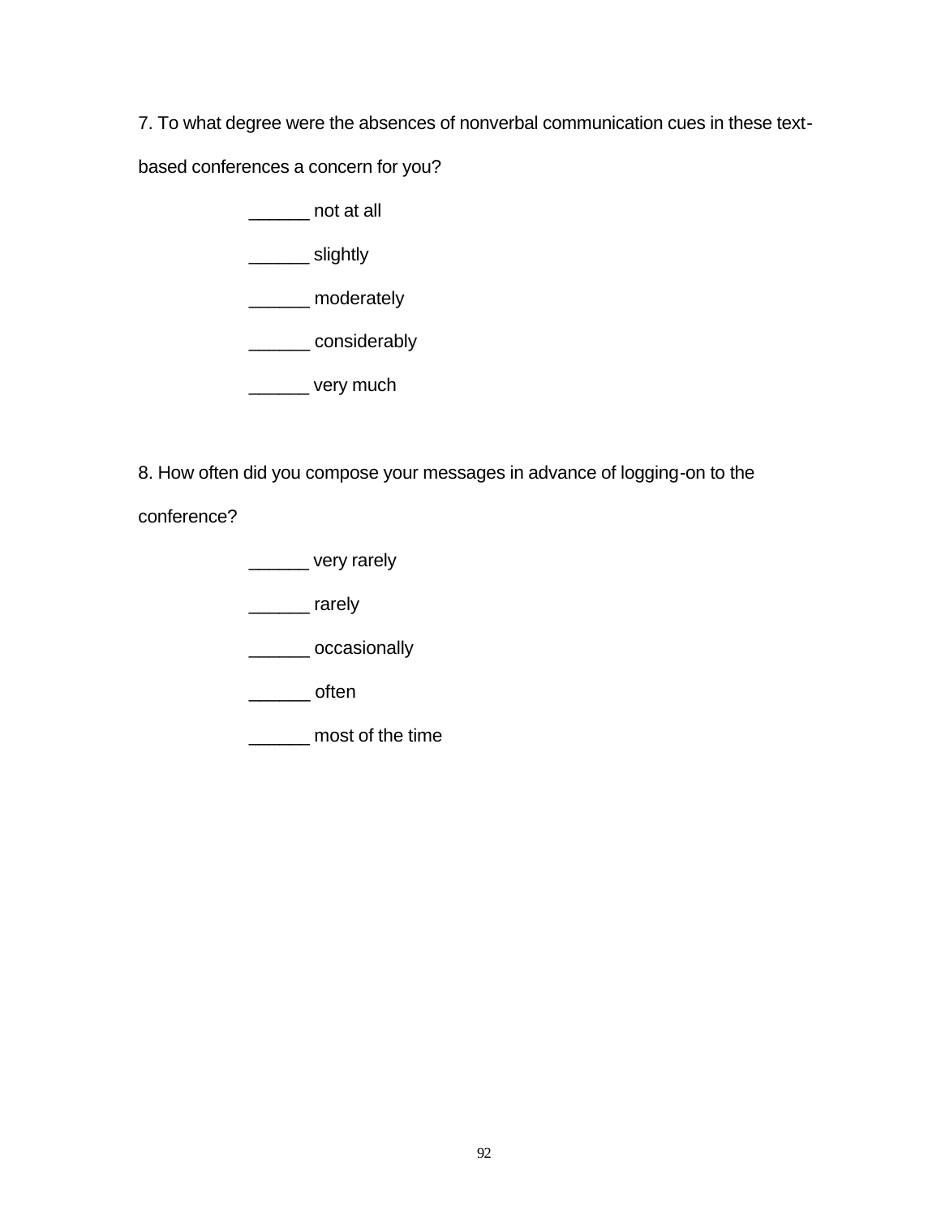7. To what degree were the absences of nonverbal communication cues in these text-based conferences a concern for you?

______ not at all

______ slightly

______ moderately

______ considerably

______ very much

8. How often did you compose your messages in advance of logging-on to the conference?

______ very rarely

______ rarely

______ occasionally

______ often

______ most of the time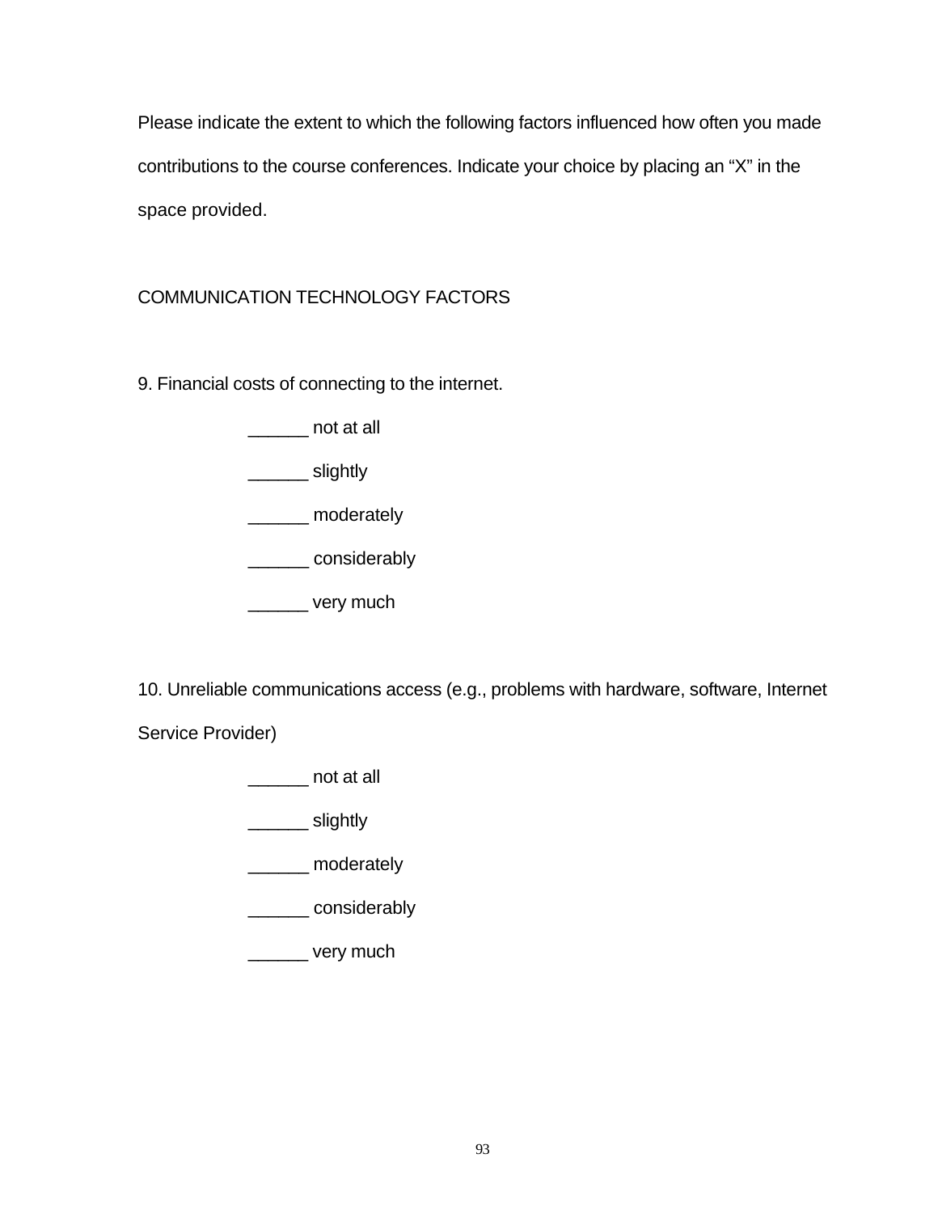Please indicate the extent to which the following factors influenced how often you made contributions to the course conferences. Indicate your choice by placing an "X" in the space provided.

COMMUNICATION TECHNOLOGY FACTORS

9. Financial costs of connecting to the internet.

______ not at all

______ slightly

______ moderately

______ considerably

______ very much

10. Unreliable communications access (e.g., problems with hardware, software, Internet Service Provider)

______ not at all

______ slightly

______ moderately

______ considerably

______ very much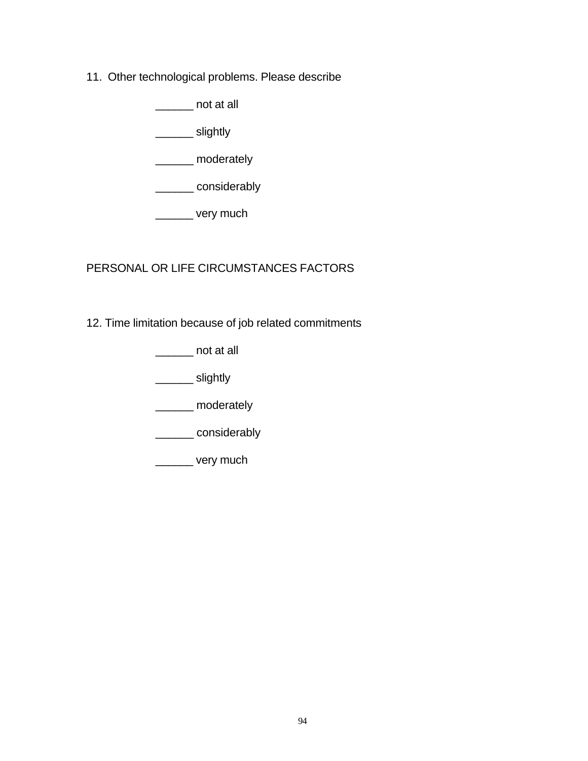11. Other technological problems. Please describe

______ not at all

______ slightly

______ moderately

______ considerably

______ very much

PERSONAL OR LIFE CIRCUMSTANCES FACTORS

12. Time limitation because of job related commitments

______ not at all

______ slightly

______ moderately

______ considerably

______ very much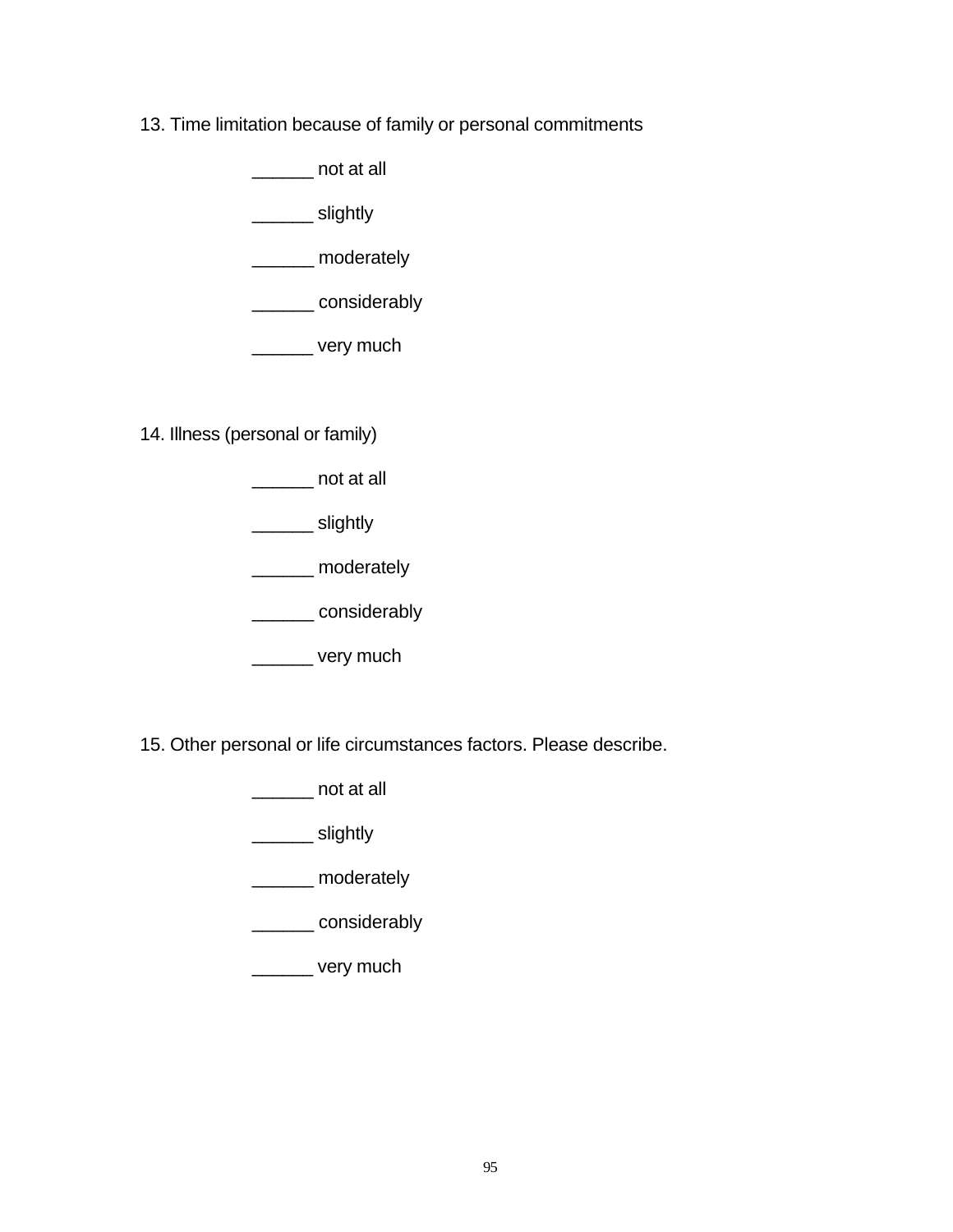13. Time limitation because of family or personal commitments

______ not at all

______ slightly

______ moderately

______ considerably

______ very much

14. Illness (personal or family)

______ not at all

______ slightly

______ moderately

______ considerably

______ very much

15. Other personal or life circumstances factors. Please describe.

______ not at all

______ slightly

______ moderately

______ considerably

______ very much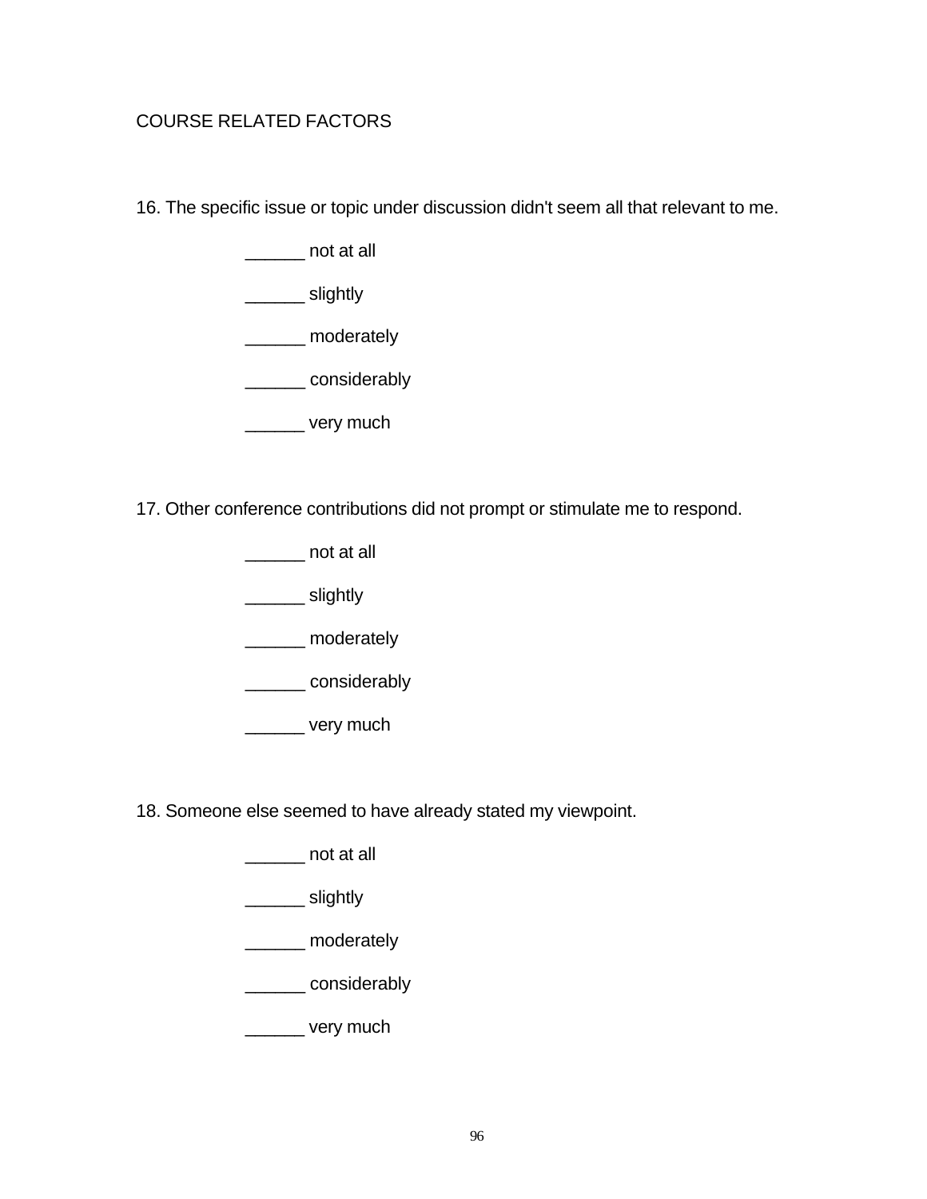COURSE RELATED FACTORS

16. The specific issue or topic under discussion didn't seem all that relevant to me.

______ not at all

______ slightly

______ moderately

______ considerably

______ very much

17. Other conference contributions did not prompt or stimulate me to respond.

______ not at all

______ slightly

______ moderately

______ considerably

______ very much

18. Someone else seemed to have already stated my viewpoint.

______ not at all

______ slightly

______ moderately

______ considerably

______ very much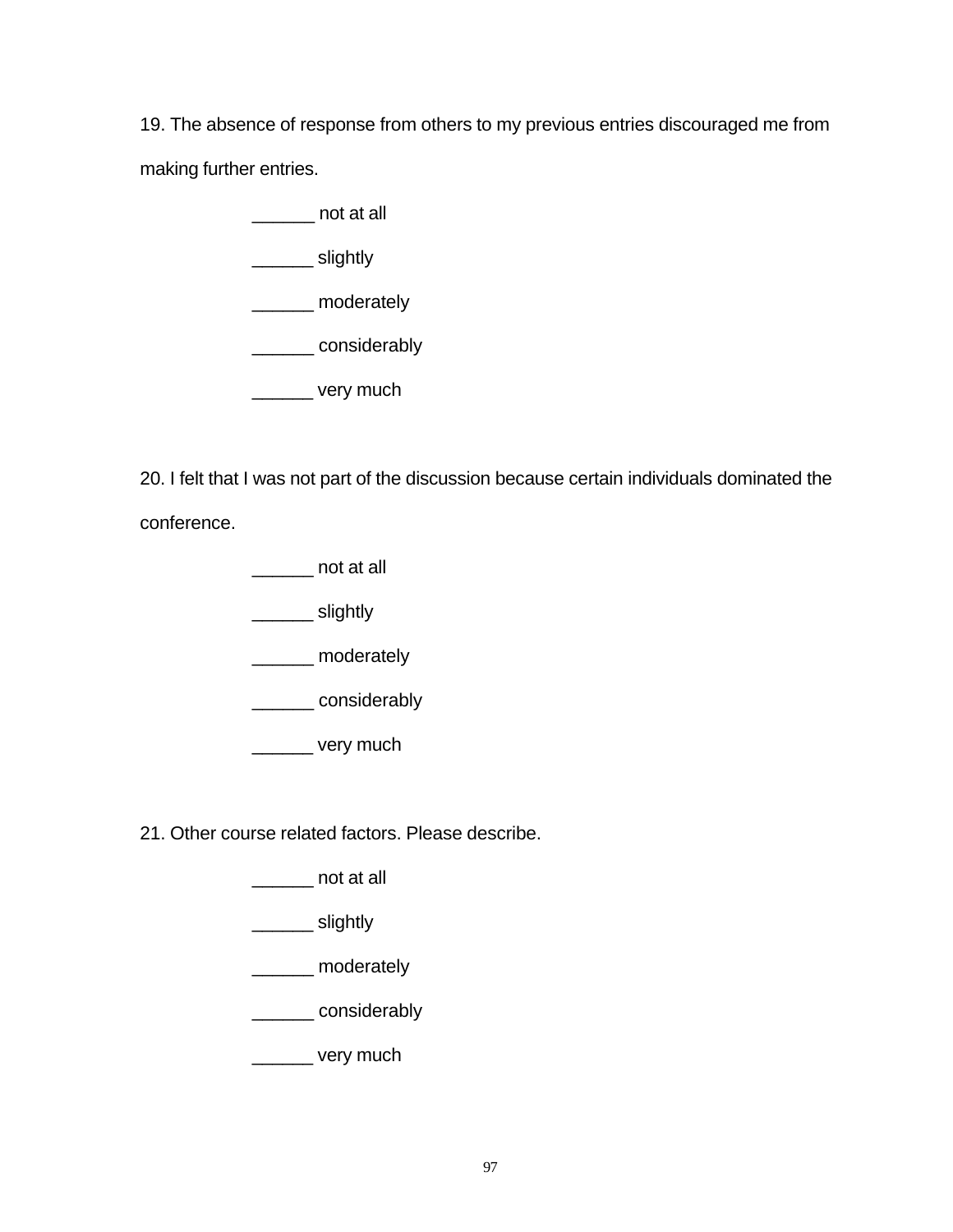19. The absence of response from others to my previous entries discouraged me from making further entries.

______ not at all

______ slightly

______ moderately

______ considerably

______ very much

20. I felt that I was not part of the discussion because certain individuals dominated the conference.

______ not at all

______ slightly

______ moderately

______ considerably

______ very much

21. Other course related factors. Please describe.

______ not at all

______ slightly

______ moderately

______ considerably

______ very much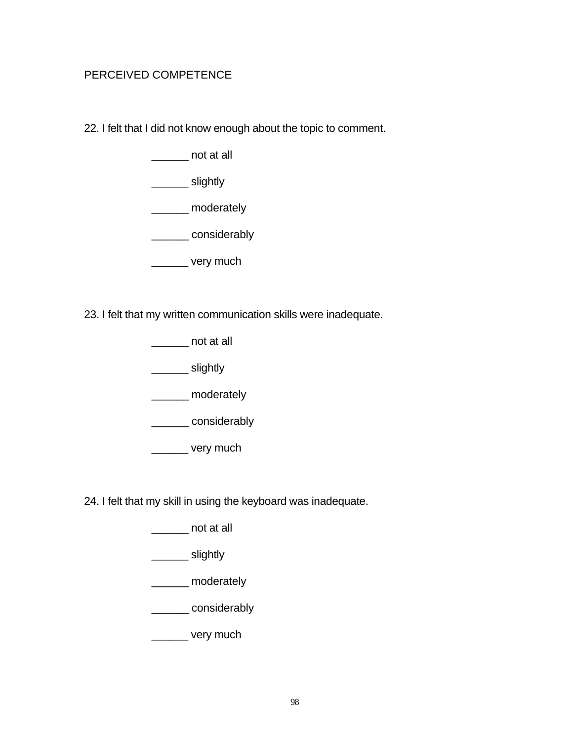PERCEIVED COMPETENCE

22. I felt that I did not know enough about the topic to comment.

    ______ not at all

    ______ slightly

    ______ moderately

    ______ considerably

    ______ very much

23. I felt that my written communication skills were inadequate.

    ______ not at all

    ______ slightly

    ______ moderately

    ______ considerably

    ______ very much

24. I felt that my skill in using the keyboard was inadequate.

    ______ not at all

    ______ slightly

    ______ moderately

    ______ considerably

    ______ very much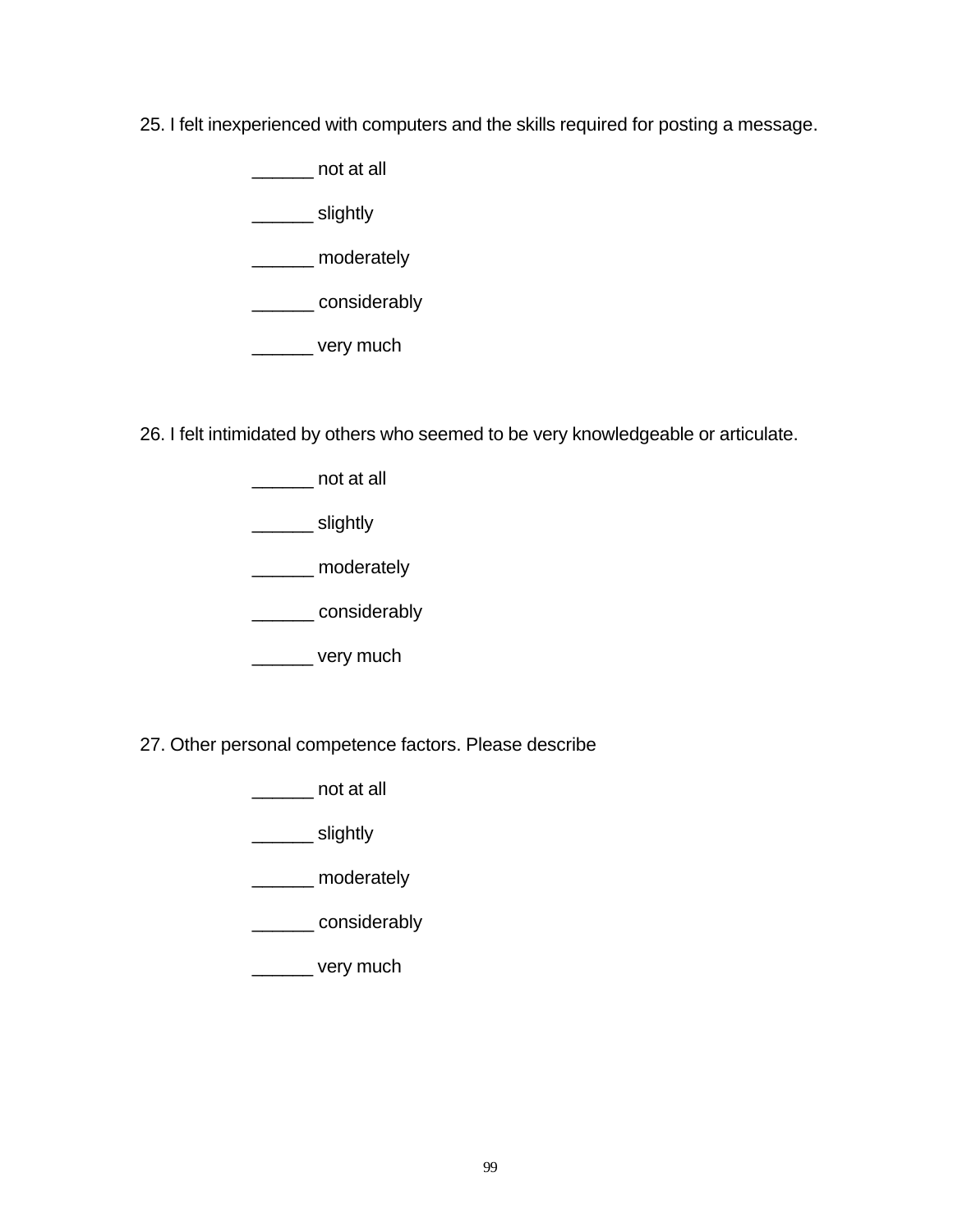25. I felt inexperienced with computers and the skills required for posting a message.

______ not at all

______ slightly

______ moderately

______ considerably

______ very much

26. I felt intimidated by others who seemed to be very knowledgeable or articulate.

______ not at all

______ slightly

______ moderately

______ considerably

______ very much

27. Other personal competence factors. Please describe

______ not at all

______ slightly

______ moderately

______ considerably

______ very much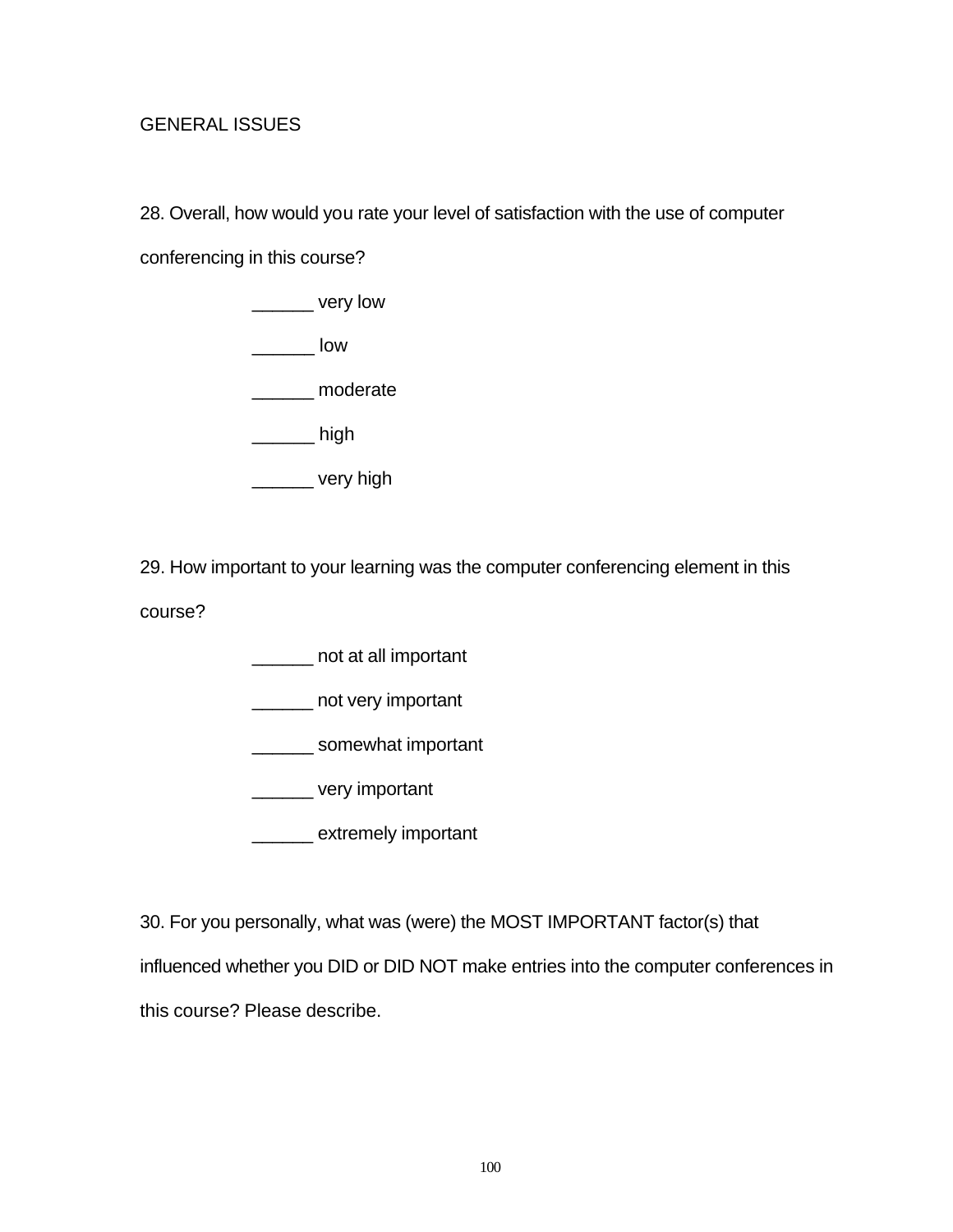GENERAL ISSUES

28. Overall, how would you rate your level of satisfaction with the use of computer conferencing in this course?

______ very low

______ low

______ moderate

______ high

______ very high

29. How important to your learning was the computer conferencing element in this course?

______ not at all important

______ not very important

______ somewhat important

______ very important

______ extremely important

30. For you personally, what was (were) the MOST IMPORTANT factor(s) that influenced whether you DID or DID NOT make entries into the computer conferences in this course? Please describe.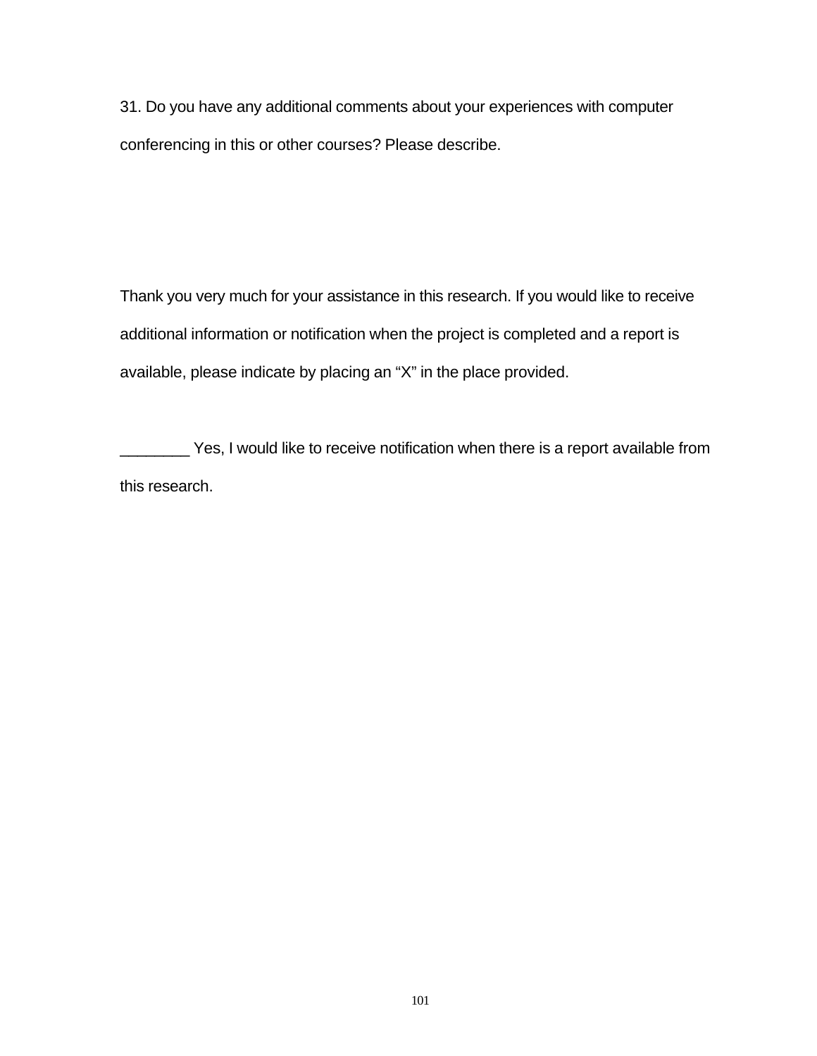31. Do you have any additional comments about your experiences with computer conferencing in this or other courses? Please describe.

Thank you very much for your assistance in this research. If you would like to receive additional information or notification when the project is completed and a report is available, please indicate by placing an “X” in the place provided.

________ Yes, I would like to receive notification when there is a report available from this research.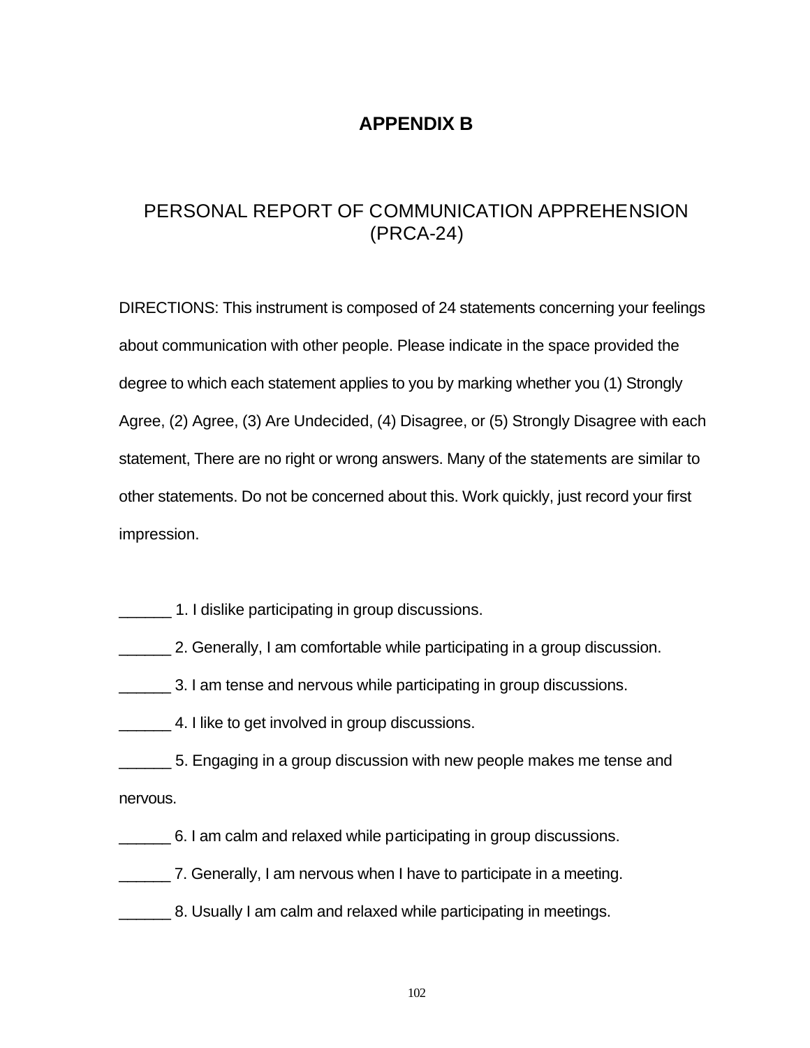# APPENDIX B

## PERSONAL REPORT OF COMMUNICATION APPREHENSION (PRCA-24)

DIRECTIONS: This instrument is composed of 24 statements concerning your feelings about communication with other people. Please indicate in the space provided the degree to which each statement applies to you by marking whether you (1) Strongly Agree, (2) Agree, (3) Are Undecided, (4) Disagree, or (5) Strongly Disagree with each statement, There are no right or wrong answers. Many of the statements are similar to other statements. Do not be concerned about this. Work quickly, just record your first impression.

______ 1. I dislike participating in group discussions.

______ 2. Generally, I am comfortable while participating in a group discussion.

______ 3. I am tense and nervous while participating in group discussions.

______ 4. I like to get involved in group discussions.

______ 5. Engaging in a group discussion with new people makes me tense and nervous.

______ 6. I am calm and relaxed while participating in group discussions.

______ 7. Generally, I am nervous when I have to participate in a meeting.

______ 8. Usually I am calm and relaxed while participating in meetings.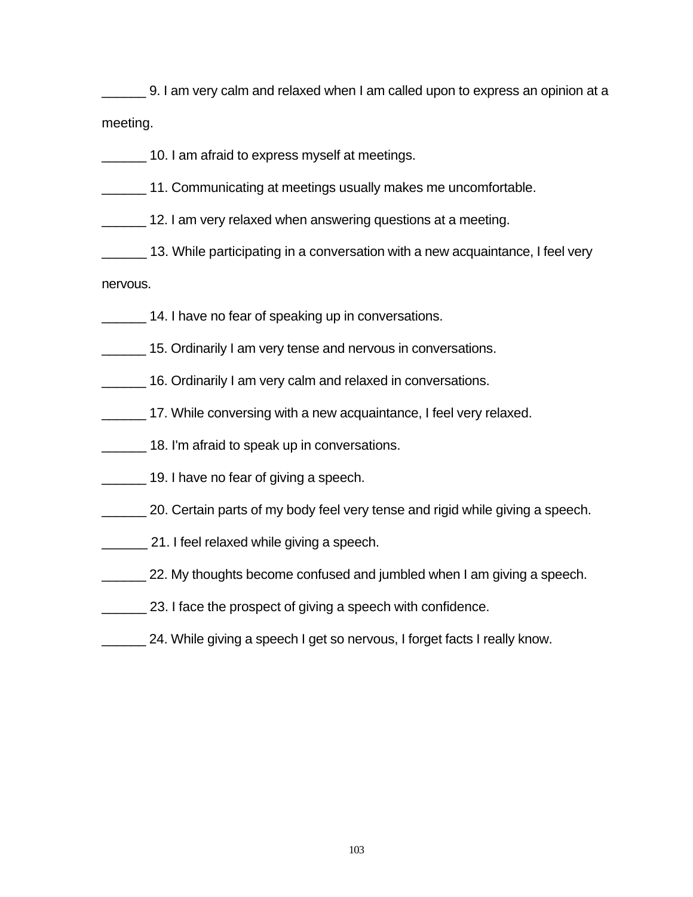______ 9. I am very calm and relaxed when I am called upon to express an opinion at a meeting.

______ 10. I am afraid to express myself at meetings.

______ 11. Communicating at meetings usually makes me uncomfortable.

______ 12. I am very relaxed when answering questions at a meeting.

______ 13. While participating in a conversation with a new acquaintance, I feel very nervous.

______ 14. I have no fear of speaking up in conversations.

______ 15. Ordinarily I am very tense and nervous in conversations.

______ 16. Ordinarily I am very calm and relaxed in conversations.

______ 17. While conversing with a new acquaintance, I feel very relaxed.

______ 18. I'm afraid to speak up in conversations.

______ 19. I have no fear of giving a speech.

______ 20. Certain parts of my body feel very tense and rigid while giving a speech.

______ 21. I feel relaxed while giving a speech.

______ 22. My thoughts become confused and jumbled when I am giving a speech.

______ 23. I face the prospect of giving a speech with confidence.

______ 24. While giving a speech I get so nervous, I forget facts I really know.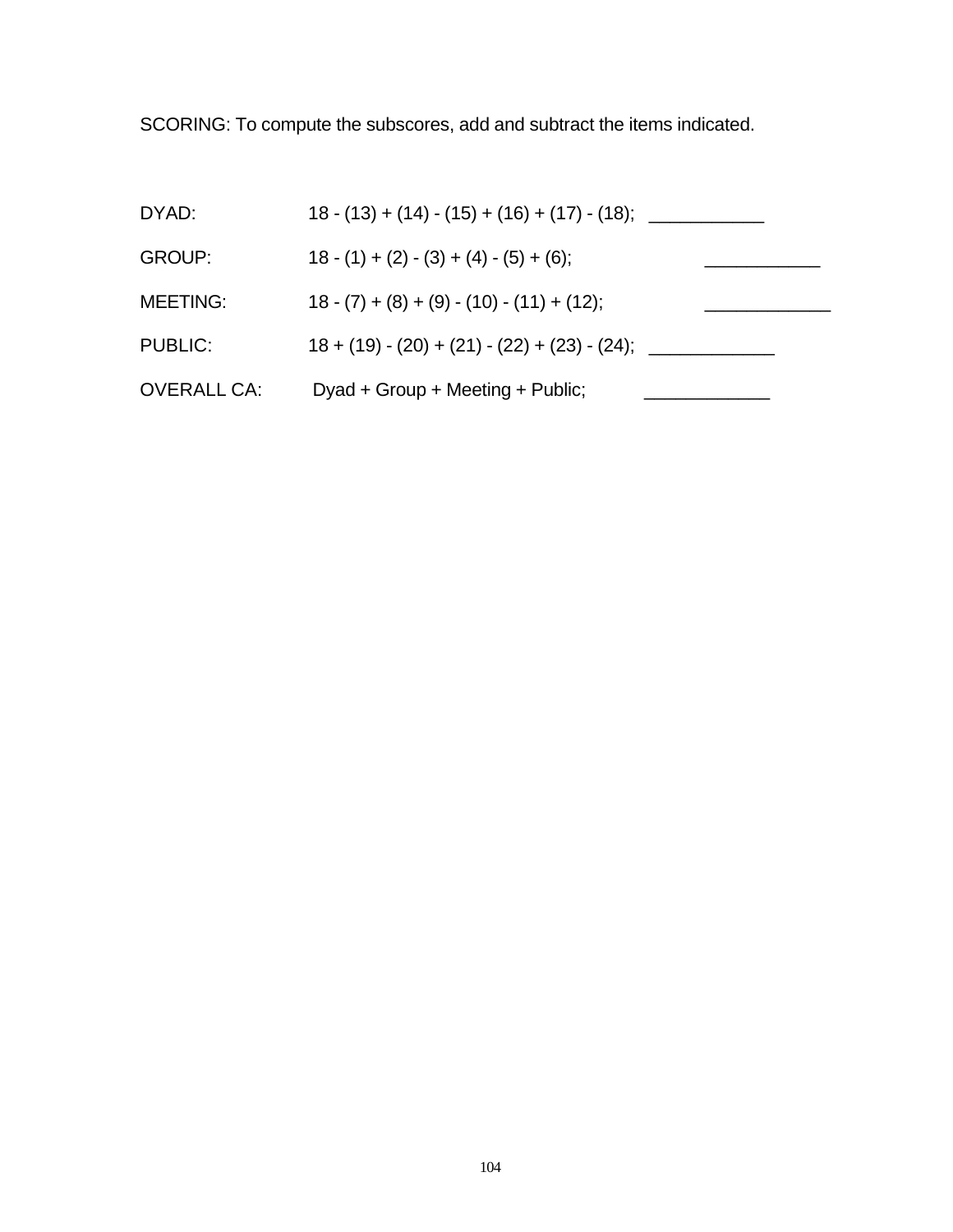SCORING: To compute the subscores, add and subtract the items indicated.

| | | |
|---|---|---|
| DYAD: | 18 - (13) + (14) - (15) + (16) + (17) - (18); | ___________ |
| GROUP: | 18 - (1) + (2) - (3) + (4) - (5) + (6); | ___________ |
| MEETING: | 18 - (7) + (8) + (9) - (10) - (11) + (12); | ____________ |
| PUBLIC: | 18 + (19) - (20) + (21) - (22) + (23) - (24); | ____________ |
| OVERALL CA: | Dyad + Group + Meeting + Public; | ____________ |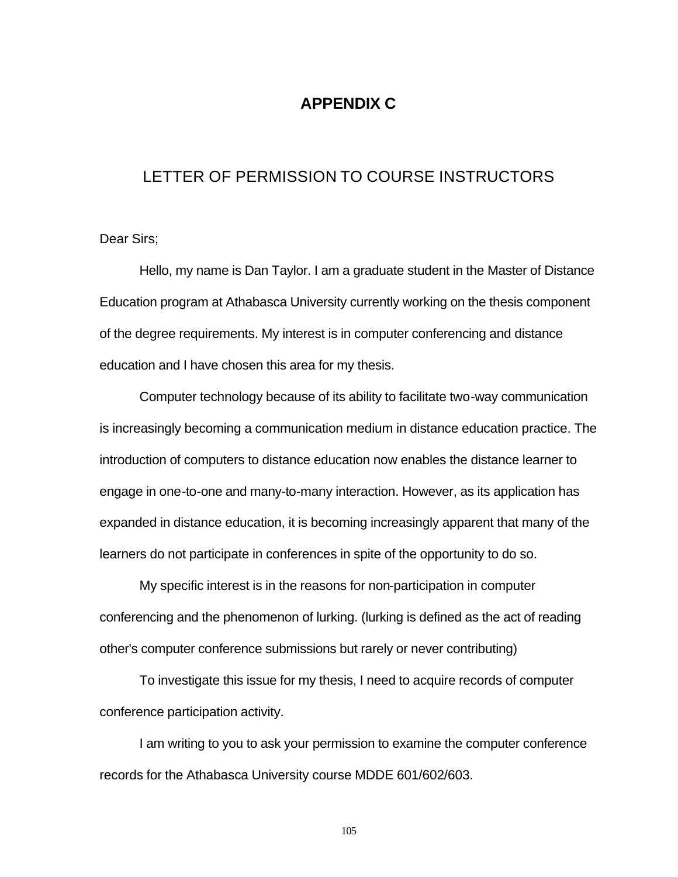# APPENDIX C

## LETTER OF PERMISSION TO COURSE INSTRUCTORS

Dear Sirs;

Hello, my name is Dan Taylor. I am a graduate student in the Master of Distance Education program at Athabasca University currently working on the thesis component of the degree requirements. My interest is in computer conferencing and distance education and I have chosen this area for my thesis.

Computer technology because of its ability to facilitate two-way communication is increasingly becoming a communication medium in distance education practice. The introduction of computers to distance education now enables the distance learner to engage in one-to-one and many-to-many interaction. However, as its application has expanded in distance education, it is becoming increasingly apparent that many of the learners do not participate in conferences in spite of the opportunity to do so.

My specific interest is in the reasons for non-participation in computer conferencing and the phenomenon of lurking. (lurking is defined as the act of reading other's computer conference submissions but rarely or never contributing)

To investigate this issue for my thesis, I need to acquire records of computer conference participation activity.

I am writing to you to ask your permission to examine the computer conference records for the Athabasca University course MDDE 601/602/603.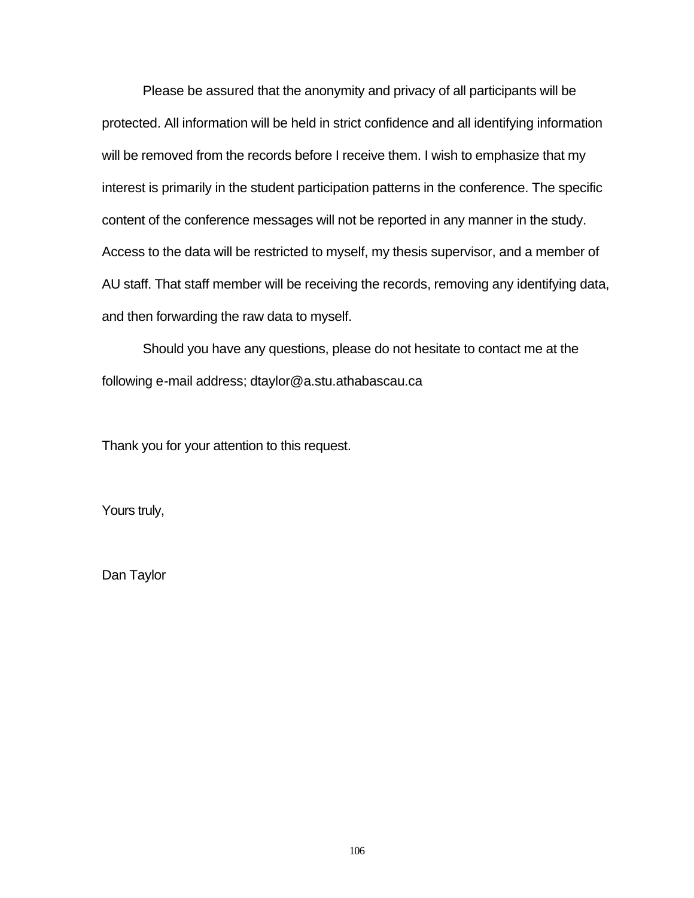Please be assured that the anonymity and privacy of all participants will be protected. All information will be held in strict confidence and all identifying information will be removed from the records before I receive them. I wish to emphasize that my interest is primarily in the student participation patterns in the conference. The specific content of the conference messages will not be reported in any manner in the study. Access to the data will be restricted to myself, my thesis supervisor, and a member of AU staff. That staff member will be receiving the records, removing any identifying data, and then forwarding the raw data to myself.

Should you have any questions, please do not hesitate to contact me at the following e-mail address; dtaylor@a.stu.athabascau.ca

Thank you for your attention to this request.

Yours truly,

Dan Taylor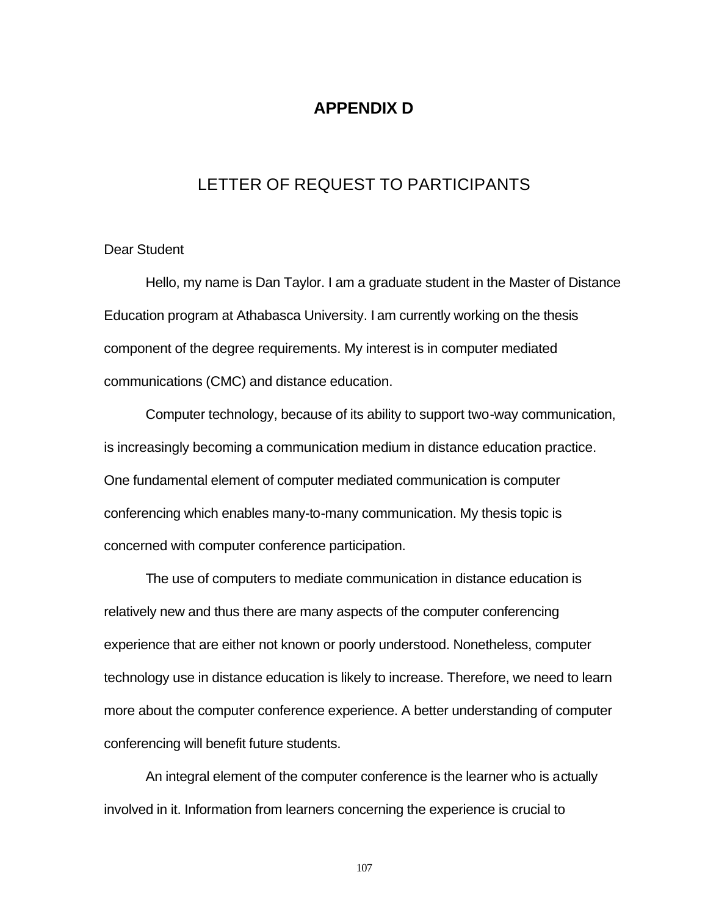# APPENDIX D

## LETTER OF REQUEST TO PARTICIPANTS

Dear Student

Hello, my name is Dan Taylor. I am a graduate student in the Master of Distance Education program at Athabasca University. I am currently working on the thesis component of the degree requirements. My interest is in computer mediated communications (CMC) and distance education.

Computer technology, because of its ability to support two-way communication, is increasingly becoming a communication medium in distance education practice. One fundamental element of computer mediated communication is computer conferencing which enables many-to-many communication. My thesis topic is concerned with computer conference participation.

The use of computers to mediate communication in distance education is relatively new and thus there are many aspects of the computer conferencing experience that are either not known or poorly understood. Nonetheless, computer technology use in distance education is likely to increase. Therefore, we need to learn more about the computer conference experience. A better understanding of computer conferencing will benefit future students.

An integral element of the computer conference is the learner who is actually involved in it. Information from learners concerning the experience is crucial to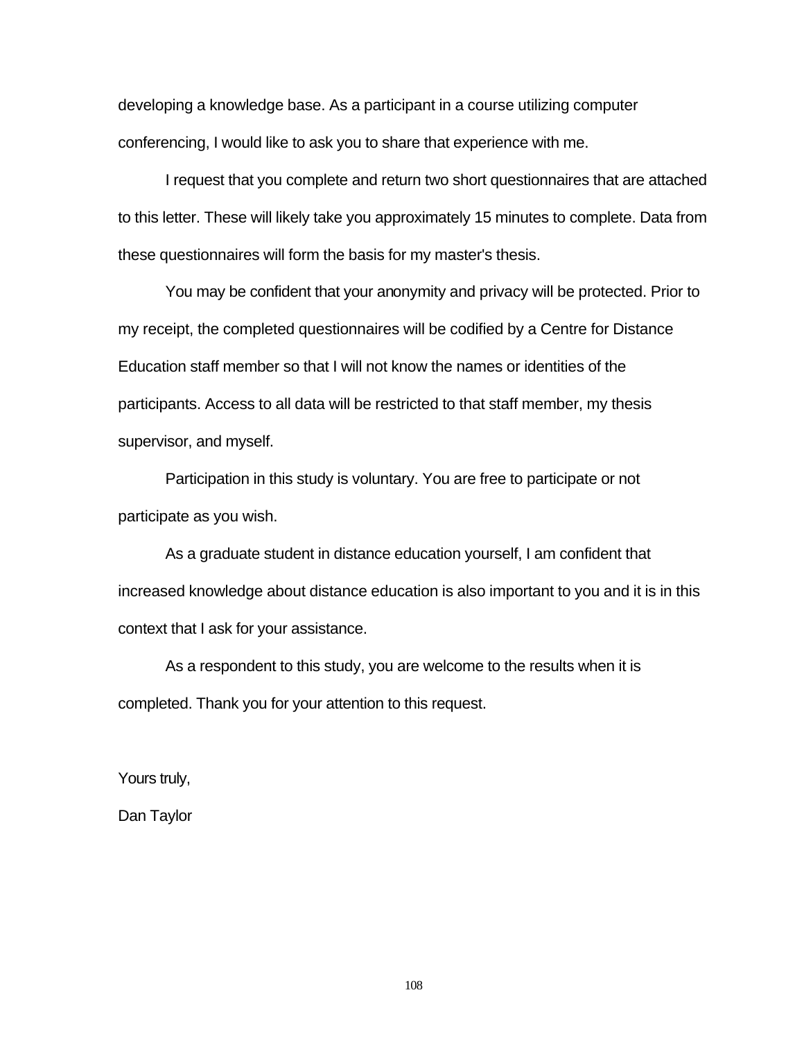developing a knowledge base. As a participant in a course utilizing computer conferencing, I would like to ask you to share that experience with me.

I request that you complete and return two short questionnaires that are attached to this letter. These will likely take you approximately 15 minutes to complete. Data from these questionnaires will form the basis for my master's thesis.

You may be confident that your anonymity and privacy will be protected. Prior to my receipt, the completed questionnaires will be codified by a Centre for Distance Education staff member so that I will not know the names or identities of the participants. Access to all data will be restricted to that staff member, my thesis supervisor, and myself.

Participation in this study is voluntary. You are free to participate or not participate as you wish.

As a graduate student in distance education yourself, I am confident that increased knowledge about distance education is also important to you and it is in this context that I ask for your assistance.

As a respondent to this study, you are welcome to the results when it is completed. Thank you for your attention to this request.

Yours truly,

Dan Taylor